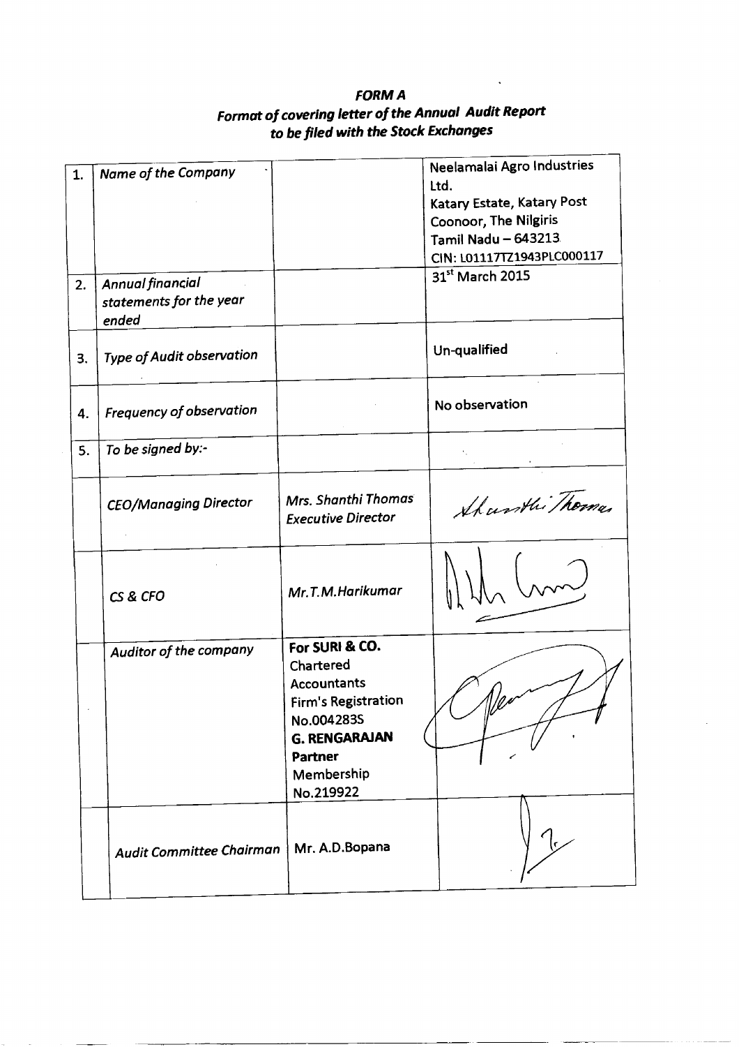# *FORM A*

## *Format of covering letter of the Annual Audit Report to be filed with the Stock Exchanges*

| | | | |
|---|---|---|---|
| 1. | *Name of the Company* | | Neelamalai Agro Industries Ltd.<br>Katary Estate, Katary Post<br>Coonoor, The Nilgiris<br>Tamil Nadu – 643213<br>CIN: L01117TZ1943PLC000117 |
| 2. | *Annual financial statements for the year ended* | | 31st March 2015 |
| 3. | *Type of Audit observation* | | Un-qualified |
| 4. | *Frequency of observation* | | No observation |
| 5. | *To be signed by:-* | | |
| | *CEO/Managing Director* | *Mrs. Shanthi Thomas*<br>*Executive Director* | Shanthi Thomas |
| | *CS & CFO* | *Mr.T.M.Harikumar* | |
| | *Auditor of the company* | **For SURI & CO.**<br>Chartered Accountants<br>Firm's Registration No.004283S<br>**G. RENGARAJAN**<br>**Partner**<br>Membership No.219922 | |
| | *Audit Committee Chairman* | Mr. A.D.Bopana | |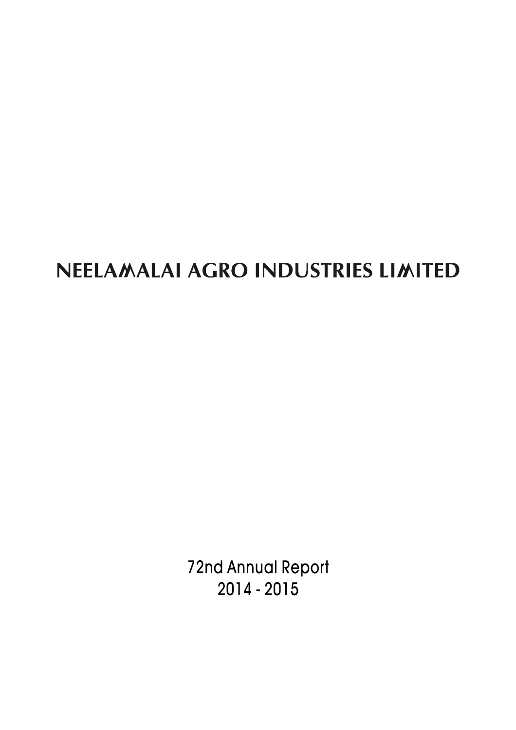# NEELAMALAI AGRO INDUSTRIES LIMITED

72nd Annual Report
2014 - 2015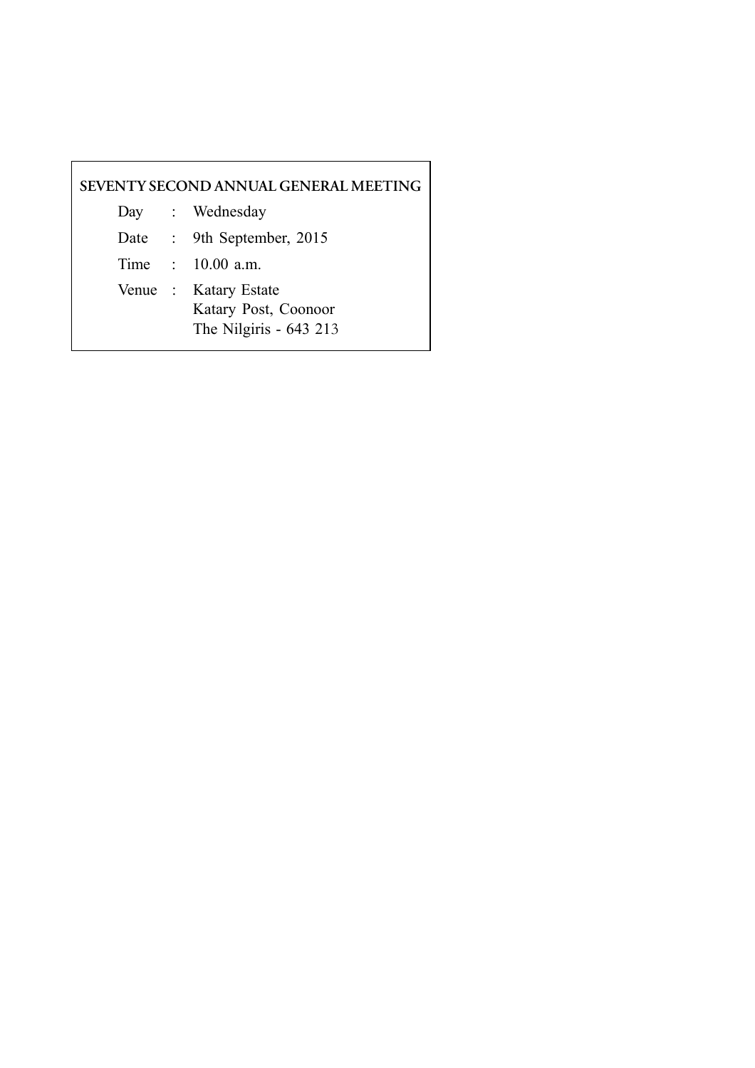## SEVENTY SECOND ANNUAL GENERAL MEETING

| | | |
|---|---|---|
| Day | : | Wednesday |
| Date | : | 9th September, 2015 |
| Time | : | 10.00 a.m. |
| Venue | : | Katary Estate<br>Katary Post, Coonoor<br>The Nilgiris - 643 213 |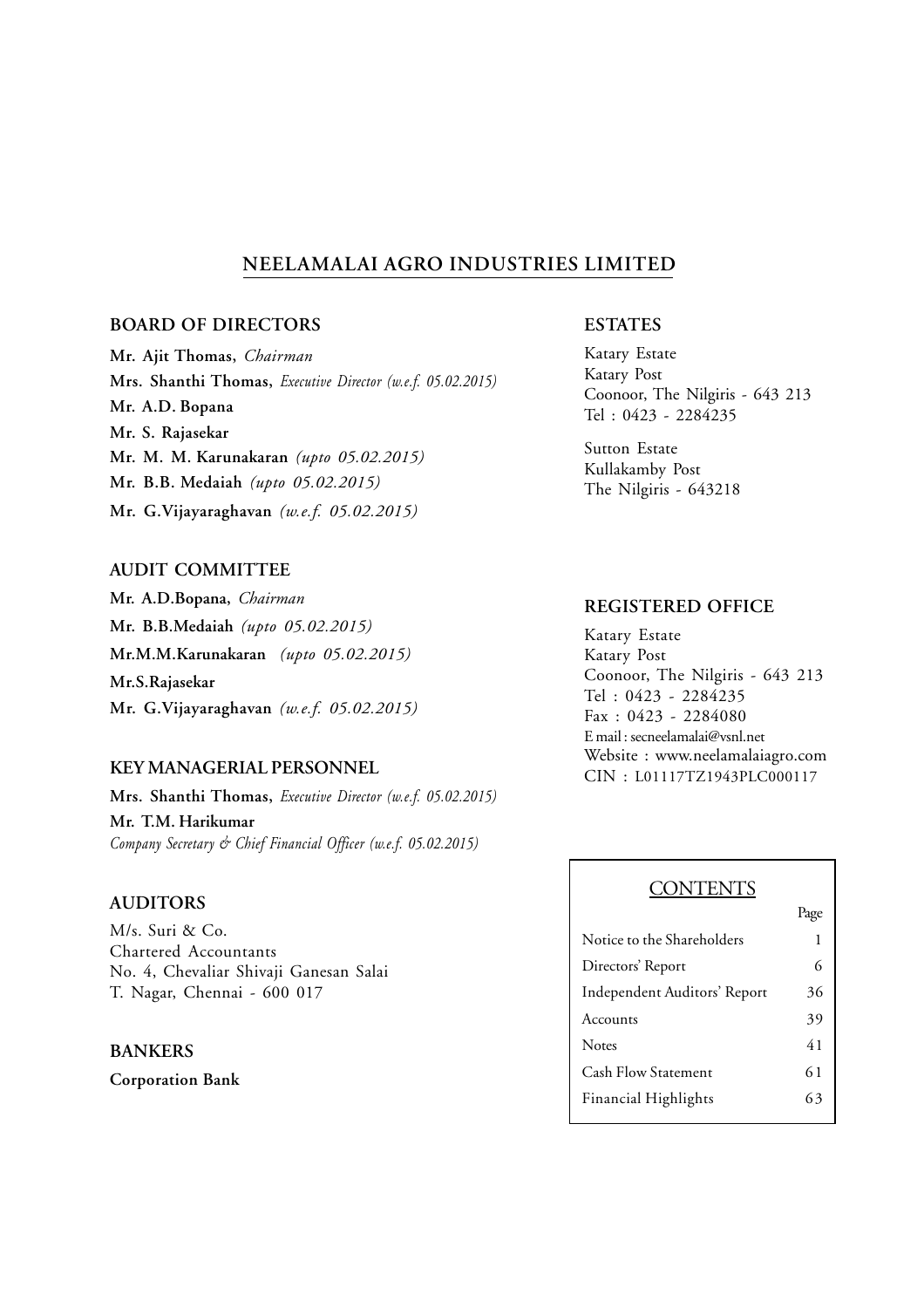# NEELAMALAI AGRO INDUSTRIES LIMITED

## BOARD OF DIRECTORS

**Mr. Ajit Thomas,** *Chairman*

**Mrs. Shanthi Thomas,** *Executive Director (w.e.f. 05.02.2015)*

**Mr. A.D. Bopana**

**Mr. S. Rajasekar**

**Mr. M. M. Karunakaran** *(upto 05.02.2015)*

**Mr. B.B. Medaiah** *(upto 05.02.2015)*

**Mr. G.Vijayaraghavan** *(w.e.f. 05.02.2015)*

## AUDIT COMMITTEE

**Mr. A.D.Bopana,** *Chairman*

**Mr. B.B.Medaiah** *(upto 05.02.2015)*

**Mr.M.M.Karunakaran** *(upto 05.02.2015)*

**Mr.S.Rajasekar**

**Mr. G.Vijayaraghavan** *(w.e.f. 05.02.2015)*

## KEY MANAGERIAL PERSONNEL

**Mrs. Shanthi Thomas,** *Executive Director (w.e.f. 05.02.2015)*

**Mr. T.M. Harikumar**
*Company Secretary & Chief Financial Officer (w.e.f. 05.02.2015)*

## AUDITORS

M/s. Suri & Co.
Chartered Accountants
No. 4, Chevaliar Shivaji Ganesan Salai
T. Nagar, Chennai - 600 017

## BANKERS

**Corporation Bank**

## ESTATES

Katary Estate
Katary Post
Coonoor, The Nilgiris - 643 213
Tel : 0423 - 2284235

Sutton Estate
Kullakamby Post
The Nilgiris - 643218

## REGISTERED OFFICE

Katary Estate
Katary Post
Coonoor, The Nilgiris - 643 213
Tel : 0423 - 2284235
Fax : 0423 - 2284080
E mail : secneelamalai@vsnl.net
Website : www.neelamalaiagro.com
CIN : L01117TZ1943PLC000117

## CONTENTS

| | Page |
|---|---|
| Notice to the Shareholders | 1 |
| Directors' Report | 6 |
| Independent Auditors' Report | 36 |
| Accounts | 39 |
| Notes | 41 |
| Cash Flow Statement | 61 |
| Financial Highlights | 63 |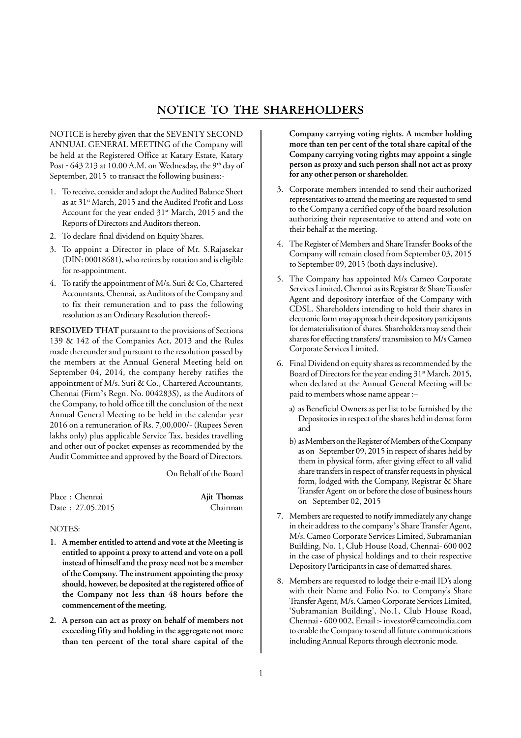# NOTICE TO THE SHAREHOLDERS

NOTICE is hereby given that the SEVENTY SECOND ANNUAL GENERAL MEETING of the Company will be held at the Registered Office at Katary Estate, Katary Post - 643 213 at 10.00 A.M. on Wednesday, the 9th day of September, 2015 to transact the following business:-

1. To receive, consider and adopt the Audited Balance Sheet as at 31st March, 2015 and the Audited Profit and Loss Account for the year ended 31st March, 2015 and the Reports of Directors and Auditors thereon.
2. To declare final dividend on Equity Shares.
3. To appoint a Director in place of Mr. S.Rajasekar (DIN: 00018681), who retires by rotation and is eligible for re-appointment.
4. To ratify the appointment of M/s. Suri & Co, Chartered Accountants, Chennai, as Auditors of the Company and to fix their remuneration and to pass the following resolution as an Ordinary Resolution thereof:-

**RESOLVED THAT** pursuant to the provisions of Sections 139 & 142 of the Companies Act, 2013 and the Rules made thereunder and pursuant to the resolution passed by the members at the Annual General Meeting held on September 04, 2014, the company hereby ratifies the appointment of M/s. Suri & Co., Chartered Accountants, Chennai (Firm's Regn. No. 004283S), as the Auditors of the Company, to hold office till the conclusion of the next Annual General Meeting to be held in the calendar year 2016 on a remuneration of Rs. 7,00,000/- (Rupees Seven lakhs only) plus applicable Service Tax, besides travelling and other out of pocket expenses as recommended by the Audit Committee and approved by the Board of Directors.

On Behalf of the Board

Place : Chennai
Date : 27.05.2015

**Ajit Thomas**
Chairman

NOTES:

1. **A member entitled to attend and vote at the Meeting is entitled to appoint a proxy to attend and vote on a poll instead of himself and the proxy need not be a member of the Company. The instrument appointing the proxy should, however, be deposited at the registered office of the Company not less than 48 hours before the commencement of the meeting.**
2. **A person can act as proxy on behalf of members not exceeding fifty and holding in the aggregate not more than ten percent of the total share capital of the Company carrying voting rights. A member holding more than ten per cent of the total share capital of the Company carrying voting rights may appoint a single person as proxy and such person shall not act as proxy for any other person or shareholder.**
3. Corporate members intended to send their authorized representatives to attend the meeting are requested to send to the Company a certified copy of the board resolution authorizing their representative to attend and vote on their behalf at the meeting.
4. The Register of Members and Share Transfer Books of the Company will remain closed from September 03, 2015 to September 09, 2015 (both days inclusive).
5. The Company has appointed M/s Cameo Corporate Services Limited, Chennai as its Registrar & Share Transfer Agent and depository interface of the Company with CDSL. Shareholders intending to hold their shares in electronic form may approach their depository participants for dematerialisation of shares. Shareholders may send their shares for effecting transfers/ transmission to M/s Cameo Corporate Services Limited.
6. Final Dividend on equity shares as recommended by the Board of Directors for the year ending 31st March, 2015, when declared at the Annual General Meeting will be paid to members whose name appear :–
   a) as Beneficial Owners as per list to be furnished by the Depositories in respect of the shares held in demat form and
   b) as Members on the Register of Members of the Company as on September 09, 2015 in respect of shares held by them in physical form, after giving effect to all valid share transfers in respect of transfer requests in physical form, lodged with the Company, Registrar & Share Transfer Agent on or before the close of business hours on September 02, 2015
7. Members are requested to notify immediately any change in their address to the company's Share Transfer Agent, M/s. Cameo Corporate Services Limited, Subramanian Building, No. 1, Club House Road, Chennai- 600 002 in the case of physical holdings and to their respective Depository Participants in case of dematted shares.
8. Members are requested to lodge their e-mail ID's along with their Name and Folio No. to Company's Share Transfer Agent, M/s. Cameo Corporate Services Limited, 'Subramanian Building', No.1, Club House Road, Chennai - 600 002, Email :- investor@cameoindia.com to enable the Company to send all future communications including Annual Reports through electronic mode.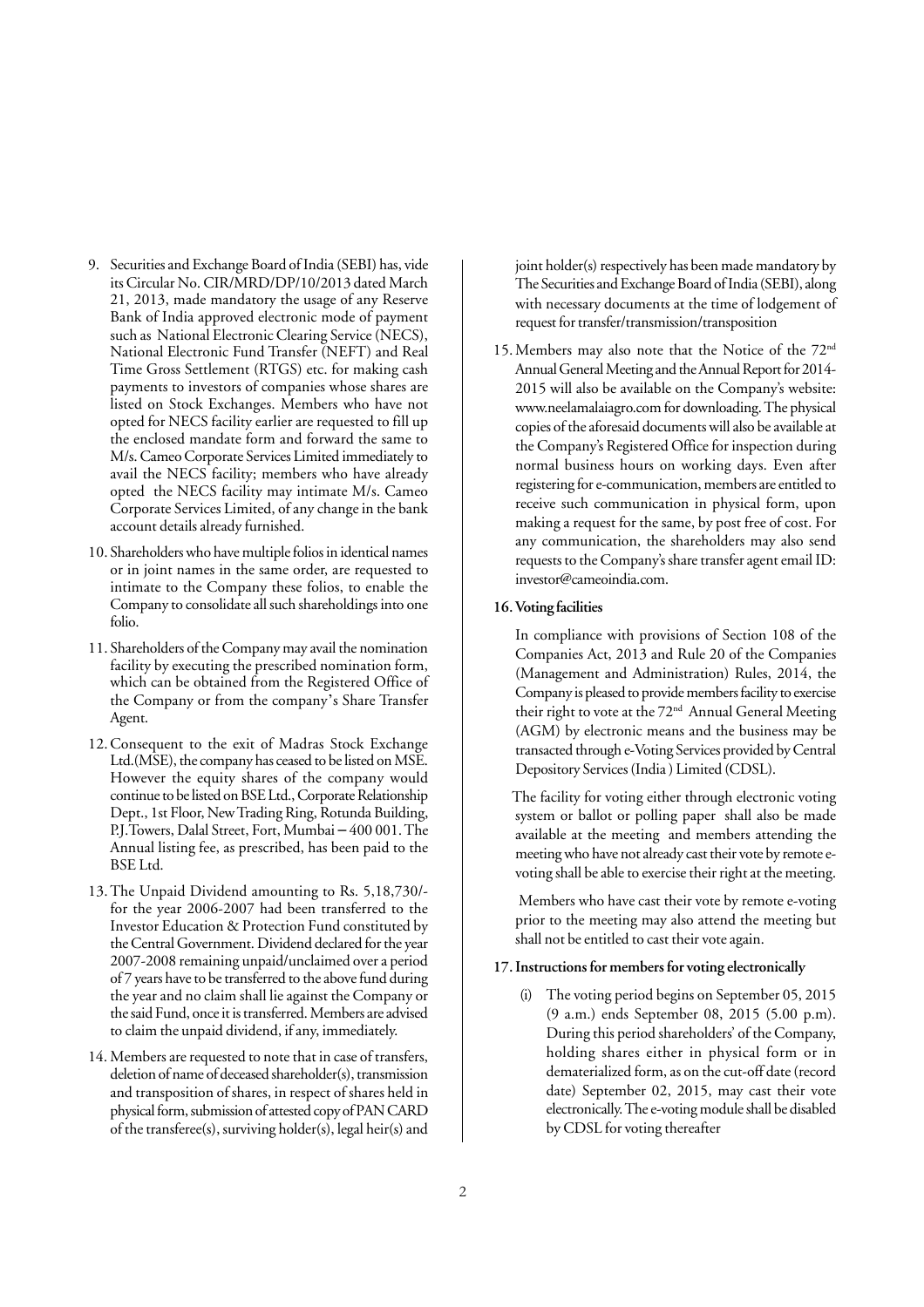9. Securities and Exchange Board of India (SEBI) has, vide its Circular No. CIR/MRD/DP/10/2013 dated March 21, 2013, made mandatory the usage of any Reserve Bank of India approved electronic mode of payment such as National Electronic Clearing Service (NECS), National Electronic Fund Transfer (NEFT) and Real Time Gross Settlement (RTGS) etc. for making cash payments to investors of companies whose shares are listed on Stock Exchanges. Members who have not opted for NECS facility earlier are requested to fill up the enclosed mandate form and forward the same to M/s. Cameo Corporate Services Limited immediately to avail the NECS facility; members who have already opted the NECS facility may intimate M/s. Cameo Corporate Services Limited, of any change in the bank account details already furnished.

10. Shareholders who have multiple folios in identical names or in joint names in the same order, are requested to intimate to the Company these folios, to enable the Company to consolidate all such shareholdings into one folio.

11. Shareholders of the Company may avail the nomination facility by executing the prescribed nomination form, which can be obtained from the Registered Office of the Company or from the company's Share Transfer Agent.

12. Consequent to the exit of Madras Stock Exchange Ltd.(MSE), the company has ceased to be listed on MSE. However the equity shares of the company would continue to be listed on BSE Ltd., Corporate Relationship Dept., 1st Floor, New Trading Ring, Rotunda Building, P.J.Towers, Dalal Street, Fort, Mumbai – 400 001. The Annual listing fee, as prescribed, has been paid to the BSE Ltd.

13. The Unpaid Dividend amounting to Rs. 5,18,730/- for the year 2006-2007 had been transferred to the Investor Education & Protection Fund constituted by the Central Government. Dividend declared for the year 2007-2008 remaining unpaid/unclaimed over a period of 7 years have to be transferred to the above fund during the year and no claim shall lie against the Company or the said Fund, once it is transferred. Members are advised to claim the unpaid dividend, if any, immediately.

14. Members are requested to note that in case of transfers, deletion of name of deceased shareholder(s), transmission and transposition of shares, in respect of shares held in physical form, submission of attested copy of PAN CARD of the transferee(s), surviving holder(s), legal heir(s) and joint holder(s) respectively has been made mandatory by The Securities and Exchange Board of India (SEBI), along with necessary documents at the time of lodgement of request for transfer/transmission/transposition

15. Members may also note that the Notice of the 72nd Annual General Meeting and the Annual Report for 2014-2015 will also be available on the Company's website: www.neelamalaiagro.com for downloading. The physical copies of the aforesaid documents will also be available at the Company's Registered Office for inspection during normal business hours on working days. Even after registering for e-communication, members are entitled to receive such communication in physical form, upon making a request for the same, by post free of cost. For any communication, the shareholders may also send requests to the Company's share transfer agent email ID: investor@cameoindia.com.

**16. Voting facilities**

In compliance with provisions of Section 108 of the Companies Act, 2013 and Rule 20 of the Companies (Management and Administration) Rules, 2014, the Company is pleased to provide members facility to exercise their right to vote at the 72nd Annual General Meeting (AGM) by electronic means and the business may be transacted through e-Voting Services provided by Central Depository Services (India ) Limited (CDSL).

The facility for voting either through electronic voting system or ballot or polling paper shall also be made available at the meeting and members attending the meeting who have not already cast their vote by remote e-voting shall be able to exercise their right at the meeting.

Members who have cast their vote by remote e-voting prior to the meeting may also attend the meeting but shall not be entitled to cast their vote again.

**17. Instructions for members for voting electronically**

(i) The voting period begins on September 05, 2015 (9 a.m.) ends September 08, 2015 (5.00 p.m). During this period shareholders' of the Company, holding shares either in physical form or in dematerialized form, as on the cut-off date (record date) September 02, 2015, may cast their vote electronically. The e-voting module shall be disabled by CDSL for voting thereafter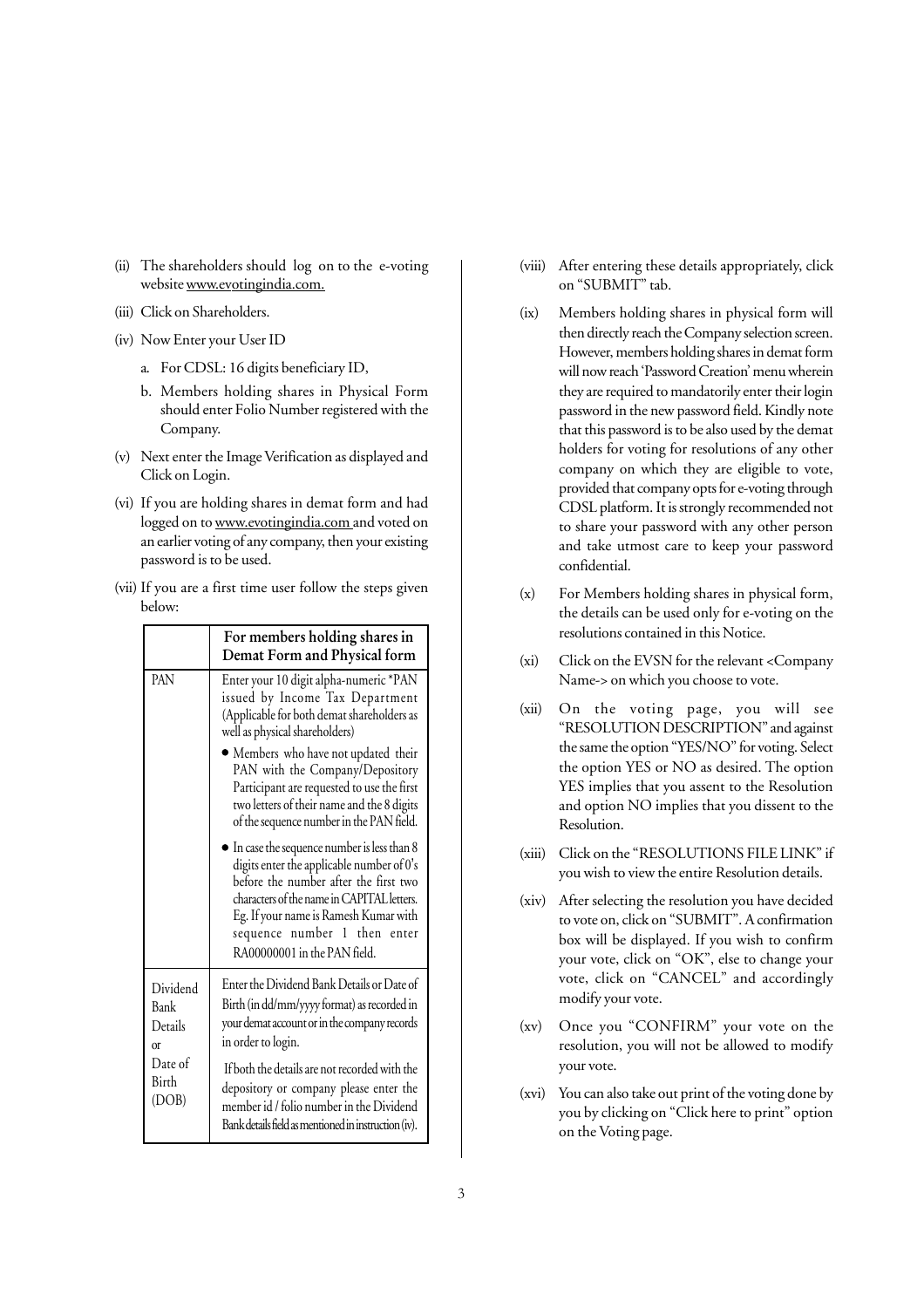(ii) The shareholders should log on to the e-voting website www.evotingindia.com.

(iii) Click on Shareholders.

(iv) Now Enter your User ID

a. For CDSL: 16 digits beneficiary ID,

b. Members holding shares in Physical Form should enter Folio Number registered with the Company.

(v) Next enter the Image Verification as displayed and Click on Login.

(vi) If you are holding shares in demat form and had logged on to www.evotingindia.com and voted on an earlier voting of any company, then your existing password is to be used.

(vii) If you are a first time user follow the steps given below:

| | For members holding shares in Demat Form and Physical form |
|---|---|
| PAN | Enter your 10 digit alpha-numeric *PAN issued by Income Tax Department (Applicable for both demat shareholders as well as physical shareholders)<br>● Members who have not updated their PAN with the Company/Depository Participant are requested to use the first two letters of their name and the 8 digits of the sequence number in the PAN field.<br>● In case the sequence number is less than 8 digits enter the applicable number of 0's before the number after the first two characters of the name in CAPITAL letters. Eg. If your name is Ramesh Kumar with sequence number 1 then enter RA00000001 in the PAN field. |
| Dividend Bank Details or Date of Birth (DOB) | Enter the Dividend Bank Details or Date of Birth (in dd/mm/yyyy format) as recorded in your demat account or in the company records in order to login.<br>If both the details are not recorded with the depository or company please enter the member id / folio number in the Dividend Bank details field as mentioned in instruction (iv). |

(viii) After entering these details appropriately, click on "SUBMIT" tab.

(ix) Members holding shares in physical form will then directly reach the Company selection screen. However, members holding shares in demat form will now reach 'Password Creation' menu wherein they are required to mandatorily enter their login password in the new password field. Kindly note that this password is to be also used by the demat holders for voting for resolutions of any other company on which they are eligible to vote, provided that company opts for e-voting through CDSL platform. It is strongly recommended not to share your password with any other person and take utmost care to keep your password confidential.

(x) For Members holding shares in physical form, the details can be used only for e-voting on the resolutions contained in this Notice.

(xi) Click on the EVSN for the relevant <Company Name-> on which you choose to vote.

(xii) On the voting page, you will see "RESOLUTION DESCRIPTION" and against the same the option "YES/NO" for voting. Select the option YES or NO as desired. The option YES implies that you assent to the Resolution and option NO implies that you dissent to the Resolution.

(xiii) Click on the "RESOLUTIONS FILE LINK" if you wish to view the entire Resolution details.

(xiv) After selecting the resolution you have decided to vote on, click on "SUBMIT". A confirmation box will be displayed. If you wish to confirm your vote, click on "OK", else to change your vote, click on "CANCEL" and accordingly modify your vote.

(xv) Once you "CONFIRM" your vote on the resolution, you will not be allowed to modify your vote.

(xvi) You can also take out print of the voting done by you by clicking on "Click here to print" option on the Voting page.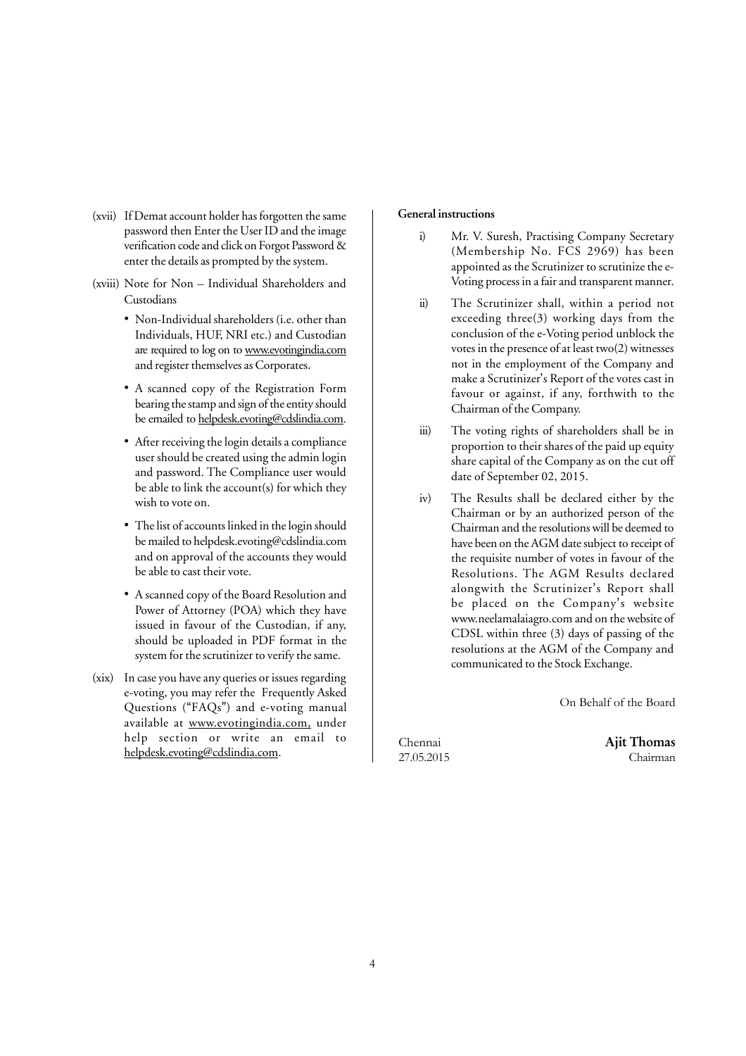(xvii) If Demat account holder has forgotten the same password then Enter the User ID and the image verification code and click on Forgot Password & enter the details as prompted by the system.

(xviii) Note for Non – Individual Shareholders and Custodians

- Non-Individual shareholders (i.e. other than Individuals, HUF, NRI etc.) and Custodian are required to log on to www.evotingindia.com and register themselves as Corporates.
- A scanned copy of the Registration Form bearing the stamp and sign of the entity should be emailed to helpdesk.evoting@cdslindia.com.
- After receiving the login details a compliance user should be created using the admin login and password. The Compliance user would be able to link the account(s) for which they wish to vote on.
- The list of accounts linked in the login should be mailed to helpdesk.evoting@cdslindia.com and on approval of the accounts they would be able to cast their vote.
- A scanned copy of the Board Resolution and Power of Attorney (POA) which they have issued in favour of the Custodian, if any, should be uploaded in PDF format in the system for the scrutinizer to verify the same.

(xix) In case you have any queries or issues regarding e-voting, you may refer the Frequently Asked Questions ("FAQs") and e-voting manual available at www.evotingindia.com, under help section or write an email to helpdesk.evoting@cdslindia.com.

**General instructions**

i) Mr. V. Suresh, Practising Company Secretary (Membership No. FCS 2969) has been appointed as the Scrutinizer to scrutinize the e-Voting process in a fair and transparent manner.

ii) The Scrutinizer shall, within a period not exceeding three(3) working days from the conclusion of the e-Voting period unblock the votes in the presence of at least two(2) witnesses not in the employment of the Company and make a Scrutinizer's Report of the votes cast in favour or against, if any, forthwith to the Chairman of the Company.

iii) The voting rights of shareholders shall be in proportion to their shares of the paid up equity share capital of the Company as on the cut off date of September 02, 2015.

iv) The Results shall be declared either by the Chairman or by an authorized person of the Chairman and the resolutions will be deemed to have been on the AGM date subject to receipt of the requisite number of votes in favour of the Resolutions. The AGM Results declared alongwith the Scrutinizer's Report shall be placed on the Company's website www.neelamalaiagro.com and on the website of CDSL within three (3) days of passing of the resolutions at the AGM of the Company and communicated to the Stock Exchange.

On Behalf of the Board

Chennai
27.05.2015

**Ajit Thomas**
Chairman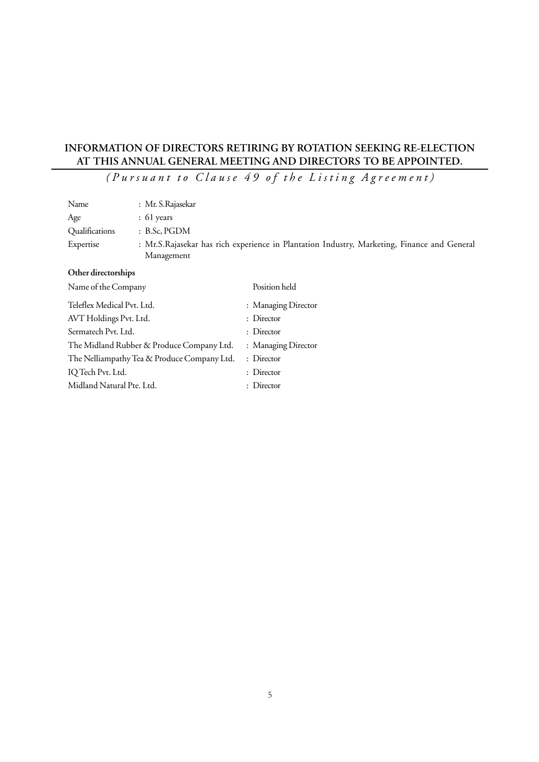## INFORMATION OF DIRECTORS RETIRING BY ROTATION SEEKING RE-ELECTION AT THIS ANNUAL GENERAL MEETING AND DIRECTORS TO BE APPOINTED.

*(Pursuant to Clause 49 of the Listing Agreement)*

| | |
|---|---|
| Name | : Mr. S.Rajasekar |
| Age | : 61 years |
| Qualifications | : B.Sc, PGDM |
| Expertise | : Mr.S.Rajasekar has rich experience in Plantation Industry, Marketing, Finance and General Management |

**Other directorships**

| Name of the Company | Position held |
|---|---|
| Teleflex Medical Pvt. Ltd. | : Managing Director |
| AVT Holdings Pvt. Ltd. | : Director |
| Sermatech Pvt. Ltd. | : Director |
| The Midland Rubber & Produce Company Ltd. | : Managing Director |
| The Nelliampathy Tea & Produce Company Ltd. | : Director |
| IQ Tech Pvt. Ltd. | : Director |
| Midland Natural Pte. Ltd. | : Director |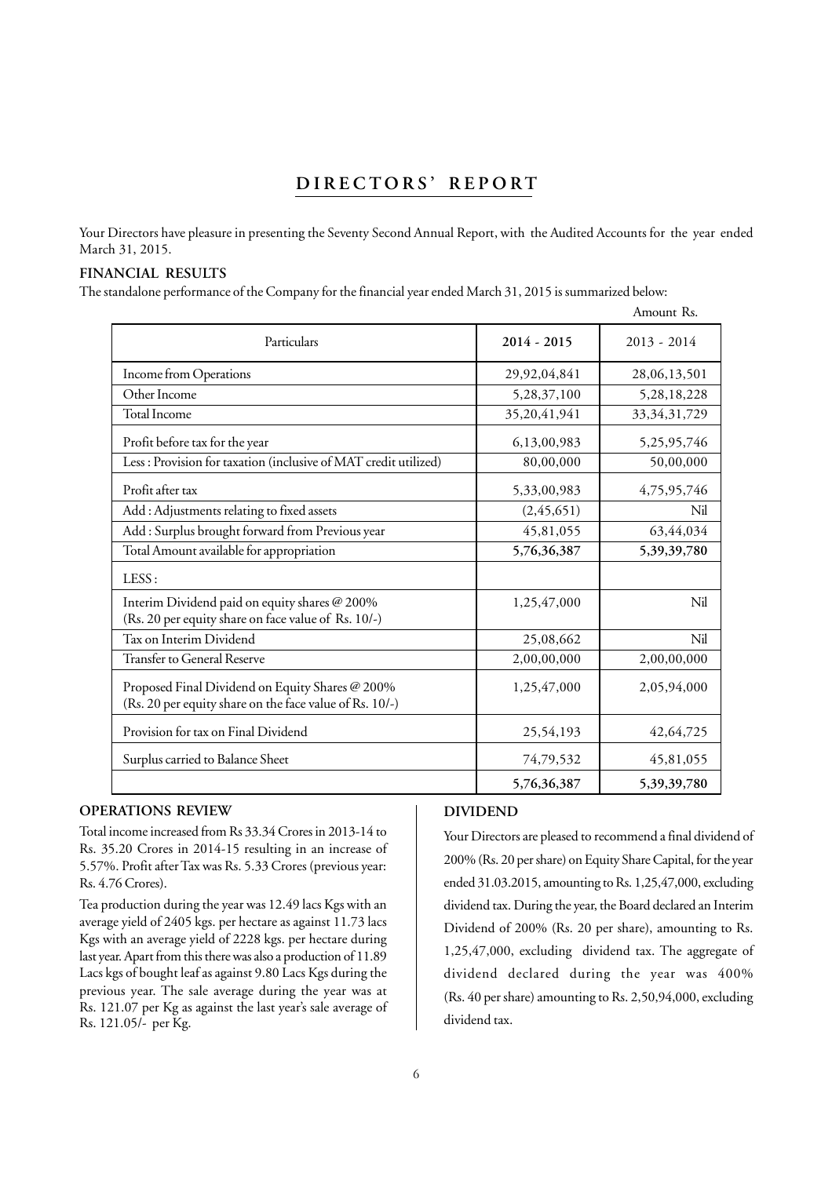# DIRECTORS' REPORT

Your Directors have pleasure in presenting the Seventy Second Annual Report, with the Audited Accounts for the year ended March 31, 2015.

### FINANCIAL RESULTS

The standalone performance of the Company for the financial year ended March 31, 2015 is summarized below:

Amount Rs.

| Particulars | 2014 - 2015 | 2013 - 2014 |
|---|---|---|
| Income from Operations | 29,92,04,841 | 28,06,13,501 |
| Other Income | 5,28,37,100 | 5,28,18,228 |
| Total Income | 35,20,41,941 | 33,34,31,729 |
| Profit before tax for the year | 6,13,00,983 | 5,25,95,746 |
| Less : Provision for taxation (inclusive of MAT credit utilized) | 80,00,000 | 50,00,000 |
| Profit after tax | 5,33,00,983 | 4,75,95,746 |
| Add : Adjustments relating to fixed assets | (2,45,651) | Nil |
| Add : Surplus brought forward from Previous year | 45,81,055 | 63,44,034 |
| Total Amount available for appropriation | **5,76,36,387** | **5,39,39,780** |
| LESS : | | |
| Interim Dividend paid on equity shares @ 200% (Rs. 20 per equity share on face value of Rs. 10/-) | 1,25,47,000 | Nil |
| Tax on Interim Dividend | 25,08,662 | Nil |
| Transfer to General Reserve | 2,00,00,000 | 2,00,00,000 |
| Proposed Final Dividend on Equity Shares @ 200% (Rs. 20 per equity share on the face value of Rs. 10/-) | 1,25,47,000 | 2,05,94,000 |
| Provision for tax on Final Dividend | 25,54,193 | 42,64,725 |
| Surplus carried to Balance Sheet | 74,79,532 | 45,81,055 |
| | **5,76,36,387** | **5,39,39,780** |

### OPERATIONS REVIEW

Total income increased from Rs 33.34 Crores in 2013-14 to Rs. 35.20 Crores in 2014-15 resulting in an increase of 5.57%. Profit after Tax was Rs. 5.33 Crores (previous year: Rs. 4.76 Crores).

Tea production during the year was 12.49 lacs Kgs with an average yield of 2405 kgs. per hectare as against 11.73 lacs Kgs with an average yield of 2228 kgs. per hectare during last year. Apart from this there was also a production of 11.89 Lacs kgs of bought leaf as against 9.80 Lacs Kgs during the previous year. The sale average during the year was at Rs. 121.07 per Kg as against the last year's sale average of Rs. 121.05/- per Kg.

### DIVIDEND

Your Directors are pleased to recommend a final dividend of 200% (Rs. 20 per share) on Equity Share Capital, for the year ended 31.03.2015, amounting to Rs. 1,25,47,000, excluding dividend tax. During the year, the Board declared an Interim Dividend of 200% (Rs. 20 per share), amounting to Rs. 1,25,47,000, excluding dividend tax. The aggregate of dividend declared during the year was 400% (Rs. 40 per share) amounting to Rs. 2,50,94,000, excluding dividend tax.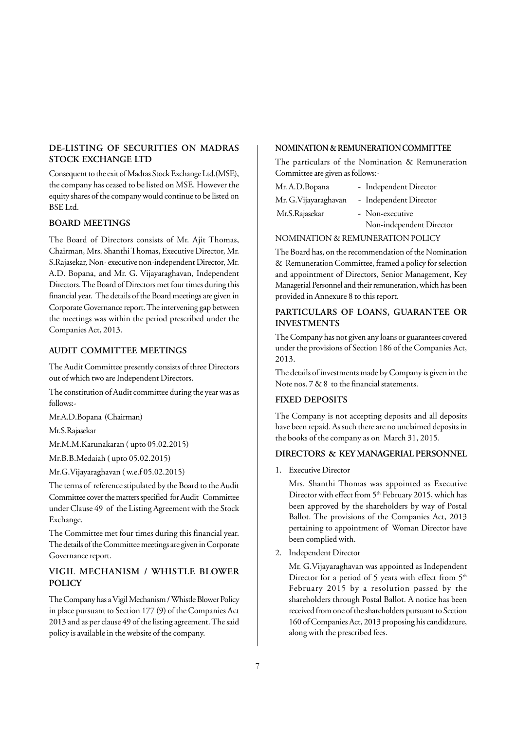## DE-LISTING OF SECURITIES ON MADRAS STOCK EXCHANGE LTD

Consequent to the exit of Madras Stock Exchange Ltd.(MSE), the company has ceased to be listed on MSE. However the equity shares of the company would continue to be listed on BSE Ltd.

## BOARD MEETINGS

The Board of Directors consists of Mr. Ajit Thomas, Chairman, Mrs. Shanthi Thomas, Executive Director, Mr. S.Rajasekar, Non- executive non-independent Director, Mr. A.D. Bopana, and Mr. G. Vijayaraghavan, Independent Directors. The Board of Directors met four times during this financial year. The details of the Board meetings are given in Corporate Governance report. The intervening gap between the meetings was within the period prescribed under the Companies Act, 2013.

## AUDIT COMMITTEE MEETINGS

The Audit Committee presently consists of three Directors out of which two are Independent Directors.

The constitution of Audit committee during the year was as follows:-

Mr.A.D.Bopana (Chairman)

Mr.S.Rajasekar

Mr.M.M.Karunakaran ( upto 05.02.2015)

Mr.B.B.Medaiah ( upto 05.02.2015)

Mr.G.Vijayaraghavan ( w.e.f 05.02.2015)

The terms of reference stipulated by the Board to the Audit Committee cover the matters specified for Audit Committee under Clause 49 of the Listing Agreement with the Stock Exchange.

The Committee met four times during this financial year. The details of the Committee meetings are given in Corporate Governance report.

## VIGIL MECHANISM / WHISTLE BLOWER POLICY

The Company has a Vigil Mechanism / Whistle Blower Policy in place pursuant to Section 177 (9) of the Companies Act 2013 and as per clause 49 of the listing agreement. The said policy is available in the website of the company.

## NOMINATION & REMUNERATION COMMITTEE

The particulars of the Nomination & Remuneration Committee are given as follows:-

| | |
|---|---|
| Mr. A.D.Bopana | - Independent Director |
| Mr. G.Vijayaraghavan | - Independent Director |
| Mr.S.Rajasekar | - Non-executive Non-independent Director |

NOMINATION & REMUNERATION POLICY

The Board has, on the recommendation of the Nomination & Remuneration Committee, framed a policy for selection and appointment of Directors, Senior Management, Key Managerial Personnel and their remuneration, which has been provided in Annexure 8 to this report.

## PARTICULARS OF LOANS, GUARANTEE OR INVESTMENTS

The Company has not given any loans or guarantees covered under the provisions of Section 186 of the Companies Act, 2013.

The details of investments made by Company is given in the Note nos. 7 & 8 to the financial statements.

## FIXED DEPOSITS

The Company is not accepting deposits and all deposits have been repaid. As such there are no unclaimed deposits in the books of the company as on March 31, 2015.

## DIRECTORS & KEY MANAGERIAL PERSONNEL

1. Executive Director

   Mrs. Shanthi Thomas was appointed as Executive Director with effect from 5th February 2015, which has been approved by the shareholders by way of Postal Ballot. The provisions of the Companies Act, 2013 pertaining to appointment of Woman Director have been complied with.

2. Independent Director

   Mr. G.Vijayaraghavan was appointed as Independent Director for a period of 5 years with effect from 5th February 2015 by a resolution passed by the shareholders through Postal Ballot. A notice has been received from one of the shareholders pursuant to Section 160 of Companies Act, 2013 proposing his candidature, along with the prescribed fees.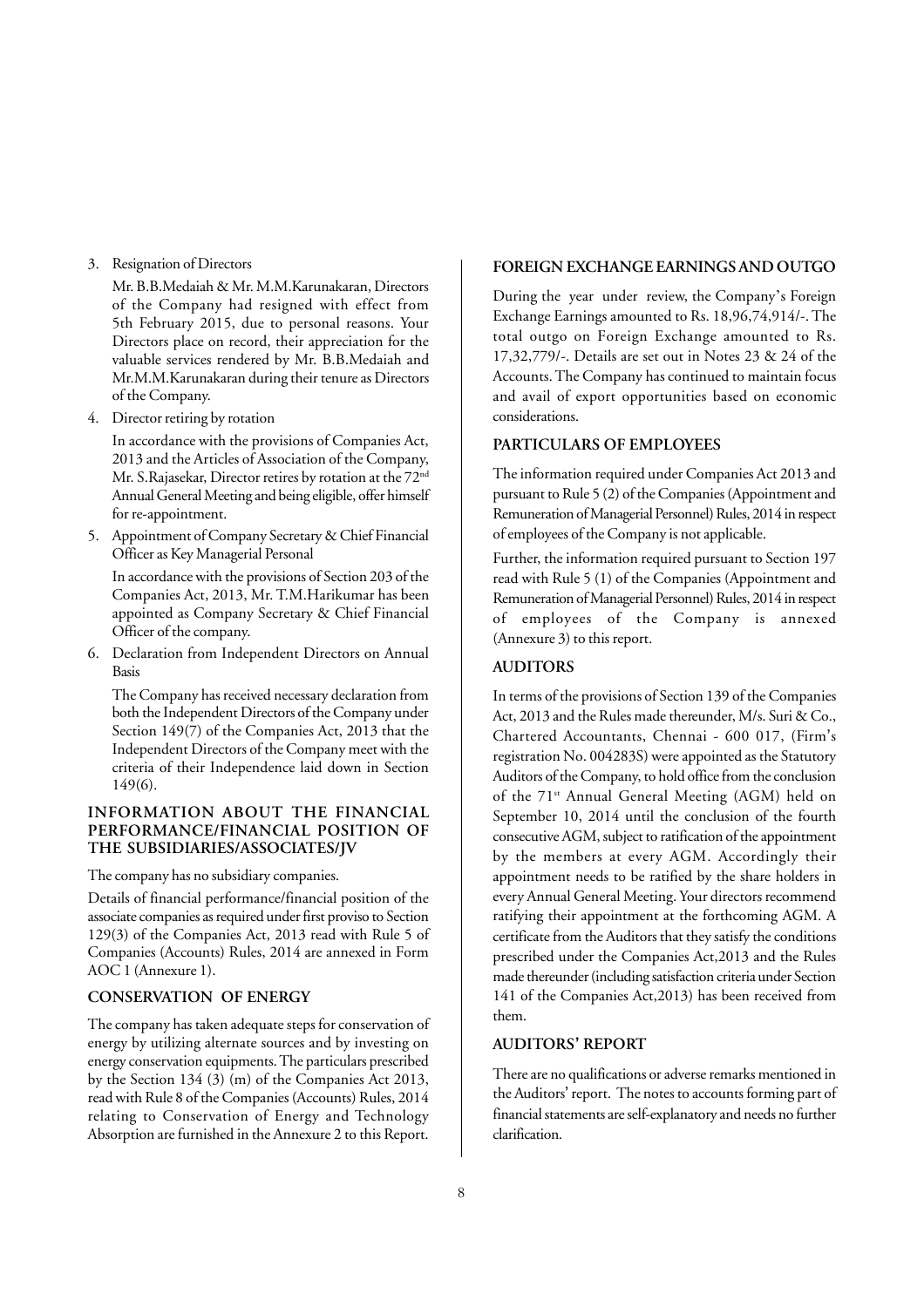3. Resignation of Directors

   Mr. B.B.Medaiah & Mr. M.M.Karunakaran, Directors of the Company had resigned with effect from 5th February 2015, due to personal reasons. Your Directors place on record, their appreciation for the valuable services rendered by Mr. B.B.Medaiah and Mr.M.M.Karunakaran during their tenure as Directors of the Company.

4. Director retiring by rotation

   In accordance with the provisions of Companies Act, 2013 and the Articles of Association of the Company, Mr. S.Rajasekar, Director retires by rotation at the 72nd Annual General Meeting and being eligible, offer himself for re-appointment.

5. Appointment of Company Secretary & Chief Financial Officer as Key Managerial Personal

   In accordance with the provisions of Section 203 of the Companies Act, 2013, Mr. T.M.Harikumar has been appointed as Company Secretary & Chief Financial Officer of the company.

6. Declaration from Independent Directors on Annual Basis

   The Company has received necessary declaration from both the Independent Directors of the Company under Section 149(7) of the Companies Act, 2013 that the Independent Directors of the Company meet with the criteria of their Independence laid down in Section 149(6).

## INFORMATION ABOUT THE FINANCIAL PERFORMANCE/FINANCIAL POSITION OF THE SUBSIDIARIES/ASSOCIATES/JV

The company has no subsidiary companies.

Details of financial performance/financial position of the associate companies as required under first proviso to Section 129(3) of the Companies Act, 2013 read with Rule 5 of Companies (Accounts) Rules, 2014 are annexed in Form AOC 1 (Annexure 1).

## CONSERVATION OF ENERGY

The company has taken adequate steps for conservation of energy by utilizing alternate sources and by investing on energy conservation equipments. The particulars prescribed by the Section 134 (3) (m) of the Companies Act 2013, read with Rule 8 of the Companies (Accounts) Rules, 2014 relating to Conservation of Energy and Technology Absorption are furnished in the Annexure 2 to this Report.

## FOREIGN EXCHANGE EARNINGS AND OUTGO

During the year under review, the Company's Foreign Exchange Earnings amounted to Rs. 18,96,74,914/-. The total outgo on Foreign Exchange amounted to Rs. 17,32,779/-. Details are set out in Notes 23 & 24 of the Accounts. The Company has continued to maintain focus and avail of export opportunities based on economic considerations.

## PARTICULARS OF EMPLOYEES

The information required under Companies Act 2013 and pursuant to Rule 5 (2) of the Companies (Appointment and Remuneration of Managerial Personnel) Rules, 2014 in respect of employees of the Company is not applicable.

Further, the information required pursuant to Section 197 read with Rule 5 (1) of the Companies (Appointment and Remuneration of Managerial Personnel) Rules, 2014 in respect of employees of the Company is annexed (Annexure 3) to this report.

## AUDITORS

In terms of the provisions of Section 139 of the Companies Act, 2013 and the Rules made thereunder, M/s. Suri & Co., Chartered Accountants, Chennai - 600 017, (Firm's registration No. 004283S) were appointed as the Statutory Auditors of the Company, to hold office from the conclusion of the 71st Annual General Meeting (AGM) held on September 10, 2014 until the conclusion of the fourth consecutive AGM, subject to ratification of the appointment by the members at every AGM. Accordingly their appointment needs to be ratified by the share holders in every Annual General Meeting. Your directors recommend ratifying their appointment at the forthcoming AGM. A certificate from the Auditors that they satisfy the conditions prescribed under the Companies Act,2013 and the Rules made thereunder (including satisfaction criteria under Section 141 of the Companies Act,2013) has been received from them.

## AUDITORS' REPORT

There are no qualifications or adverse remarks mentioned in the Auditors' report. The notes to accounts forming part of financial statements are self-explanatory and needs no further clarification.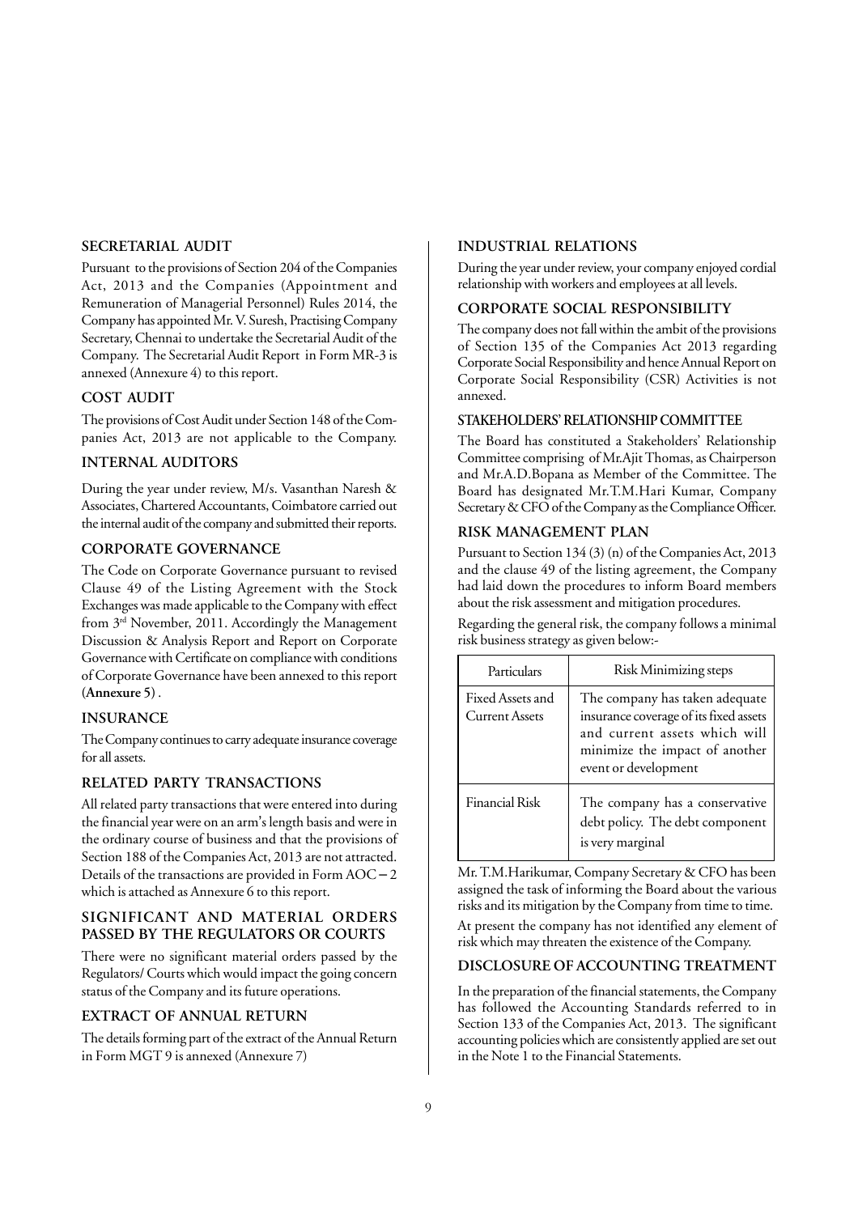## SECRETARIAL AUDIT

Pursuant to the provisions of Section 204 of the Companies Act, 2013 and the Companies (Appointment and Remuneration of Managerial Personnel) Rules 2014, the Company has appointed Mr. V. Suresh, Practising Company Secretary, Chennai to undertake the Secretarial Audit of the Company. The Secretarial Audit Report in Form MR-3 is annexed (Annexure 4) to this report.

## COST AUDIT

The provisions of Cost Audit under Section 148 of the Companies Act, 2013 are not applicable to the Company.

## INTERNAL AUDITORS

During the year under review, M/s. Vasanthan Naresh & Associates, Chartered Accountants, Coimbatore carried out the internal audit of the company and submitted their reports.

## CORPORATE GOVERNANCE

The Code on Corporate Governance pursuant to revised Clause 49 of the Listing Agreement with the Stock Exchanges was made applicable to the Company with effect from 3rd November, 2011. Accordingly the Management Discussion & Analysis Report and Report on Corporate Governance with Certificate on compliance with conditions of Corporate Governance have been annexed to this report **(Annexure 5)**.

## INSURANCE

The Company continues to carry adequate insurance coverage for all assets.

## RELATED PARTY TRANSACTIONS

All related party transactions that were entered into during the financial year were on an arm's length basis and were in the ordinary course of business and that the provisions of Section 188 of the Companies Act, 2013 are not attracted. Details of the transactions are provided in Form AOC – 2 which is attached as Annexure 6 to this report.

## SIGNIFICANT AND MATERIAL ORDERS PASSED BY THE REGULATORS OR COURTS

There were no significant material orders passed by the Regulators/ Courts which would impact the going concern status of the Company and its future operations.

## EXTRACT OF ANNUAL RETURN

The details forming part of the extract of the Annual Return in Form MGT 9 is annexed (Annexure 7)

## INDUSTRIAL RELATIONS

During the year under review, your company enjoyed cordial relationship with workers and employees at all levels.

## CORPORATE SOCIAL RESPONSIBILITY

The company does not fall within the ambit of the provisions of Section 135 of the Companies Act 2013 regarding Corporate Social Responsibility and hence Annual Report on Corporate Social Responsibility (CSR) Activities is not annexed.

## STAKEHOLDERS' RELATIONSHIP COMMITTEE

The Board has constituted a Stakeholders' Relationship Committee comprising of Mr.Ajit Thomas, as Chairperson and Mr.A.D.Bopana as Member of the Committee. The Board has designated Mr.T.M.Hari Kumar, Company Secretary & CFO of the Company as the Compliance Officer.

## RISK MANAGEMENT PLAN

Pursuant to Section 134 (3) (n) of the Companies Act, 2013 and the clause 49 of the listing agreement, the Company had laid down the procedures to inform Board members about the risk assessment and mitigation procedures.

Regarding the general risk, the company follows a minimal risk business strategy as given below:-

| Particulars | Risk Minimizing steps |
|---|---|
| Fixed Assets and Current Assets | The company has taken adequate insurance coverage of its fixed assets and current assets which will minimize the impact of another event or development |
| Financial Risk | The company has a conservative debt policy. The debt component is very marginal |

Mr. T.M.Harikumar, Company Secretary & CFO has been assigned the task of informing the Board about the various risks and its mitigation by the Company from time to time.

At present the company has not identified any element of risk which may threaten the existence of the Company.

## DISCLOSURE OF ACCOUNTING TREATMENT

In the preparation of the financial statements, the Company has followed the Accounting Standards referred to in Section 133 of the Companies Act, 2013. The significant accounting policies which are consistently applied are set out in the Note 1 to the Financial Statements.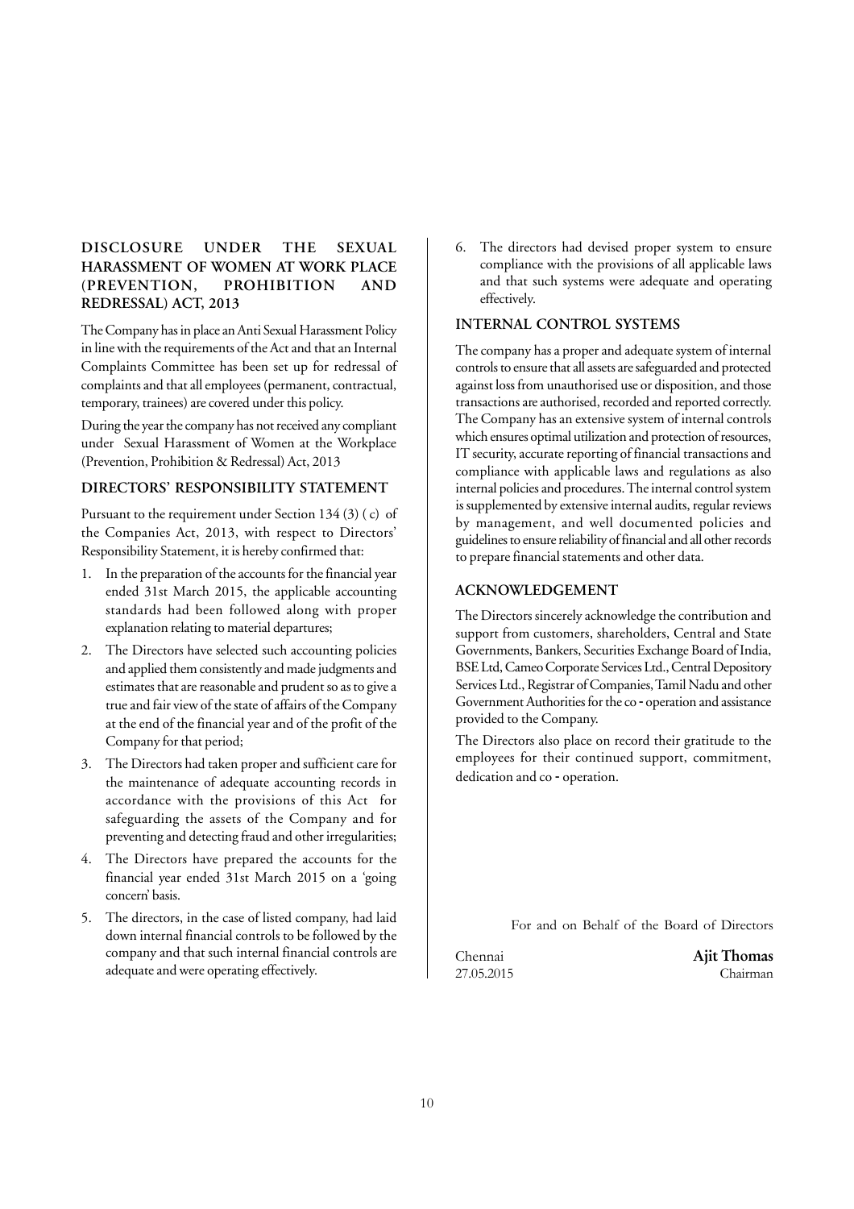## DISCLOSURE UNDER THE SEXUAL HARASSMENT OF WOMEN AT WORK PLACE (PREVENTION, PROHIBITION AND REDRESSAL) ACT, 2013

The Company has in place an Anti Sexual Harassment Policy in line with the requirements of the Act and that an Internal Complaints Committee has been set up for redressal of complaints and that all employees (permanent, contractual, temporary, trainees) are covered under this policy.

During the year the company has not received any compliant under Sexual Harassment of Women at the Workplace (Prevention, Prohibition & Redressal) Act, 2013

## DIRECTORS' RESPONSIBILITY STATEMENT

Pursuant to the requirement under Section 134 (3) ( c) of the Companies Act, 2013, with respect to Directors' Responsibility Statement, it is hereby confirmed that:

1. In the preparation of the accounts for the financial year ended 31st March 2015, the applicable accounting standards had been followed along with proper explanation relating to material departures;
2. The Directors have selected such accounting policies and applied them consistently and made judgments and estimates that are reasonable and prudent so as to give a true and fair view of the state of affairs of the Company at the end of the financial year and of the profit of the Company for that period;
3. The Directors had taken proper and sufficient care for the maintenance of adequate accounting records in accordance with the provisions of this Act for safeguarding the assets of the Company and for preventing and detecting fraud and other irregularities;
4. The Directors have prepared the accounts for the financial year ended 31st March 2015 on a 'going concern' basis.
5. The directors, in the case of listed company, had laid down internal financial controls to be followed by the company and that such internal financial controls are adequate and were operating effectively.
6. The directors had devised proper system to ensure compliance with the provisions of all applicable laws and that such systems were adequate and operating effectively.

## INTERNAL CONTROL SYSTEMS

The company has a proper and adequate system of internal controls to ensure that all assets are safeguarded and protected against loss from unauthorised use or disposition, and those transactions are authorised, recorded and reported correctly. The Company has an extensive system of internal controls which ensures optimal utilization and protection of resources, IT security, accurate reporting of financial transactions and compliance with applicable laws and regulations as also internal policies and procedures. The internal control system is supplemented by extensive internal audits, regular reviews by management, and well documented policies and guidelines to ensure reliability of financial and all other records to prepare financial statements and other data.

## ACKNOWLEDGEMENT

The Directors sincerely acknowledge the contribution and support from customers, shareholders, Central and State Governments, Bankers, Securities Exchange Board of India, BSE Ltd, Cameo Corporate Services Ltd., Central Depository Services Ltd., Registrar of Companies, Tamil Nadu and other Government Authorities for the co - operation and assistance provided to the Company.

The Directors also place on record their gratitude to the employees for their continued support, commitment, dedication and co - operation.

For and on Behalf of the Board of Directors

Chennai
27.05.2015

**Ajit Thomas**
Chairman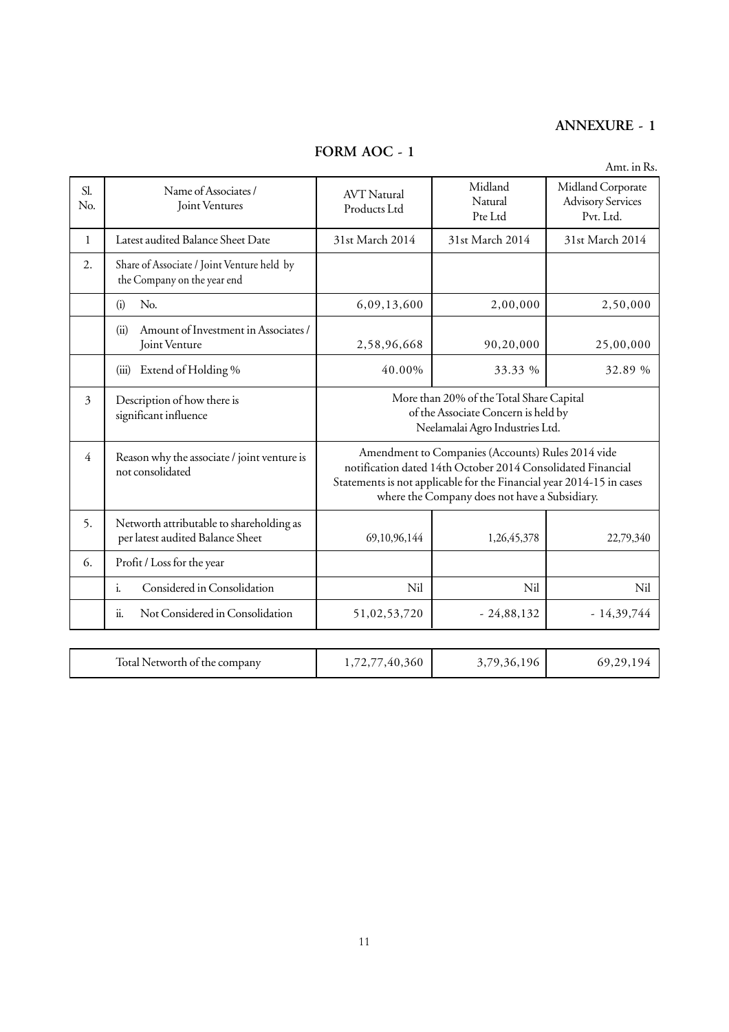## ANNEXURE - 1

# FORM AOC - 1

Amt. in Rs.

| Sl. No. | Name of Associates / Joint Ventures | AVT Natural Products Ltd | Midland Natural Pte Ltd | Midland Corporate Advisory Services Pvt. Ltd. |
|---|---|---|---|---|
| 1 | Latest audited Balance Sheet Date | 31st March 2014 | 31st March 2014 | 31st March 2014 |
| 2. | Share of Associate / Joint Venture held by the Company on the year end | | | |
| | (i) No. | 6,09,13,600 | 2,00,000 | 2,50,000 |
| | (ii) Amount of Investment in Associates / Joint Venture | 2,58,96,668 | 90,20,000 | 25,00,000 |
| | (iii) Extend of Holding % | 40.00% | 33.33 % | 32.89 % |
| 3 | Description of how there is significant influence | More than 20% of the Total Share Capital of the Associate Concern is held by Neelamalai Agro Industries Ltd. | | |
| 4 | Reason why the associate / joint venture is not consolidated | Amendment to Companies (Accounts) Rules 2014 vide notification dated 14th October 2014 Consolidated Financial Statements is not applicable for the Financial year 2014-15 in cases where the Company does not have a Subsidiary. | | |
| 5. | Networth attributable to shareholding as per latest audited Balance Sheet | 69,10,96,144 | 1,26,45,378 | 22,79,340 |
| 6. | Profit / Loss for the year | | | |
| | i. Considered in Consolidation | Nil | Nil | Nil |
| | ii. Not Considered in Consolidation | 51,02,53,720 | - 24,88,132 | - 14,39,744 |

| | Total Networth of the company | 1,72,77,40,360 | 3,79,36,196 | 69,29,194 |
|---|---|---|---|---|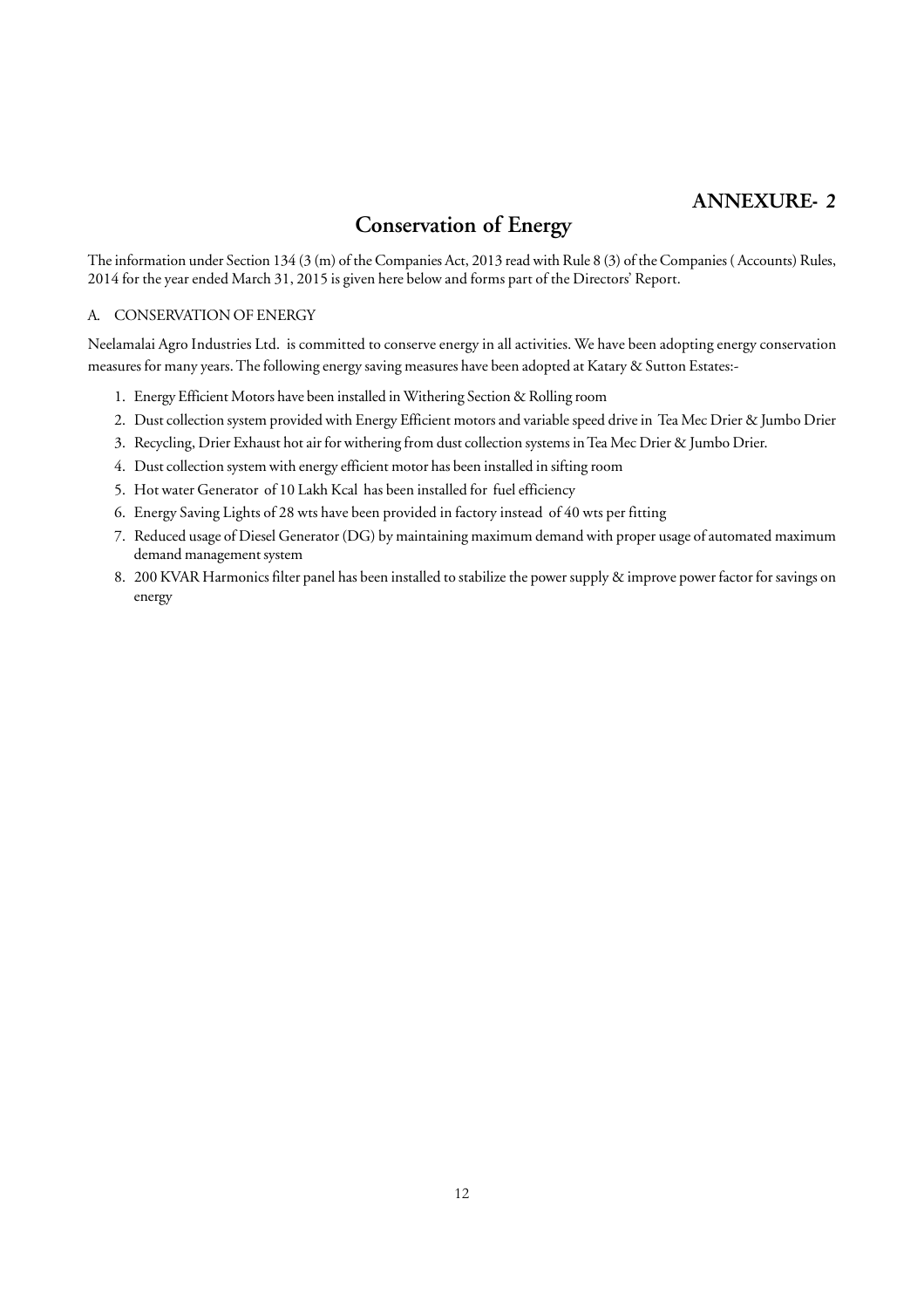**ANNEXURE- 2**

# Conservation of Energy

The information under Section 134 (3 (m) of the Companies Act, 2013 read with Rule 8 (3) of the Companies ( Accounts) Rules, 2014 for the year ended March 31, 2015 is given here below and forms part of the Directors' Report.

## A. CONSERVATION OF ENERGY

Neelamalai Agro Industries Ltd. is committed to conserve energy in all activities. We have been adopting energy conservation measures for many years. The following energy saving measures have been adopted at Katary & Sutton Estates:-

1. Energy Efficient Motors have been installed in Withering Section & Rolling room
2. Dust collection system provided with Energy Efficient motors and variable speed drive in Tea Mec Drier & Jumbo Drier
3. Recycling, Drier Exhaust hot air for withering from dust collection systems in Tea Mec Drier & Jumbo Drier.
4. Dust collection system with energy efficient motor has been installed in sifting room
5. Hot water Generator of 10 Lakh Kcal has been installed for fuel efficiency
6. Energy Saving Lights of 28 wts have been provided in factory instead of 40 wts per fitting
7. Reduced usage of Diesel Generator (DG) by maintaining maximum demand with proper usage of automated maximum demand management system
8. 200 KVAR Harmonics filter panel has been installed to stabilize the power supply & improve power factor for savings on energy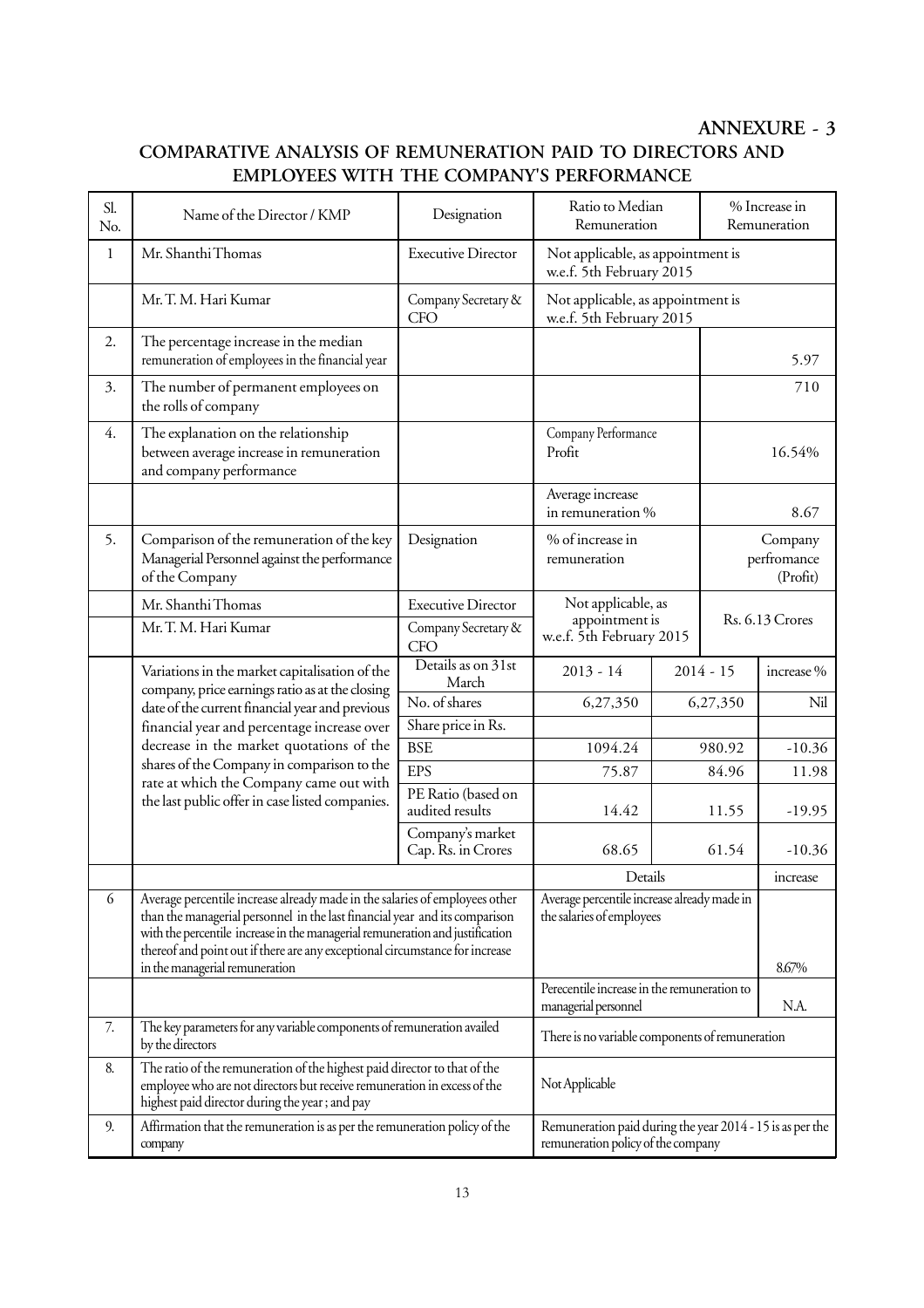**ANNEXURE - 3**

## COMPARATIVE ANALYSIS OF REMUNERATION PAID TO DIRECTORS AND EMPLOYEES WITH THE COMPANY'S PERFORMANCE

| Sl. No. | Name of the Director / KMP | Designation | Ratio to Median Remuneration | | % Increase in Remuneration |
|---|---|---|---|---|---|
| 1 | Mr. Shanthi Thomas | Executive Director | Not applicable, as appointment is w.e.f. 5th February 2015 | | |
| | Mr. T. M. Hari Kumar | Company Secretary & CFO | Not applicable, as appointment is w.e.f. 5th February 2015 | | |
| 2. | The percentage increase in the median remuneration of employees in the financial year | | | | 5.97 |
| 3. | The number of permanent employees on the rolls of company | | | | 710 |
| 4. | The explanation on the relationship between average increase in remuneration and company performance | | Company Performance Profit | | 16.54% |
| | | | Average increase in remuneration % | | 8.67 |
| 5. | Comparison of the remuneration of the key Managerial Personnel against the performance of the Company | Designation | % of increase in remuneration | | Company perfromance (Profit) |
| | Mr. Shanthi Thomas | Executive Director | Not applicable, as appointment is w.e.f. 5th February 2015 | | Rs. 6.13 Crores |
| | Mr. T. M. Hari Kumar | Company Secretary & CFO | | | |
| | Variations in the market capitalisation of the company, price earnings ratio as at the closing date of the current financial year and previous financial year and percentage increase over decrease in the market quotations of the shares of the Company in comparison to the rate at which the Company came out with the last public offer in case listed companies. | Details as on 31st March | 2013 - 14 | 2014 - 15 | increase % |
| | | No. of shares | 6,27,350 | 6,27,350 | Nil |
| | | Share price in Rs. | | | |
| | | BSE | 1094.24 | 980.92 | -10.36 |
| | | EPS | 75.87 | 84.96 | 11.98 |
| | | PE Ratio (based on audited results | 14.42 | 11.55 | -19.95 |
| | | Company's market Cap. Rs. in Crores | 68.65 | 61.54 | -10.36 |
| | | | Details | | increase |
| 6 | Average percentile increase already made in the salaries of employees other than the managerial personnel in the last financial year and its comparison with the percentile increase in the managerial remuneration and justification thereof and point out if there are any exceptional circumstance for increase in the managerial remuneration | | Average percentile increase already made in the salaries of employees | | 8.67% |
| | | | Perecentile increase in the remuneration to managerial personnel | | N.A. |
| 7. | The key parameters for any variable components of remuneration availed by the directors | | There is no variable components of remuneration | | |
| 8. | The ratio of the remuneration of the highest paid director to that of the employee who are not directors but receive remuneration in excess of the highest paid director during the year ; and pay | | Not Applicable | | |
| 9. | Affirmation that the remuneration is as per the remuneration policy of the company | | Remuneration paid during the year 2014 - 15 is as per the remuneration policy of the company | | |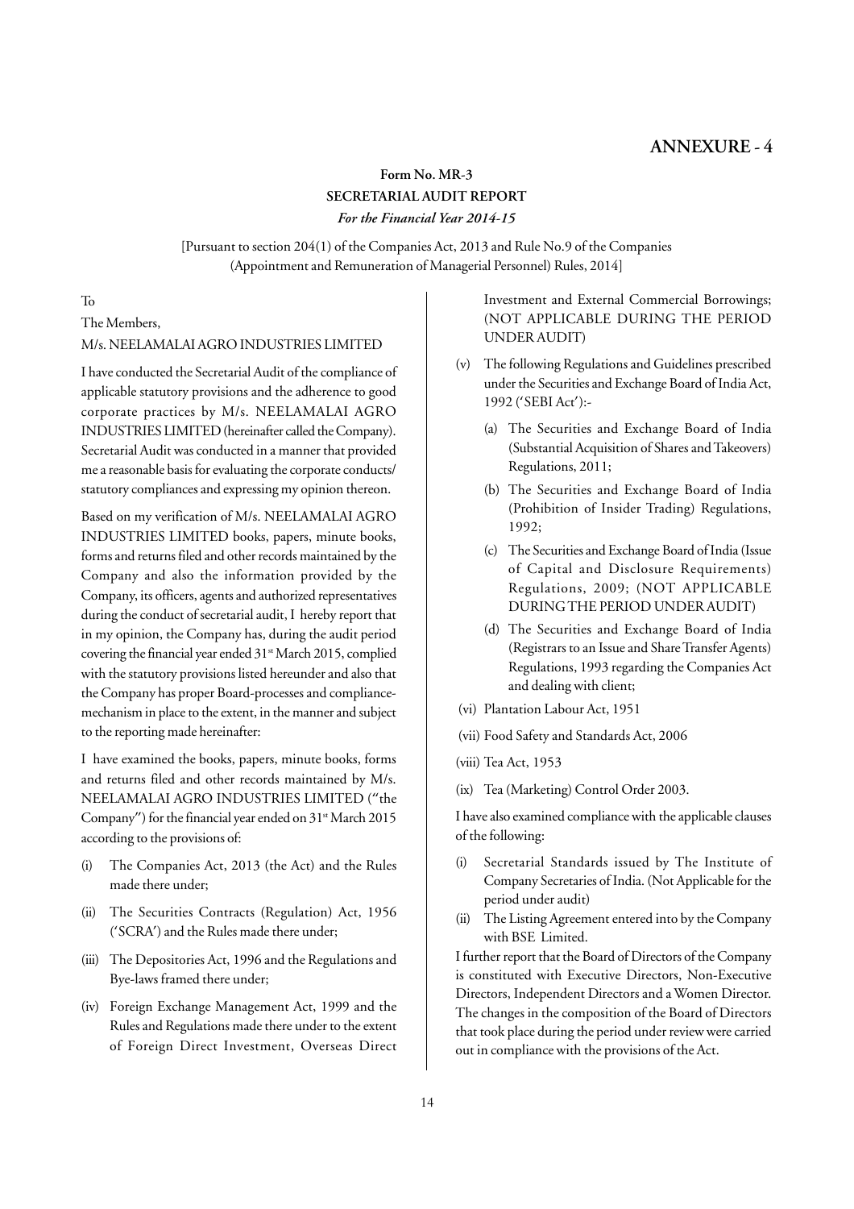# ANNEXURE - 4

## Form No. MR-3
## SECRETARIAL AUDIT REPORT
### *For the Financial Year 2014-15*

[Pursuant to section 204(1) of the Companies Act, 2013 and Rule No.9 of the Companies (Appointment and Remuneration of Managerial Personnel) Rules, 2014]

To

The Members,

M/s. NEELAMALAI AGRO INDUSTRIES LIMITED

I have conducted the Secretarial Audit of the compliance of applicable statutory provisions and the adherence to good corporate practices by M/s. NEELAMALAI AGRO INDUSTRIES LIMITED (hereinafter called the Company). Secretarial Audit was conducted in a manner that provided me a reasonable basis for evaluating the corporate conducts/ statutory compliances and expressing my opinion thereon.

Based on my verification of M/s. NEELAMALAI AGRO INDUSTRIES LIMITED books, papers, minute books, forms and returns filed and other records maintained by the Company and also the information provided by the Company, its officers, agents and authorized representatives during the conduct of secretarial audit, I hereby report that in my opinion, the Company has, during the audit period covering the financial year ended 31st March 2015, complied with the statutory provisions listed hereunder and also that the Company has proper Board-processes and compliance-mechanism in place to the extent, in the manner and subject to the reporting made hereinafter:

I have examined the books, papers, minute books, forms and returns filed and other records maintained by M/s. NEELAMALAI AGRO INDUSTRIES LIMITED ("the Company") for the financial year ended on 31st March 2015 according to the provisions of:

(i) The Companies Act, 2013 (the Act) and the Rules made there under;

(ii) The Securities Contracts (Regulation) Act, 1956 ('SCRA') and the Rules made there under;

(iii) The Depositories Act, 1996 and the Regulations and Bye-laws framed there under;

(iv) Foreign Exchange Management Act, 1999 and the Rules and Regulations made there under to the extent of Foreign Direct Investment, Overseas Direct Investment and External Commercial Borrowings; (NOT APPLICABLE DURING THE PERIOD UNDER AUDIT)

(v) The following Regulations and Guidelines prescribed under the Securities and Exchange Board of India Act, 1992 ('SEBI Act'):-

   (a) The Securities and Exchange Board of India (Substantial Acquisition of Shares and Takeovers) Regulations, 2011;

   (b) The Securities and Exchange Board of India (Prohibition of Insider Trading) Regulations, 1992;

   (c) The Securities and Exchange Board of India (Issue of Capital and Disclosure Requirements) Regulations, 2009; (NOT APPLICABLE DURING THE PERIOD UNDER AUDIT)

   (d) The Securities and Exchange Board of India (Registrars to an Issue and Share Transfer Agents) Regulations, 1993 regarding the Companies Act and dealing with client;

(vi) Plantation Labour Act, 1951

(vii) Food Safety and Standards Act, 2006

(viii) Tea Act, 1953

(ix) Tea (Marketing) Control Order 2003.

I have also examined compliance with the applicable clauses of the following:

(i) Secretarial Standards issued by The Institute of Company Secretaries of India. (Not Applicable for the period under audit)

(ii) The Listing Agreement entered into by the Company with BSE Limited.

I further report that the Board of Directors of the Company is constituted with Executive Directors, Non-Executive Directors, Independent Directors and a Women Director. The changes in the composition of the Board of Directors that took place during the period under review were carried out in compliance with the provisions of the Act.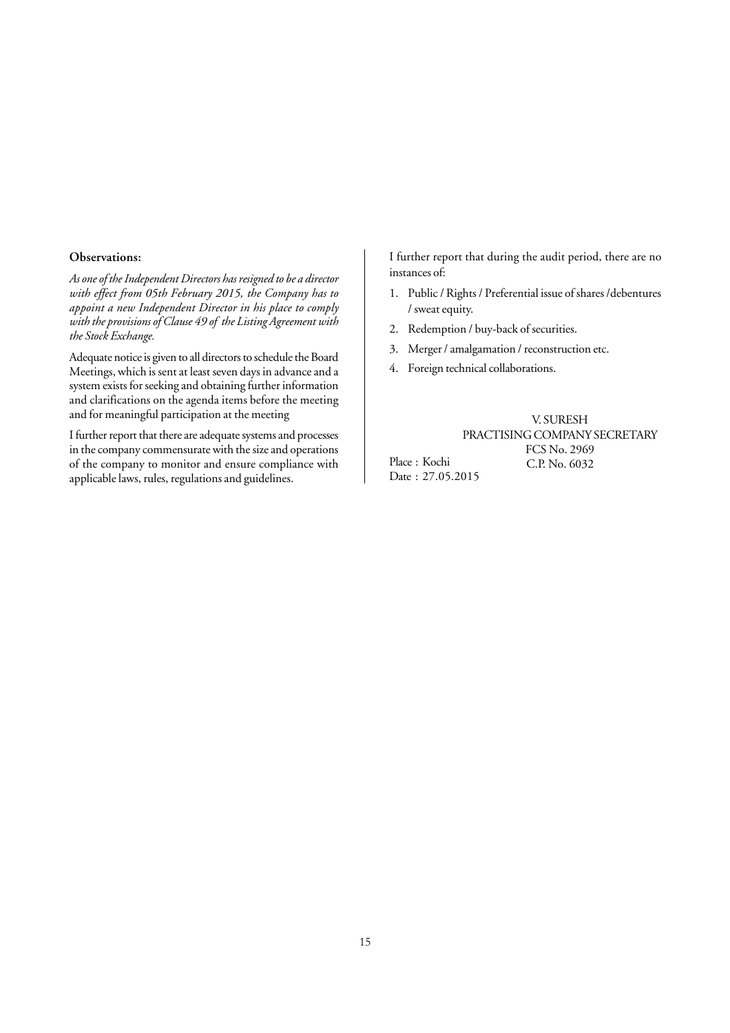**Observations:**

*As one of the Independent Directors has resigned to be a director with effect from 05th February 2015, the Company has to appoint a new Independent Director in his place to comply with the provisions of Clause 49 of the Listing Agreement with the Stock Exchange.*

Adequate notice is given to all directors to schedule the Board Meetings, which is sent at least seven days in advance and a system exists for seeking and obtaining further information and clarifications on the agenda items before the meeting and for meaningful participation at the meeting

I further report that there are adequate systems and processes in the company commensurate with the size and operations of the company to monitor and ensure compliance with applicable laws, rules, regulations and guidelines.

I further report that during the audit period, there are no instances of:

1. Public / Rights / Preferential issue of shares /debentures / sweat equity.
2. Redemption / buy-back of securities.
3. Merger / amalgamation / reconstruction etc.
4. Foreign technical collaborations.

V. SURESH
PRACTISING COMPANY SECRETARY
FCS No. 2969
C.P. No. 6032

Place : Kochi
Date : 27.05.2015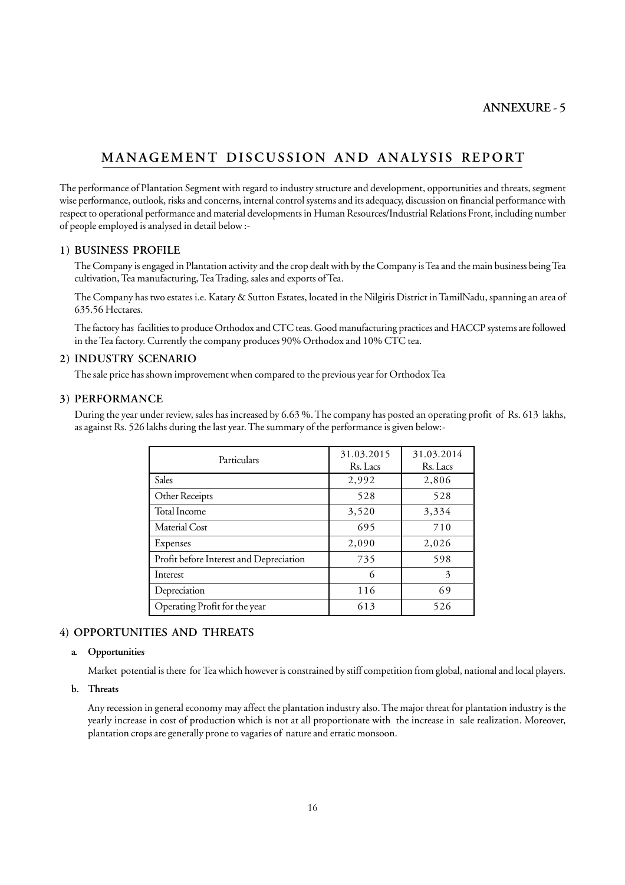**ANNEXURE - 5**

# MANAGEMENT DISCUSSION AND ANALYSIS REPORT

The performance of Plantation Segment with regard to industry structure and development, opportunities and threats, segment wise performance, outlook, risks and concerns, internal control systems and its adequacy, discussion on financial performance with respect to operational performance and material developments in Human Resources/Industrial Relations Front, including number of people employed is analysed in detail below :-

## 1) BUSINESS PROFILE

The Company is engaged in Plantation activity and the crop dealt with by the Company is Tea and the main business being Tea cultivation, Tea manufacturing, Tea Trading, sales and exports of Tea.

The Company has two estates i.e. Katary & Sutton Estates, located in the Nilgiris District in TamilNadu, spanning an area of 635.56 Hectares.

The factory has facilities to produce Orthodox and CTC teas. Good manufacturing practices and HACCP systems are followed in the Tea factory. Currently the company produces 90% Orthodox and 10% CTC tea.

## 2) INDUSTRY SCENARIO

The sale price has shown improvement when compared to the previous year for Orthodox Tea

## 3) PERFORMANCE

During the year under review, sales has increased by 6.63 %. The company has posted an operating profit of Rs. 613 lakhs, as against Rs. 526 lakhs during the last year. The summary of the performance is given below:-

| Particulars | 31.03.2015 Rs. Lacs | 31.03.2014 Rs. Lacs |
|---|---|---|
| Sales | 2,992 | 2,806 |
| Other Receipts | 528 | 528 |
| Total Income | 3,520 | 3,334 |
| Material Cost | 695 | 710 |
| Expenses | 2,090 | 2,026 |
| Profit before Interest and Depreciation | 735 | 598 |
| Interest | 6 | 3 |
| Depreciation | 116 | 69 |
| Operating Profit for the year | 613 | 526 |

## 4) OPPORTUNITIES AND THREATS

**a. Opportunities**

Market potential is there for Tea which however is constrained by stiff competition from global, national and local players.

**b. Threats**

Any recession in general economy may affect the plantation industry also. The major threat for plantation industry is the yearly increase in cost of production which is not at all proportionate with the increase in sale realization. Moreover, plantation crops are generally prone to vagaries of nature and erratic monsoon.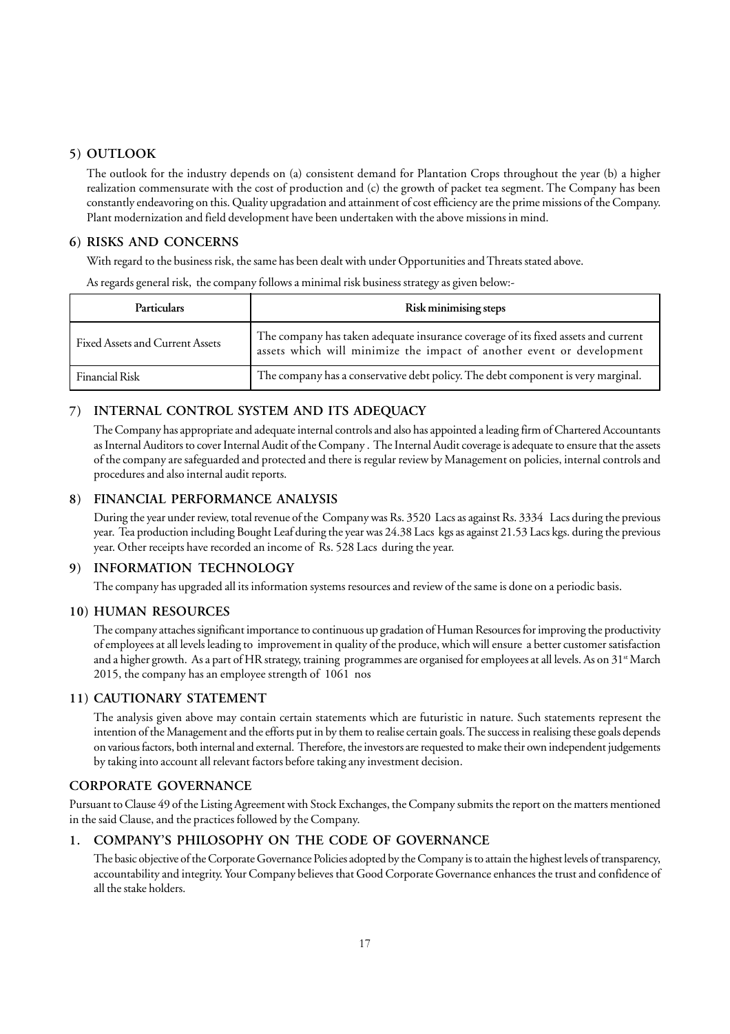## 5) OUTLOOK

The outlook for the industry depends on (a) consistent demand for Plantation Crops throughout the year (b) a higher realization commensurate with the cost of production and (c) the growth of packet tea segment. The Company has been constantly endeavoring on this. Quality upgradation and attainment of cost efficiency are the prime missions of the Company. Plant modernization and field development have been undertaken with the above missions in mind.

## 6) RISKS AND CONCERNS

With regard to the business risk, the same has been dealt with under Opportunities and Threats stated above.

As regards general risk, the company follows a minimal risk business strategy as given below:-

| Particulars | Risk minimising steps |
|---|---|
| Fixed Assets and Current Assets | The company has taken adequate insurance coverage of its fixed assets and current assets which will minimize the impact of another event or development |
| Financial Risk | The company has a conservative debt policy. The debt component is very marginal. |

## 7) INTERNAL CONTROL SYSTEM AND ITS ADEQUACY

The Company has appropriate and adequate internal controls and also has appointed a leading firm of Chartered Accountants as Internal Auditors to cover Internal Audit of the Company . The Internal Audit coverage is adequate to ensure that the assets of the company are safeguarded and protected and there is regular review by Management on policies, internal controls and procedures and also internal audit reports.

## 8) FINANCIAL PERFORMANCE ANALYSIS

During the year under review, total revenue of the Company was Rs. 3520 Lacs as against Rs. 3334 Lacs during the previous year. Tea production including Bought Leaf during the year was 24.38 Lacs kgs as against 21.53 Lacs kgs. during the previous year. Other receipts have recorded an income of Rs. 528 Lacs during the year.

## 9) INFORMATION TECHNOLOGY

The company has upgraded all its information systems resources and review of the same is done on a periodic basis.

## 10) HUMAN RESOURCES

The company attaches significant importance to continuous up gradation of Human Resources for improving the productivity of employees at all levels leading to improvement in quality of the produce, which will ensure a better customer satisfaction and a higher growth. As a part of HR strategy, training programmes are organised for employees at all levels. As on 31st March 2015, the company has an employee strength of 1061 nos

## 11) CAUTIONARY STATEMENT

The analysis given above may contain certain statements which are futuristic in nature. Such statements represent the intention of the Management and the efforts put in by them to realise certain goals. The success in realising these goals depends on various factors, both internal and external. Therefore, the investors are requested to make their own independent judgements by taking into account all relevant factors before taking any investment decision.

## CORPORATE GOVERNANCE

Pursuant to Clause 49 of the Listing Agreement with Stock Exchanges, the Company submits the report on the matters mentioned in the said Clause, and the practices followed by the Company.

## 1. COMPANY'S PHILOSOPHY ON THE CODE OF GOVERNANCE

The basic objective of the Corporate Governance Policies adopted by the Company is to attain the highest levels of transparency, accountability and integrity. Your Company believes that Good Corporate Governance enhances the trust and confidence of all the stake holders.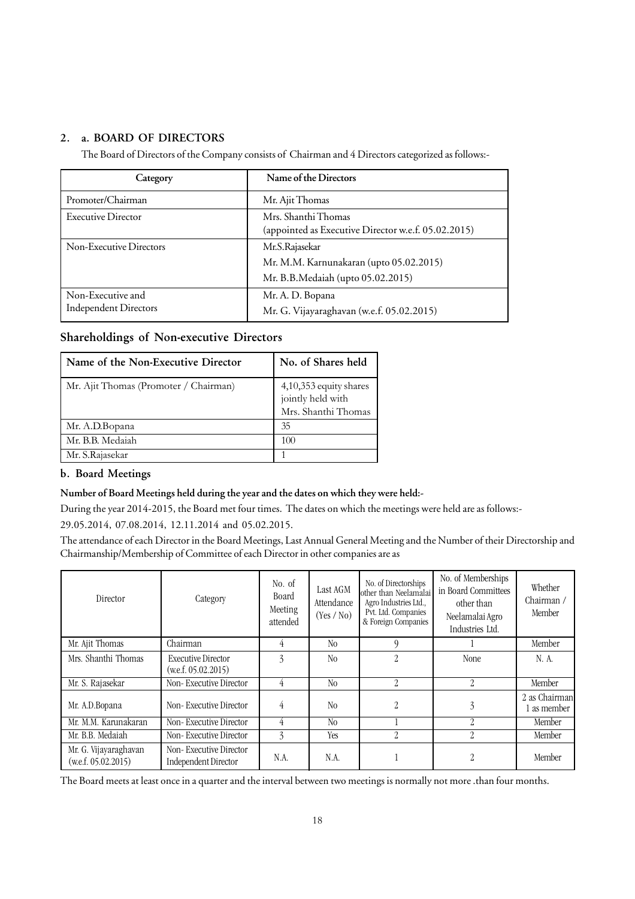## 2. a. BOARD OF DIRECTORS

The Board of Directors of the Company consists of Chairman and 4 Directors categorized as follows:-

| Category | Name of the Directors |
|---|---|
| Promoter/Chairman | Mr. Ajit Thomas |
| Executive Director | Mrs. Shanthi Thomas<br>(appointed as Executive Director w.e.f. 05.02.2015) |
| Non-Executive Directors | Mr.S.Rajasekar<br>Mr. M.M. Karnunakaran (upto 05.02.2015)<br>Mr. B.B.Medaiah (upto 05.02.2015) |
| Non-Executive and Independent Directors | Mr. A. D. Bopana<br>Mr. G. Vijayaraghavan (w.e.f. 05.02.2015) |

## Shareholdings of Non-executive Directors

| Name of the Non-Executive Director | No. of Shares held |
|---|---|
| Mr. Ajit Thomas (Promoter / Chairman) | 4,10,353 equity shares jointly held with Mrs. Shanthi Thomas |
| Mr. A.D.Bopana | 35 |
| Mr. B.B. Medaiah | 100 |
| Mr. S.Rajasekar | 1 |

### b. Board Meetings

**Number of Board Meetings held during the year and the dates on which they were held:-**

During the year 2014-2015, the Board met four times. The dates on which the meetings were held are as follows:-

29.05.2014, 07.08.2014, 12.11.2014 and 05.02.2015.

The attendance of each Director in the Board Meetings, Last Annual General Meeting and the Number of their Directorship and Chairmanship/Membership of Committee of each Director in other companies are as

| Director | Category | No. of Board Meeting attended | Last AGM Attendance (Yes / No) | No. of Directorships other than Neelamalai Agro Industries Ltd., Pvt. Ltd. Companies & Foreign Companies | No. of Memberships in Board Committees other than Neelamalai Agro Industries Ltd. | Whether Chairman / Member |
|---|---|---|---|---|---|---|
| Mr. Ajit Thomas | Chairman | 4 | No | 9 | 1 | Member |
| Mrs. Shanthi Thomas | Executive Director (w.e.f. 05.02.2015) | 3 | No | 2 | None | N. A. |
| Mr. S. Rajasekar | Non- Executive Director | 4 | No | 2 | 2 | Member |
| Mr. A.D.Bopana | Non- Executive Director | 4 | No | 2 | 3 | 2 as Chairman 1 as member |
| Mr. M.M. Karunakaran | Non- Executive Director | 4 | No | 1 | 2 | Member |
| Mr. B.B. Medaiah | Non- Executive Director | 3 | Yes | 2 | 2 | Member |
| Mr. G. Vijayaraghavan (w.e.f. 05.02.2015) | Non- Executive Director Independent Director | N.A. | N.A. | 1 | 2 | Member |

The Board meets at least once in a quarter and the interval between two meetings is normally not more .than four months.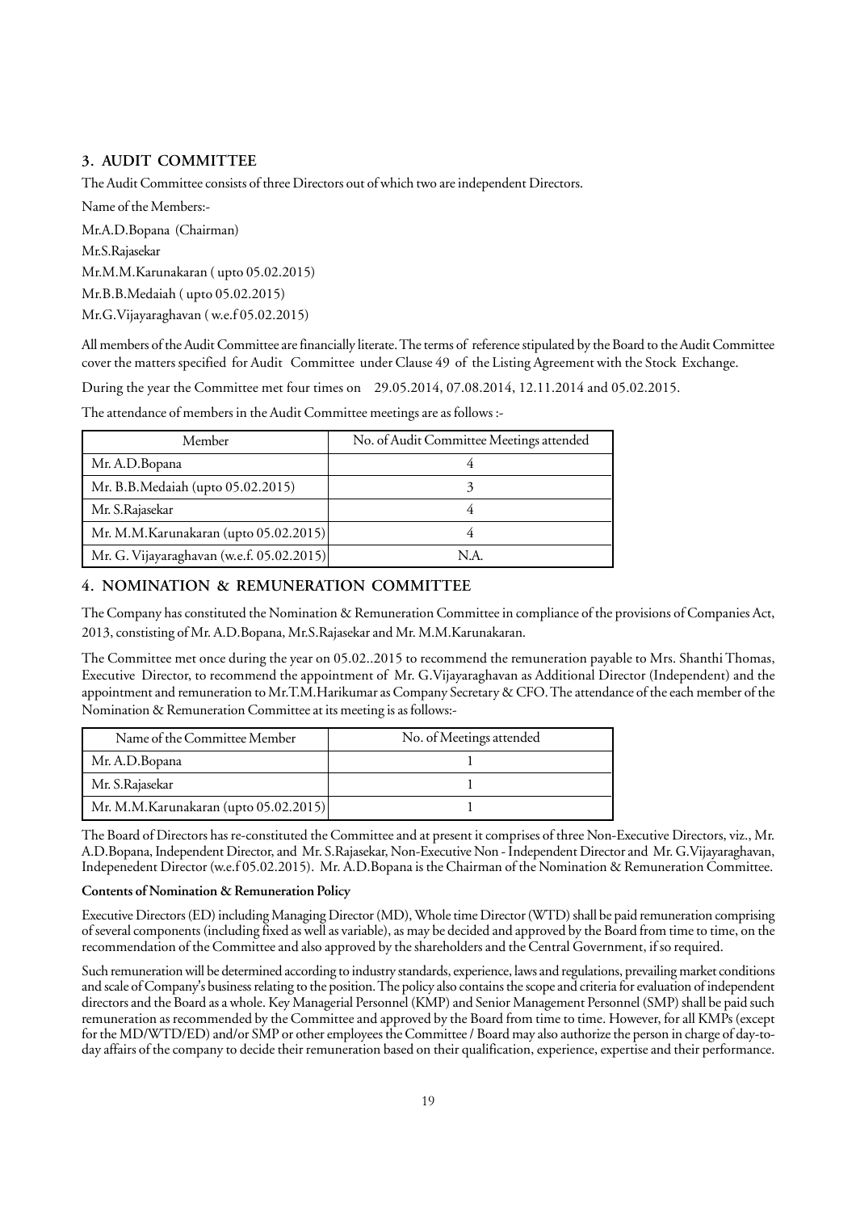## 3. AUDIT COMMITTEE

The Audit Committee consists of three Directors out of which two are independent Directors.

Name of the Members:-

Mr.A.D.Bopana (Chairman)

Mr.S.Rajasekar

Mr.M.M.Karunakaran ( upto 05.02.2015)

Mr.B.B.Medaiah ( upto 05.02.2015)

Mr.G.Vijayaraghavan ( w.e.f 05.02.2015)

All members of the Audit Committee are financially literate. The terms of reference stipulated by the Board to the Audit Committee cover the matters specified for Audit Committee under Clause 49 of the Listing Agreement with the Stock Exchange.

During the year the Committee met four times on 29.05.2014, 07.08.2014, 12.11.2014 and 05.02.2015.

The attendance of members in the Audit Committee meetings are as follows :-

| Member | No. of Audit Committee Meetings attended |
|---|---|
| Mr. A.D.Bopana | 4 |
| Mr. B.B.Medaiah (upto 05.02.2015) | 3 |
| Mr. S.Rajasekar | 4 |
| Mr. M.M.Karunakaran (upto 05.02.2015) | 4 |
| Mr. G. Vijayaraghavan (w.e.f. 05.02.2015) | N.A. |

## 4. NOMINATION & REMUNERATION COMMITTEE

The Company has constituted the Nomination & Remuneration Committee in compliance of the provisions of Companies Act, 2013, constisting of Mr. A.D.Bopana, Mr.S.Rajasekar and Mr. M.M.Karunakaran.

The Committee met once during the year on 05.02..2015 to recommend the remuneration payable to Mrs. Shanthi Thomas, Executive Director, to recommend the appointment of Mr. G.Vijayaraghavan as Additional Director (Independent) and the appointment and remuneration to Mr.T.M.Harikumar as Company Secretary & CFO. The attendance of the each member of the Nomination & Remuneration Committee at its meeting is as follows:-

| Name of the Committee Member | No. of Meetings attended |
|---|---|
| Mr. A.D.Bopana | 1 |
| Mr. S.Rajasekar | 1 |
| Mr. M.M.Karunakaran (upto 05.02.2015) | 1 |

The Board of Directors has re-constituted the Committee and at present it comprises of three Non-Executive Directors, viz., Mr. A.D.Bopana, Independent Director, and Mr. S.Rajasekar, Non-Executive Non - Independent Director and Mr. G.Vijayaraghavan, Indepenedent Director (w.e.f 05.02.2015). Mr. A.D.Bopana is the Chairman of the Nomination & Remuneration Committee.

**Contents of Nomination & Remuneration Policy**

Executive Directors (ED) including Managing Director (MD), Whole time Director (WTD) shall be paid remuneration comprising of several components (including fixed as well as variable), as may be decided and approved by the Board from time to time, on the recommendation of the Committee and also approved by the shareholders and the Central Government, if so required.

Such remuneration will be determined according to industry standards, experience, laws and regulations, prevailing market conditions and scale of Company's business relating to the position. The policy also contains the scope and criteria for evaluation of independent directors and the Board as a whole. Key Managerial Personnel (KMP) and Senior Management Personnel (SMP) shall be paid such remuneration as recommended by the Committee and approved by the Board from time to time. However, for all KMPs (except for the MD/WTD/ED) and/or SMP or other employees the Committee / Board may also authorize the person in charge of day-to-day affairs of the company to decide their remuneration based on their qualification, experience, expertise and their performance.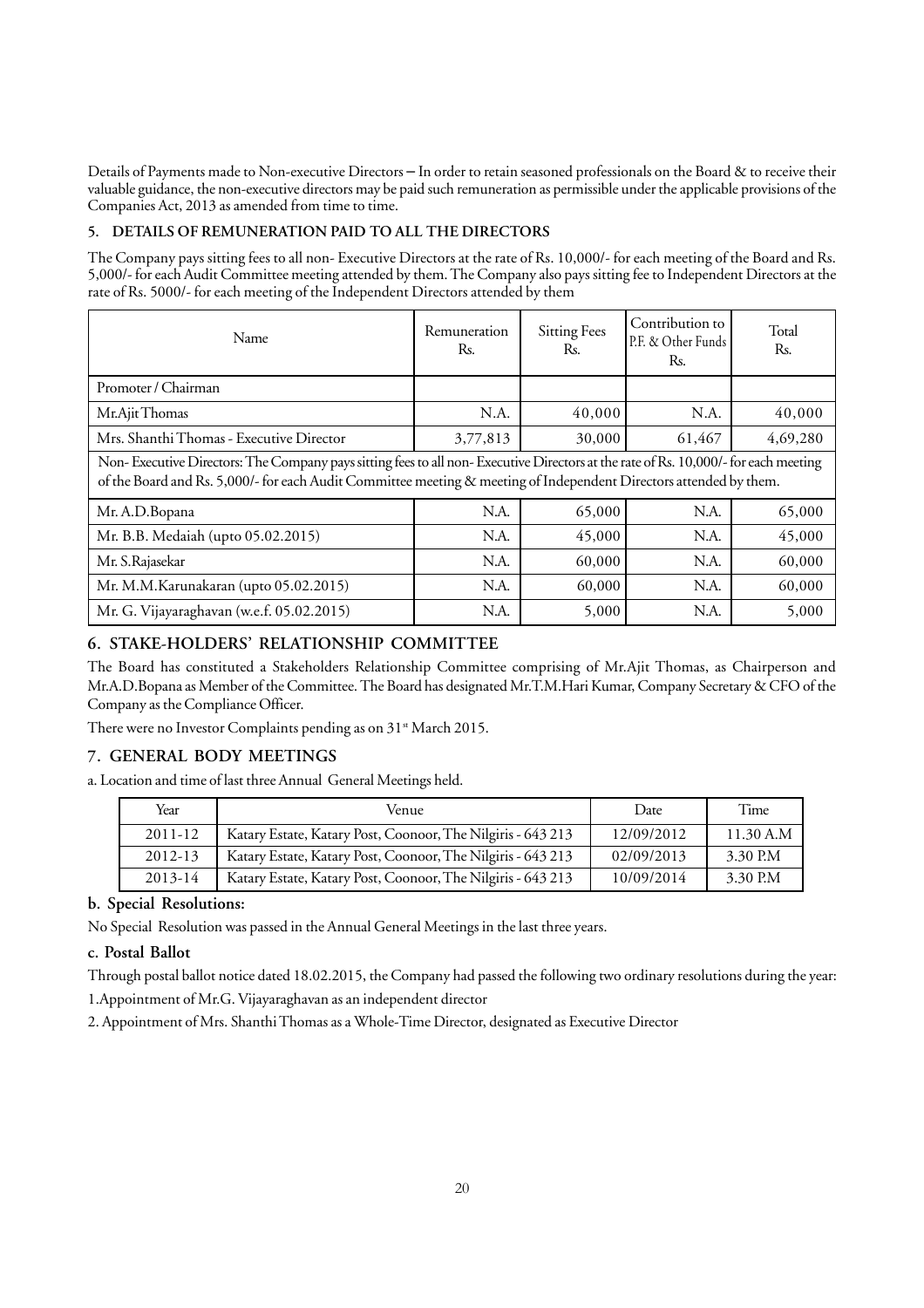Details of Payments made to Non-executive Directors – In order to retain seasoned professionals on the Board & to receive their valuable guidance, the non-executive directors may be paid such remuneration as permissible under the applicable provisions of the Companies Act, 2013 as amended from time to time.

## 5. DETAILS OF REMUNERATION PAID TO ALL THE DIRECTORS

The Company pays sitting fees to all non- Executive Directors at the rate of Rs. 10,000/- for each meeting of the Board and Rs. 5,000/- for each Audit Committee meeting attended by them. The Company also pays sitting fee to Independent Directors at the rate of Rs. 5000/- for each meeting of the Independent Directors attended by them

| Name | Remuneration Rs. | Sitting Fees Rs. | Contribution to P.F. & Other Funds Rs. | Total Rs. |
|---|---|---|---|---|
| Promoter / Chairman | | | | |
| Mr.Ajit Thomas | N.A. | 40,000 | N.A. | 40,000 |
| Mrs. Shanthi Thomas - Executive Director | 3,77,813 | 30,000 | 61,467 | 4,69,280 |
| Non- Executive Directors: The Company pays sitting fees to all non- Executive Directors at the rate of Rs. 10,000/- for each meeting of the Board and Rs. 5,000/- for each Audit Committee meeting & meeting of Independent Directors attended by them. | | | | |
| Mr. A.D.Bopana | N.A. | 65,000 | N.A. | 65,000 |
| Mr. B.B. Medaiah (upto 05.02.2015) | N.A. | 45,000 | N.A. | 45,000 |
| Mr. S.Rajasekar | N.A. | 60,000 | N.A. | 60,000 |
| Mr. M.M.Karunakaran (upto 05.02.2015) | N.A. | 60,000 | N.A. | 60,000 |
| Mr. G. Vijayaraghavan (w.e.f. 05.02.2015) | N.A. | 5,000 | N.A. | 5,000 |

## 6. STAKE-HOLDERS' RELATIONSHIP COMMITTEE

The Board has constituted a Stakeholders Relationship Committee comprising of Mr.Ajit Thomas, as Chairperson and Mr.A.D.Bopana as Member of the Committee. The Board has designated Mr.T.M.Hari Kumar, Company Secretary & CFO of the Company as the Compliance Officer.

There were no Investor Complaints pending as on 31st March 2015.

## 7. GENERAL BODY MEETINGS

a. Location and time of last three Annual General Meetings held.

| Year | Venue | Date | Time |
|---|---|---|---|
| 2011-12 | Katary Estate, Katary Post, Coonoor, The Nilgiris - 643 213 | 12/09/2012 | 11.30 A.M |
| 2012-13 | Katary Estate, Katary Post, Coonoor, The Nilgiris - 643 213 | 02/09/2013 | 3.30 P.M |
| 2013-14 | Katary Estate, Katary Post, Coonoor, The Nilgiris - 643 213 | 10/09/2014 | 3.30 P.M |

### b. Special Resolutions:

No Special Resolution was passed in the Annual General Meetings in the last three years.

### c. Postal Ballot

Through postal ballot notice dated 18.02.2015, the Company had passed the following two ordinary resolutions during the year:

1. Appointment of Mr.G. Vijayaraghavan as an independent director

2. Appointment of Mrs. Shanthi Thomas as a Whole-Time Director, designated as Executive Director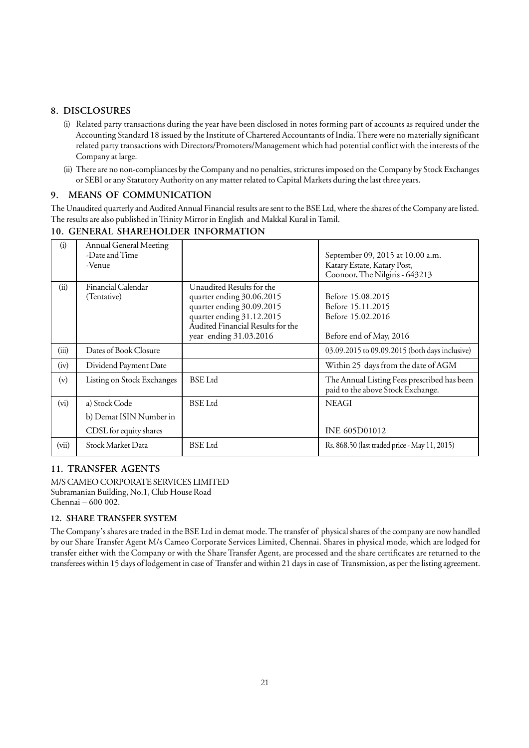## 8. DISCLOSURES

(i) Related party transactions during the year have been disclosed in notes forming part of accounts as required under the Accounting Standard 18 issued by the Institute of Chartered Accountants of India. There were no materially significant related party transactions with Directors/Promoters/Management which had potential conflict with the interests of the Company at large.

(ii) There are no non-compliances by the Company and no penalties, strictures imposed on the Company by Stock Exchanges or SEBI or any Statutory Authority on any matter related to Capital Markets during the last three years.

## 9. MEANS OF COMMUNICATION

The Unaudited quarterly and Audited Annual Financial results are sent to the BSE Ltd, where the shares of the Company are listed. The results are also published in Trinity Mirror in English and Makkal Kural in Tamil.

## 10. GENERAL SHAREHOLDER INFORMATION

| | | | |
|---|---|---|---|
| (i) | Annual General Meeting<br>-Date and Time<br>-Venue | | September 09, 2015 at 10.00 a.m.<br>Katary Estate, Katary Post,<br>Coonoor, The Nilgiris - 643213 |
| (ii) | Financial Calendar<br>(Tentative) | Unaudited Results for the<br>quarter ending 30.06.2015<br>quarter ending 30.09.2015<br>quarter ending 31.12.2015<br>Audited Financial Results for the year ending 31.03.2016 | Before 15.08.2015<br>Before 15.11.2015<br>Before 15.02.2016<br><br>Before end of May, 2016 |
| (iii) | Dates of Book Closure | | 03.09.2015 to 09.09.2015 (both days inclusive) |
| (iv) | Dividend Payment Date | | Within 25 days from the date of AGM |
| (v) | Listing on Stock Exchanges | BSE Ltd | The Annual Listing Fees prescribed has been paid to the above Stock Exchange. |
| (vi) | a) Stock Code<br>b) Demat ISIN Number in<br>CDSL for equity shares | BSE Ltd | NEAGI<br><br>INE 605D01012 |
| (vii) | Stock Market Data | BSE Ltd | Rs. 868.50 (last traded price - May 11, 2015) |

## 11. TRANSFER AGENTS

M/S CAMEO CORPORATE SERVICES LIMITED
Subramanian Building, No.1, Club House Road
Chennai – 600 002.

### 12. SHARE TRANSFER SYSTEM

The Company's shares are traded in the BSE Ltd in demat mode. The transfer of physical shares of the company are now handled by our Share Transfer Agent M/s Cameo Corporate Services Limited, Chennai. Shares in physical mode, which are lodged for transfer either with the Company or with the Share Transfer Agent, are processed and the share certificates are returned to the transferees within 15 days of lodgement in case of Transfer and within 21 days in case of Transmission, as per the listing agreement.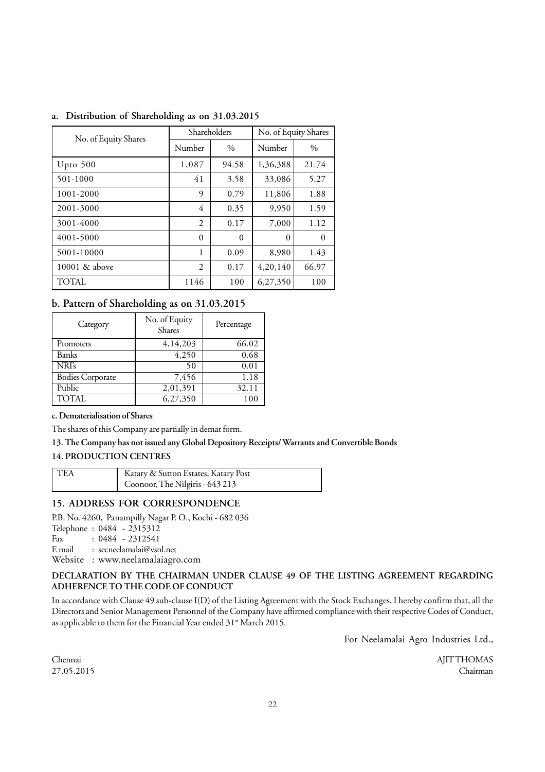### a. Distribution of Shareholding as on 31.03.2015

| No. of Equity Shares | Shareholders | | No. of Equity Shares | |
|---|---|---|---|---|
| | Number | % | Number | % |
| Upto 500 | 1,087 | 94.58 | 1,36,388 | 21.74 |
| 501-1000 | 41 | 3.58 | 33,086 | 5.27 |
| 1001-2000 | 9 | 0.79 | 11,806 | 1.88 |
| 2001-3000 | 4 | 0.35 | 9,950 | 1.59 |
| 3001-4000 | 2 | 0.17 | 7,000 | 1.12 |
| 4001-5000 | 0 | 0 | 0 | 0 |
| 5001-10000 | 1 | 0.09 | 8,980 | 1.43 |
| 10001 & above | 2 | 0.17 | 4,20,140 | 66.97 |
| TOTAL | 1146 | 100 | 6,27,350 | 100 |

### b. Pattern of Shareholding as on 31.03.2015

| Category | No. of Equity Shares | Percentage |
|---|---|---|
| Promoters | 4,14,203 | 66.02 |
| Banks | 4,250 | 0.68 |
| NRI's | 50 | 0.01 |
| Bodies Corporate | 7,456 | 1.18 |
| Public | 2,01,391 | 32.11 |
| TOTAL | 6,27,350 | 100 |

**c. Dematerialisation of Shares**

The shares of this Company are partially in demat form.

**13. The Company has not issued any Global Depository Receipts/ Warrants and Convertible Bonds**

**14. PRODUCTION CENTRES**

| TEA | Katary & Sutton Estates, Katary Post Coonoor, The Nilgiris - 643 213 |
|---|---|

## 15. ADDRESS FOR CORRESPONDENCE

P.B. No. 4260, Panampilly Nagar P. O., Kochi - 682 036
Telephone : 0484 - 2315312
Fax : 0484 - 2312541
E mail : secneelamalai@vsnl.net
Website : www.neelamalaiagro.com

**DECLARATION BY THE CHAIRMAN UNDER CLAUSE 49 OF THE LISTING AGREEMENT REGARDING ADHERENCE TO THE CODE OF CONDUCT**

In accordance with Clause 49 sub-clause I(D) of the Listing Agreement with the Stock Exchanges, I hereby confirm that, all the Directors and Senior Management Personnel of the Company have affirmed compliance with their respective Codes of Conduct, as applicable to them for the Financial Year ended 31st March 2015.

For Neelamalai Agro Industries Ltd.,

Chennai
27.05.2015

AJIT THOMAS
Chairman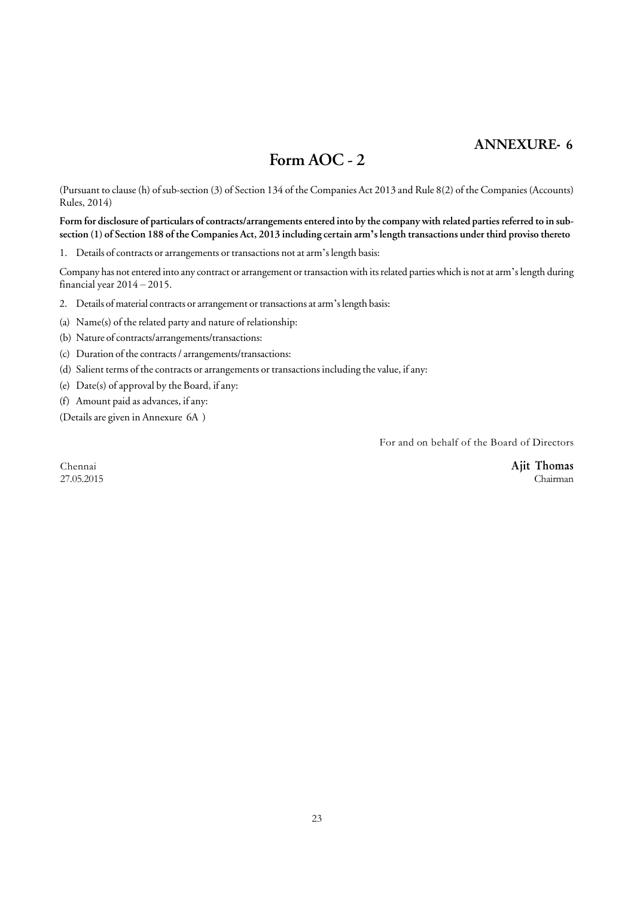## ANNEXURE- 6

# Form AOC - 2

(Pursuant to clause (h) of sub-section (3) of Section 134 of the Companies Act 2013 and Rule 8(2) of the Companies (Accounts) Rules, 2014)

**Form for disclosure of particulars of contracts/arrangements entered into by the company with related parties referred to in sub-section (1) of Section 188 of the Companies Act, 2013 including certain arm's length transactions under third proviso thereto**

1. Details of contracts or arrangements or transactions not at arm's length basis:

Company has not entered into any contract or arrangement or transaction with its related parties which is not at arm's length during financial year 2014 – 2015.

2. Details of material contracts or arrangement or transactions at arm's length basis:

(a) Name(s) of the related party and nature of relationship:

(b) Nature of contracts/arrangements/transactions:

(c) Duration of the contracts / arrangements/transactions:

(d) Salient terms of the contracts or arrangements or transactions including the value, if any:

(e) Date(s) of approval by the Board, if any:

(f) Amount paid as advances, if any:

(Details are given in Annexure 6A )

For and on behalf of the Board of Directors

Chennai
27.05.2015

**Ajit Thomas**
Chairman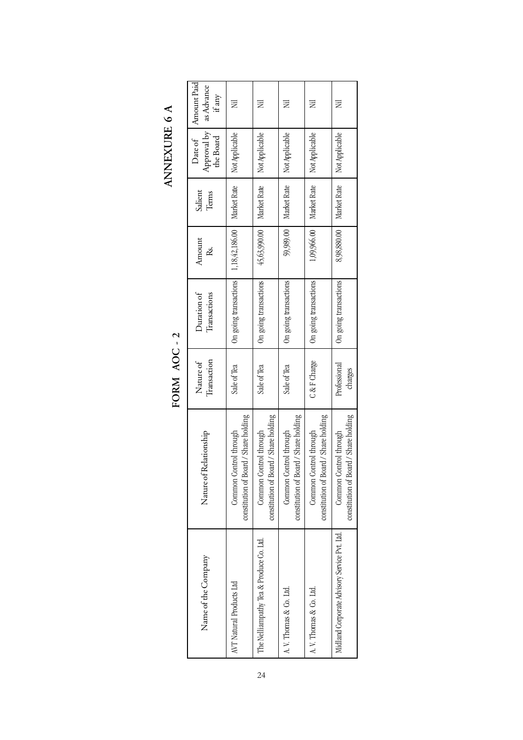# ANNEXURE 6 A

## FORM AOC - 2

| Name of the Company | Nature of Relationship | Nature of Transaction | Duration of Transactions | Amount Rs. | Salient Terms | Date of Approval by the Board | Amount Paid as Advance if any |
|---|---|---|---|---|---|---|---|
| AVT Natural Products Ltd | Common Control through constitution of Board / Share holding | Sale of Tea | On going transactions | 1,18,42,186.00 | Market Rate | Not Applicable | Nil |
| The Nelliampathy Tea & Produce Co. Ltd. | Common Control through constitution of Board / Share holding | Sale of Tea | On going transactions | 45,63,990.00 | Market Rate | Not Applicable | Nil |
| A. V. Thomas & Co. Ltd. | Common Control through constitution of Board / Share holding | Sale of Tea | On going transactions | 59,989.00 | Market Rate | Not Applicable | Nil |
| A. V. Thomas & Co. Ltd. | Common Control through constitution of Board / Share holding | C & F Charge | On going transactions | 1,09,966.00 | Market Rate | Not Applicable | Nil |
| Midland Corporate Advisory Service Pvt. Ltd. | Common Control through constitution of Board / Share holding | Professional charges | On going transactions | 8,98,880.00 | Market Rate | Not Applicable | Nil |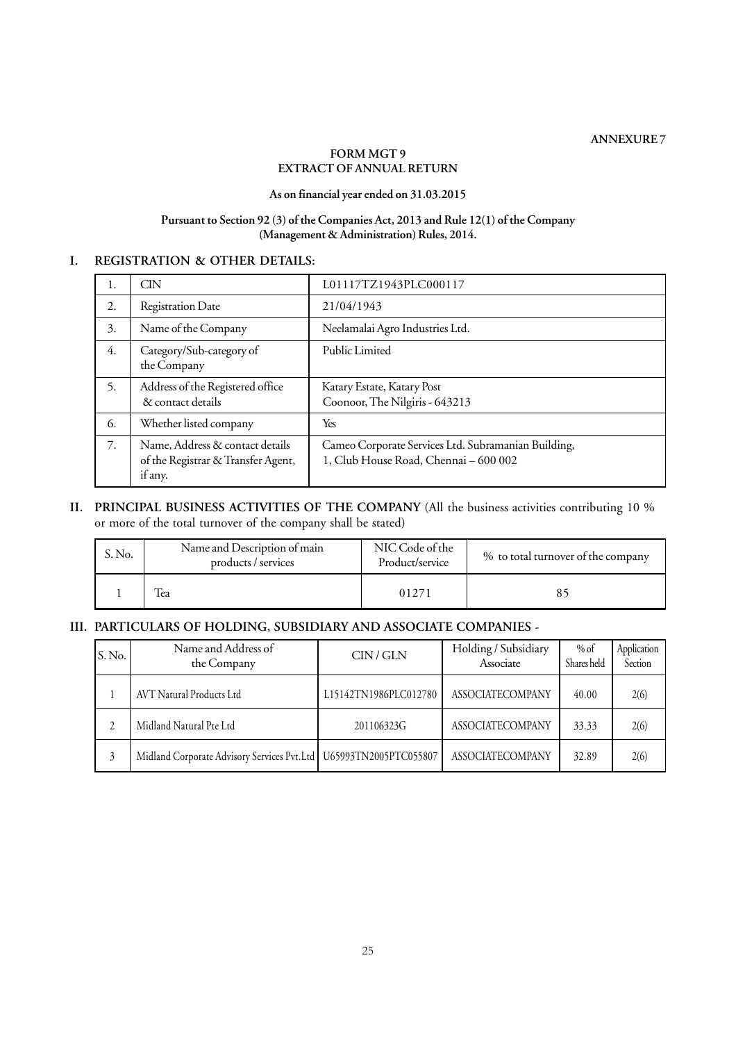**ANNEXURE 7**

# FORM MGT 9
## EXTRACT OF ANNUAL RETURN

**As on financial year ended on 31.03.2015**

**Pursuant to Section 92 (3) of the Companies Act, 2013 and Rule 12(1) of the Company (Management & Administration) Rules, 2014.**

## I. REGISTRATION & OTHER DETAILS:

| | | |
|---|---|---|
| 1. | CIN | L01117TZ1943PLC000117 |
| 2. | Registration Date | 21/04/1943 |
| 3. | Name of the Company | Neelamalai Agro Industries Ltd. |
| 4. | Category/Sub-category of the Company | Public Limited |
| 5. | Address of the Registered office & contact details | Katary Estate, Katary Post Coonoor, The Nilgiris - 643213 |
| 6. | Whether listed company | Yes |
| 7. | Name, Address & contact details of the Registrar & Transfer Agent, if any. | Cameo Corporate Services Ltd. Subramanian Building, 1, Club House Road, Chennai – 600 002 |

## II. PRINCIPAL BUSINESS ACTIVITIES OF THE COMPANY (All the business activities contributing 10 % or more of the total turnover of the company shall be stated)

| S. No. | Name and Description of main products / services | NIC Code of the Product/service | % to total turnover of the company |
|---|---|---|---|
| 1 | Tea | 01271 | 85 |

## III. PARTICULARS OF HOLDING, SUBSIDIARY AND ASSOCIATE COMPANIES -

| S. No. | Name and Address of the Company | CIN / GLN | Holding / Subsidiary Associate | % of Shares held | Application Section |
|---|---|---|---|---|---|
| 1 | AVT Natural Products Ltd | L15142TN1986PLC012780 | ASSOCIATECOMPANY | 40.00 | 2(6) |
| 2 | Midland Natural Pte Ltd | 201106323G | ASSOCIATECOMPANY | 33.33 | 2(6) |
| 3 | Midland Corporate Advisory Services Pvt.Ltd | U65993TN2005PTC055807 | ASSOCIATECOMPANY | 32.89 | 2(6) |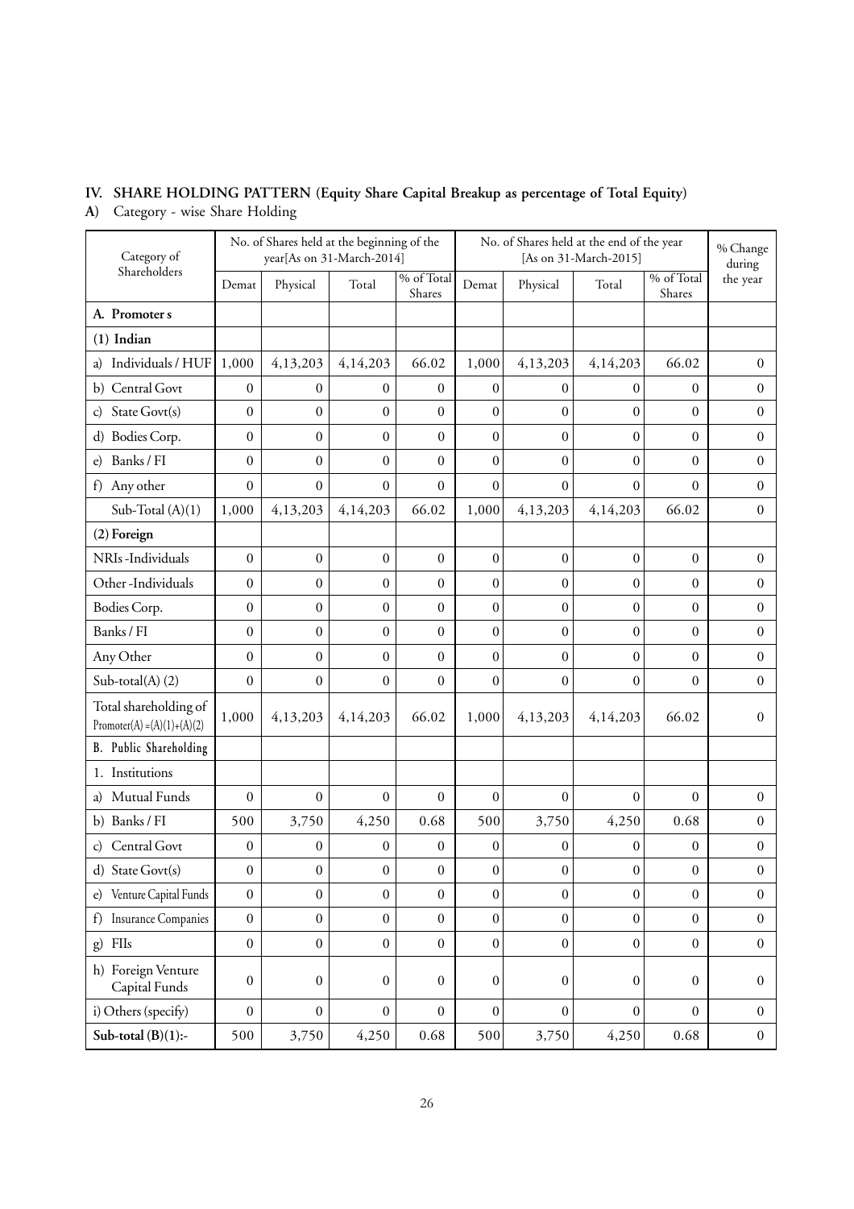## IV. SHARE HOLDING PATTERN (Equity Share Capital Breakup as percentage of Total Equity)

**A)** Category - wise Share Holding

| Category of Shareholders | No. of Shares held at the beginning of the year[As on 31-March-2014] | | | | No. of Shares held at the end of the year [As on 31-March-2015] | | | | % Change during the year |
|---|---|---|---|---|---|---|---|---|---|
| | Demat | Physical | Total | % of Total Shares | Demat | Physical | Total | % of Total Shares | |
| **A. Promoter s** | | | | | | | | | |
| **(1) Indian** | | | | | | | | | |
| a) Individuals / HUF | 1,000 | 4,13,203 | 4,14,203 | 66.02 | 1,000 | 4,13,203 | 4,14,203 | 66.02 | 0 |
| b) Central Govt | 0 | 0 | 0 | 0 | 0 | 0 | 0 | 0 | 0 |
| c) State Govt(s) | 0 | 0 | 0 | 0 | 0 | 0 | 0 | 0 | 0 |
| d) Bodies Corp. | 0 | 0 | 0 | 0 | 0 | 0 | 0 | 0 | 0 |
| e) Banks / FI | 0 | 0 | 0 | 0 | 0 | 0 | 0 | 0 | 0 |
| f) Any other | 0 | 0 | 0 | 0 | 0 | 0 | 0 | 0 | 0 |
| Sub-Total (A)(1) | 1,000 | 4,13,203 | 4,14,203 | 66.02 | 1,000 | 4,13,203 | 4,14,203 | 66.02 | 0 |
| **(2) Foreign** | | | | | | | | | |
| NRIs -Individuals | 0 | 0 | 0 | 0 | 0 | 0 | 0 | 0 | 0 |
| Other -Individuals | 0 | 0 | 0 | 0 | 0 | 0 | 0 | 0 | 0 |
| Bodies Corp. | 0 | 0 | 0 | 0 | 0 | 0 | 0 | 0 | 0 |
| Banks / FI | 0 | 0 | 0 | 0 | 0 | 0 | 0 | 0 | 0 |
| Any Other | 0 | 0 | 0 | 0 | 0 | 0 | 0 | 0 | 0 |
| Sub-total(A) (2) | 0 | 0 | 0 | 0 | 0 | 0 | 0 | 0 | 0 |
| Total shareholding of Promoter(A) =(A)(1)+(A)(2) | 1,000 | 4,13,203 | 4,14,203 | 66.02 | 1,000 | 4,13,203 | 4,14,203 | 66.02 | 0 |
| B. Public Shareholding | | | | | | | | | |
| 1. Institutions | | | | | | | | | |
| a) Mutual Funds | 0 | 0 | 0 | 0 | 0 | 0 | 0 | 0 | 0 |
| b) Banks / FI | 500 | 3,750 | 4,250 | 0.68 | 500 | 3,750 | 4,250 | 0.68 | 0 |
| c) Central Govt | 0 | 0 | 0 | 0 | 0 | 0 | 0 | 0 | 0 |
| d) State Govt(s) | 0 | 0 | 0 | 0 | 0 | 0 | 0 | 0 | 0 |
| e) Venture Capital Funds | 0 | 0 | 0 | 0 | 0 | 0 | 0 | 0 | 0 |
| f) Insurance Companies | 0 | 0 | 0 | 0 | 0 | 0 | 0 | 0 | 0 |
| g) FIIs | 0 | 0 | 0 | 0 | 0 | 0 | 0 | 0 | 0 |
| h) Foreign Venture Capital Funds | 0 | 0 | 0 | 0 | 0 | 0 | 0 | 0 | 0 |
| i) Others (specify) | 0 | 0 | 0 | 0 | 0 | 0 | 0 | 0 | 0 |
| **Sub-total (B)(1):-** | 500 | 3,750 | 4,250 | 0.68 | 500 | 3,750 | 4,250 | 0.68 | 0 |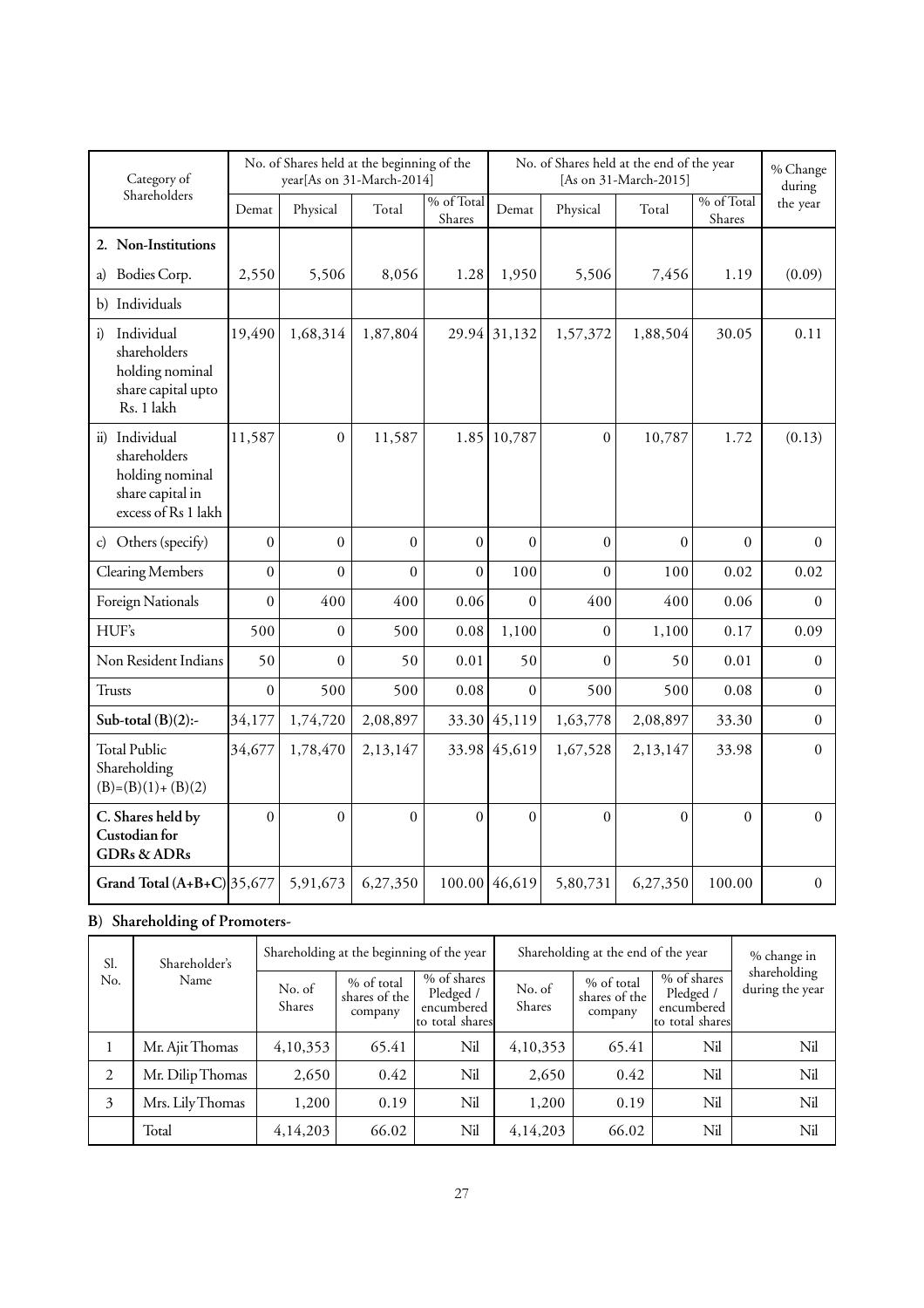| Category of Shareholders | No. of Shares held at the beginning of the year[As on 31-March-2014] | | | | No. of Shares held at the end of the year [As on 31-March-2015] | | | | % Change during the year |
|---|---|---|---|---|---|---|---|---|---|
| | Demat | Physical | Total | % of Total Shares | Demat | Physical | Total | % of Total Shares | |
| **2. Non-Institutions** | | | | | | | | | |
| a) Bodies Corp. | 2,550 | 5,506 | 8,056 | 1.28 | 1,950 | 5,506 | 7,456 | 1.19 | (0.09) |
| b) Individuals | | | | | | | | | |
| i) Individual shareholders holding nominal share capital upto Rs. 1 lakh | 19,490 | 1,68,314 | 1,87,804 | 29.94 | 31,132 | 1,57,372 | 1,88,504 | 30.05 | 0.11 |
| ii) Individual shareholders holding nominal share capital in excess of Rs 1 lakh | 11,587 | 0 | 11,587 | 1.85 | 10,787 | 0 | 10,787 | 1.72 | (0.13) |
| c) Others (specify) | 0 | 0 | 0 | 0 | 0 | 0 | 0 | 0 | 0 |
| Clearing Members | 0 | 0 | 0 | 0 | 100 | 0 | 100 | 0.02 | 0.02 |
| Foreign Nationals | 0 | 400 | 400 | 0.06 | 0 | 400 | 400 | 0.06 | 0 |
| HUF's | 500 | 0 | 500 | 0.08 | 1,100 | 0 | 1,100 | 0.17 | 0.09 |
| Non Resident Indians | 50 | 0 | 50 | 0.01 | 50 | 0 | 50 | 0.01 | 0 |
| Trusts | 0 | 500 | 500 | 0.08 | 0 | 500 | 500 | 0.08 | 0 |
| **Sub-total (B)(2):-** | 34,177 | 1,74,720 | 2,08,897 | 33.30 | 45,119 | 1,63,778 | 2,08,897 | 33.30 | 0 |
| Total Public Shareholding (B)=(B)(1)+ (B)(2) | 34,677 | 1,78,470 | 2,13,147 | 33.98 | 45,619 | 1,67,528 | 2,13,147 | 33.98 | 0 |
| **C. Shares held by Custodian for GDRs & ADRs** | 0 | 0 | 0 | 0 | 0 | 0 | 0 | 0 | 0 |
| **Grand Total (A+B+C)** | 35,677 | 5,91,673 | 6,27,350 | 100.00 | 46,619 | 5,80,731 | 6,27,350 | 100.00 | 0 |

## B) Shareholding of Promoters-

| Sl. No. | Shareholder's Name | Shareholding at the beginning of the year | | | Shareholding at the end of the year | | | % change in shareholding during the year |
|---|---|---|---|---|---|---|---|---|
| | | No. of Shares | % of total shares of the company | % of shares Pledged / encumbered to total shares | No. of Shares | % of total shares of the company | % of shares Pledged / encumbered to total shares | |
| 1 | Mr. Ajit Thomas | 4,10,353 | 65.41 | Nil | 4,10,353 | 65.41 | Nil | Nil |
| 2 | Mr. Dilip Thomas | 2,650 | 0.42 | Nil | 2,650 | 0.42 | Nil | Nil |
| 3 | Mrs. Lily Thomas | 1,200 | 0.19 | Nil | 1,200 | 0.19 | Nil | Nil |
| | Total | 4,14,203 | 66.02 | Nil | 4,14,203 | 66.02 | Nil | Nil |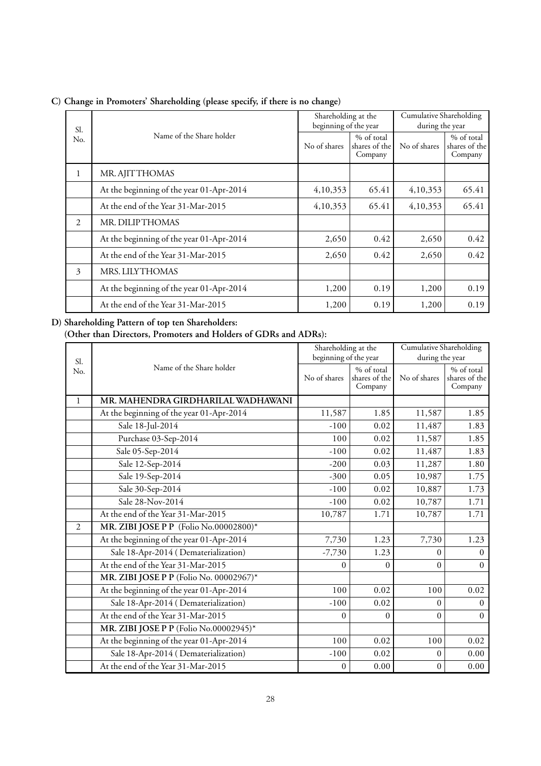**C) Change in Promoters' Shareholding (please specify, if there is no change)**

| Sl. No. | Name of the Share holder | Shareholding at the beginning of the year | | Cumulative Shareholding during the year | |
|---|---|---|---|---|---|
| | | No of shares | % of total shares of the Company | No of shares | % of total shares of the Company |
| 1 | MR. AJIT THOMAS | | | | |
| | At the beginning of the year 01-Apr-2014 | 4,10,353 | 65.41 | 4,10,353 | 65.41 |
| | At the end of the Year 31-Mar-2015 | 4,10,353 | 65.41 | 4,10,353 | 65.41 |
| 2 | MR. DILIP THOMAS | | | | |
| | At the beginning of the year 01-Apr-2014 | 2,650 | 0.42 | 2,650 | 0.42 |
| | At the end of the Year 31-Mar-2015 | 2,650 | 0.42 | 2,650 | 0.42 |
| 3 | MRS. LILY THOMAS | | | | |
| | At the beginning of the year 01-Apr-2014 | 1,200 | 0.19 | 1,200 | 0.19 |
| | At the end of the Year 31-Mar-2015 | 1,200 | 0.19 | 1,200 | 0.19 |

**D) Shareholding Pattern of top ten Shareholders:**
**(Other than Directors, Promoters and Holders of GDRs and ADRs):**

| Sl. No. | Name of the Share holder | Shareholding at the beginning of the year | | Cumulative Shareholding during the year | |
|---|---|---|---|---|---|
| | | No of shares | % of total shares of the Company | No of shares | % of total shares of the Company |
| 1 | **MR. MAHENDRA GIRDHARILAL WADHAWANI** | | | | |
| | At the beginning of the year 01-Apr-2014 | 11,587 | 1.85 | 11,587 | 1.85 |
| | Sale 18-Jul-2014 | -100 | 0.02 | 11,487 | 1.83 |
| | Purchase 03-Sep-2014 | 100 | 0.02 | 11,587 | 1.85 |
| | Sale 05-Sep-2014 | -100 | 0.02 | 11,487 | 1.83 |
| | Sale 12-Sep-2014 | -200 | 0.03 | 11,287 | 1.80 |
| | Sale 19-Sep-2014 | -300 | 0.05 | 10,987 | 1.75 |
| | Sale 30-Sep-2014 | -100 | 0.02 | 10,887 | 1.73 |
| | Sale 28-Nov-2014 | -100 | 0.02 | 10,787 | 1.71 |
| | At the end of the Year 31-Mar-2015 | 10,787 | 1.71 | 10,787 | 1.71 |
| 2 | **MR. ZIBI JOSE P P** (Folio No.00002800)* | | | | |
| | At the beginning of the year 01-Apr-2014 | 7,730 | 1.23 | 7,730 | 1.23 |
| | Sale 18-Apr-2014 ( Dematerialization) | -7,730 | 1.23 | 0 | 0 |
| | At the end of the Year 31-Mar-2015 | 0 | 0 | 0 | 0 |
| | **MR. ZIBI JOSE P P** (Folio No. 00002967)* | | | | |
| | At the beginning of the year 01-Apr-2014 | 100 | 0.02 | 100 | 0.02 |
| | Sale 18-Apr-2014 ( Dematerialization) | -100 | 0.02 | 0 | 0 |
| | At the end of the Year 31-Mar-2015 | 0 | 0 | 0 | 0 |
| | **MR. ZIBI JOSE P P** (Folio No.00002945)* | | | | |
| | At the beginning of the year 01-Apr-2014 | 100 | 0.02 | 100 | 0.02 |
| | Sale 18-Apr-2014 ( Dematerialization) | -100 | 0.02 | 0 | 0.00 |
| | At the end of the Year 31-Mar-2015 | 0 | 0.00 | 0 | 0.00 |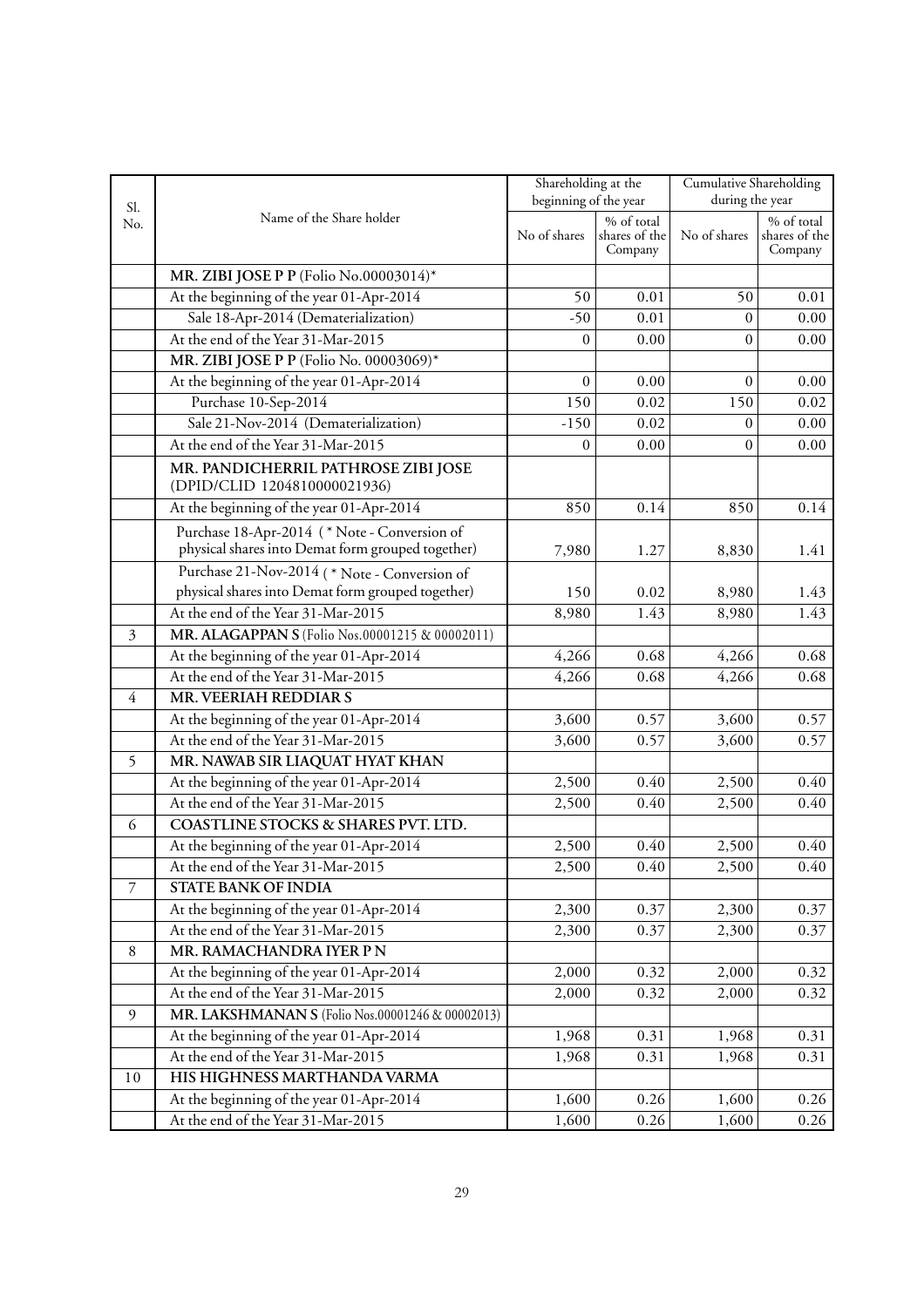| Sl. No. | Name of the Share holder | Shareholding at the beginning of the year | | Cumulative Shareholding during the year | |
|---|---|---|---|---|---|
| | | No of shares | % of total shares of the Company | No of shares | % of total shares of the Company |
| | **MR. ZIBI JOSE P P** (Folio No.00003014)* | | | | |
| | At the beginning of the year 01-Apr-2014 | 50 | 0.01 | 50 | 0.01 |
| | Sale 18-Apr-2014 (Dematerialization) | -50 | 0.01 | 0 | 0.00 |
| | At the end of the Year 31-Mar-2015 | 0 | 0.00 | 0 | 0.00 |
| | **MR. ZIBI JOSE P P** (Folio No. 00003069)* | | | | |
| | At the beginning of the year 01-Apr-2014 | 0 | 0.00 | 0 | 0.00 |
| | Purchase 10-Sep-2014 | 150 | 0.02 | 150 | 0.02 |
| | Sale 21-Nov-2014 (Dematerialization) | -150 | 0.02 | 0 | 0.00 |
| | At the end of the Year 31-Mar-2015 | 0 | 0.00 | 0 | 0.00 |
| | **MR. PANDICHERRIL PATHROSE ZIBI JOSE** (DPID/CLID 1204810000021936) | | | | |
| | At the beginning of the year 01-Apr-2014 | 850 | 0.14 | 850 | 0.14 |
| | Purchase 18-Apr-2014 ( * Note - Conversion of physical shares into Demat form grouped together) | 7,980 | 1.27 | 8,830 | 1.41 |
| | Purchase 21-Nov-2014 ( * Note - Conversion of physical shares into Demat form grouped together) | 150 | 0.02 | 8,980 | 1.43 |
| | At the end of the Year 31-Mar-2015 | 8,980 | 1.43 | 8,980 | 1.43 |
| 3 | **MR. ALAGAPPAN S** (Folio Nos.00001215 & 00002011) | | | | |
| | At the beginning of the year 01-Apr-2014 | 4,266 | 0.68 | 4,266 | 0.68 |
| | At the end of the Year 31-Mar-2015 | 4,266 | 0.68 | 4,266 | 0.68 |
| 4 | **MR. VEERIAH REDDIAR S** | | | | |
| | At the beginning of the year 01-Apr-2014 | 3,600 | 0.57 | 3,600 | 0.57 |
| | At the end of the Year 31-Mar-2015 | 3,600 | 0.57 | 3,600 | 0.57 |
| 5 | **MR. NAWAB SIR LIAQUAT HYAT KHAN** | | | | |
| | At the beginning of the year 01-Apr-2014 | 2,500 | 0.40 | 2,500 | 0.40 |
| | At the end of the Year 31-Mar-2015 | 2,500 | 0.40 | 2,500 | 0.40 |
| 6 | **COASTLINE STOCKS & SHARES PVT. LTD.** | | | | |
| | At the beginning of the year 01-Apr-2014 | 2,500 | 0.40 | 2,500 | 0.40 |
| | At the end of the Year 31-Mar-2015 | 2,500 | 0.40 | 2,500 | 0.40 |
| 7 | **STATE BANK OF INDIA** | | | | |
| | At the beginning of the year 01-Apr-2014 | 2,300 | 0.37 | 2,300 | 0.37 |
| | At the end of the Year 31-Mar-2015 | 2,300 | 0.37 | 2,300 | 0.37 |
| 8 | **MR. RAMACHANDRA IYER P N** | | | | |
| | At the beginning of the year 01-Apr-2014 | 2,000 | 0.32 | 2,000 | 0.32 |
| | At the end of the Year 31-Mar-2015 | 2,000 | 0.32 | 2,000 | 0.32 |
| 9 | **MR. LAKSHMANAN S** (Folio Nos.00001246 & 00002013) | | | | |
| | At the beginning of the year 01-Apr-2014 | 1,968 | 0.31 | 1,968 | 0.31 |
| | At the end of the Year 31-Mar-2015 | 1,968 | 0.31 | 1,968 | 0.31 |
| 10 | **HIS HIGHNESS MARTHANDA VARMA** | | | | |
| | At the beginning of the year 01-Apr-2014 | 1,600 | 0.26 | 1,600 | 0.26 |
| | At the end of the Year 31-Mar-2015 | 1,600 | 0.26 | 1,600 | 0.26 |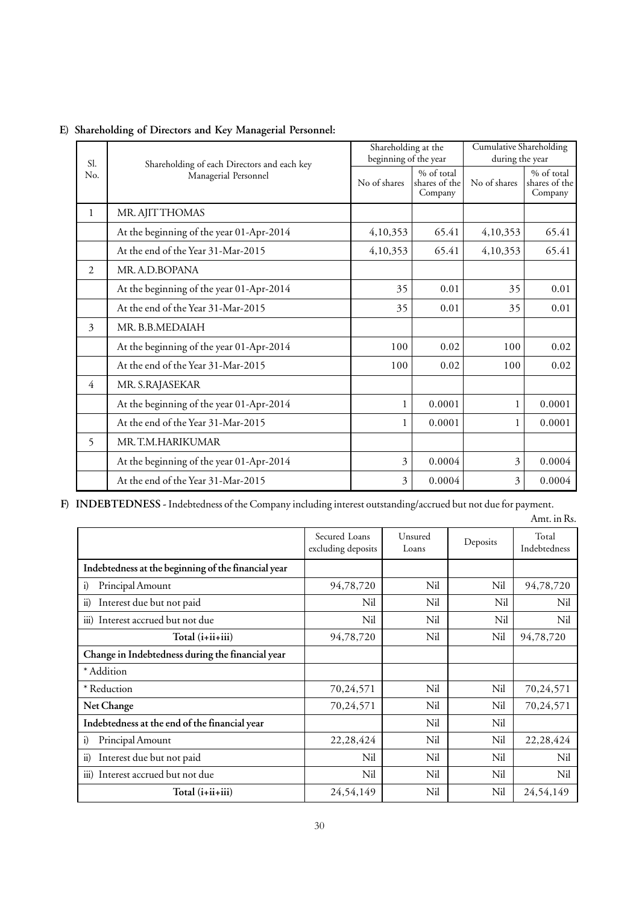**E) Shareholding of Directors and Key Managerial Personnel:**

| Sl. No. | Shareholding of each Directors and each key Managerial Personnel | Shareholding at the beginning of the year | | Cumulative Shareholding during the year | |
|---|---|---|---|---|---|
| | | No of shares | % of total shares of the Company | No of shares | % of total shares of the Company |
| 1 | MR. AJIT THOMAS | | | | |
| | At the beginning of the year 01-Apr-2014 | 4,10,353 | 65.41 | 4,10,353 | 65.41 |
| | At the end of the Year 31-Mar-2015 | 4,10,353 | 65.41 | 4,10,353 | 65.41 |
| 2 | MR. A.D.BOPANA | | | | |
| | At the beginning of the year 01-Apr-2014 | 35 | 0.01 | 35 | 0.01 |
| | At the end of the Year 31-Mar-2015 | 35 | 0.01 | 35 | 0.01 |
| 3 | MR. B.B.MEDAIAH | | | | |
| | At the beginning of the year 01-Apr-2014 | 100 | 0.02 | 100 | 0.02 |
| | At the end of the Year 31-Mar-2015 | 100 | 0.02 | 100 | 0.02 |
| 4 | MR. S.RAJASEKAR | | | | |
| | At the beginning of the year 01-Apr-2014 | 1 | 0.0001 | 1 | 0.0001 |
| | At the end of the Year 31-Mar-2015 | 1 | 0.0001 | 1 | 0.0001 |
| 5 | MR. T.M.HARIKUMAR | | | | |
| | At the beginning of the year 01-Apr-2014 | 3 | 0.0004 | 3 | 0.0004 |
| | At the end of the Year 31-Mar-2015 | 3 | 0.0004 | 3 | 0.0004 |

**F) INDEBTEDNESS** - Indebtedness of the Company including interest outstanding/accrued but not due for payment.

Amt. in Rs.

| | Secured Loans excluding deposits | Unsured Loans | Deposits | Total Indebtedness |
|---|---|---|---|---|
| **Indebtedness at the beginning of the financial year** | | | | |
| i) Principal Amount | 94,78,720 | Nil | Nil | 94,78,720 |
| ii) Interest due but not paid | Nil | Nil | Nil | Nil |
| iii) Interest accrued but not due | Nil | Nil | Nil | Nil |
| **Total (i+ii+iii)** | 94,78,720 | Nil | Nil | 94,78,720 |
| **Change in Indebtedness during the financial year** | | | | |
| * Addition | | | | |
| * Reduction | 70,24,571 | Nil | Nil | 70,24,571 |
| **Net Change** | 70,24,571 | Nil | Nil | 70,24,571 |
| **Indebtedness at the end of the financial year** | | Nil | Nil | |
| i) Principal Amount | 22,28,424 | Nil | Nil | 22,28,424 |
| ii) Interest due but not paid | Nil | Nil | Nil | Nil |
| iii) Interest accrued but not due | Nil | Nil | Nil | Nil |
| **Total (i+ii+iii)** | 24,54,149 | Nil | Nil | 24,54,149 |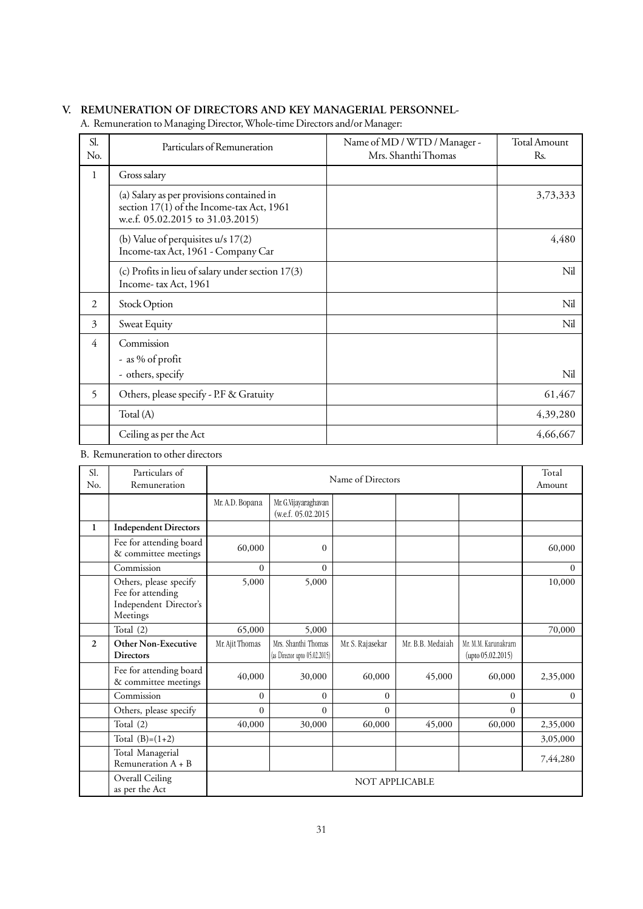## V. REMUNERATION OF DIRECTORS AND KEY MANAGERIAL PERSONNEL-

A. Remuneration to Managing Director, Whole-time Directors and/or Manager:

| Sl. No. | Particulars of Remuneration | Name of MD / WTD / Manager - Mrs. Shanthi Thomas | Total Amount Rs. |
|---|---|---|---|
| 1 | Gross salary | | |
| | (a) Salary as per provisions contained in section 17(1) of the Income-tax Act, 1961 w.e.f. 05.02.2015 to 31.03.2015) | | 3,73,333 |
| | (b) Value of perquisites u/s 17(2) Income-tax Act, 1961 - Company Car | | 4,480 |
| | (c) Profits in lieu of salary under section 17(3) Income- tax Act, 1961 | | Nil |
| 2 | Stock Option | | Nil |
| 3 | Sweat Equity | | Nil |
| 4 | Commission<br>- as % of profit<br>- others, specify | | Nil |
| 5 | Others, please specify - P.F & Gratuity | | 61,467 |
| | Total (A) | | 4,39,280 |
| | Ceiling as per the Act | | 4,66,667 |

B. Remuneration to other directors

| Sl. No. | Particulars of Remuneration | Name of Directors | | | | | Total Amount |
|---|---|---|---|---|---|---|---|
| | | Mr. A.D. Bopana | Mr. G.Vijayaraghavan (w.e.f. 05.02.2015 | | | | |
| **1** | **Independent Directors** | | | | | | |
| | Fee for attending board & committee meetings | 60,000 | 0 | | | | 60,000 |
| | Commission | 0 | 0 | | | | 0 |
| | Others, please specify Fee for attending Independent Director's Meetings | 5,000 | 5,000 | | | | 10,000 |
| | Total (2) | 65,000 | 5,000 | | | | 70,000 |
| **2** | **Other Non-Executive Directors** | Mr. Ajit Thomas | Mrs. Shanthi Thomas (as Director upto 05.02.2015) | Mr. S. Rajasekar | Mr. B.B. Medaiah | Mr. M.M. Karunakrarn (upto 05.02.2015) | |
| | Fee for attending board & committee meetings | 40,000 | 30,000 | 60,000 | 45,000 | 60,000 | 2,35,000 |
| | Commission | 0 | 0 | 0 | | 0 | 0 |
| | Others, please specify | 0 | 0 | 0 | | 0 | |
| | Total (2) | 40,000 | 30,000 | 60,000 | 45,000 | 60,000 | 2,35,000 |
| | Total (B)=(1+2) | | | | | | 3,05,000 |
| | Total Managerial Remuneration A + B | | | | | | 7,44,280 |
| | Overall Ceiling as per the Act | NOT APPLICABLE | | | | | |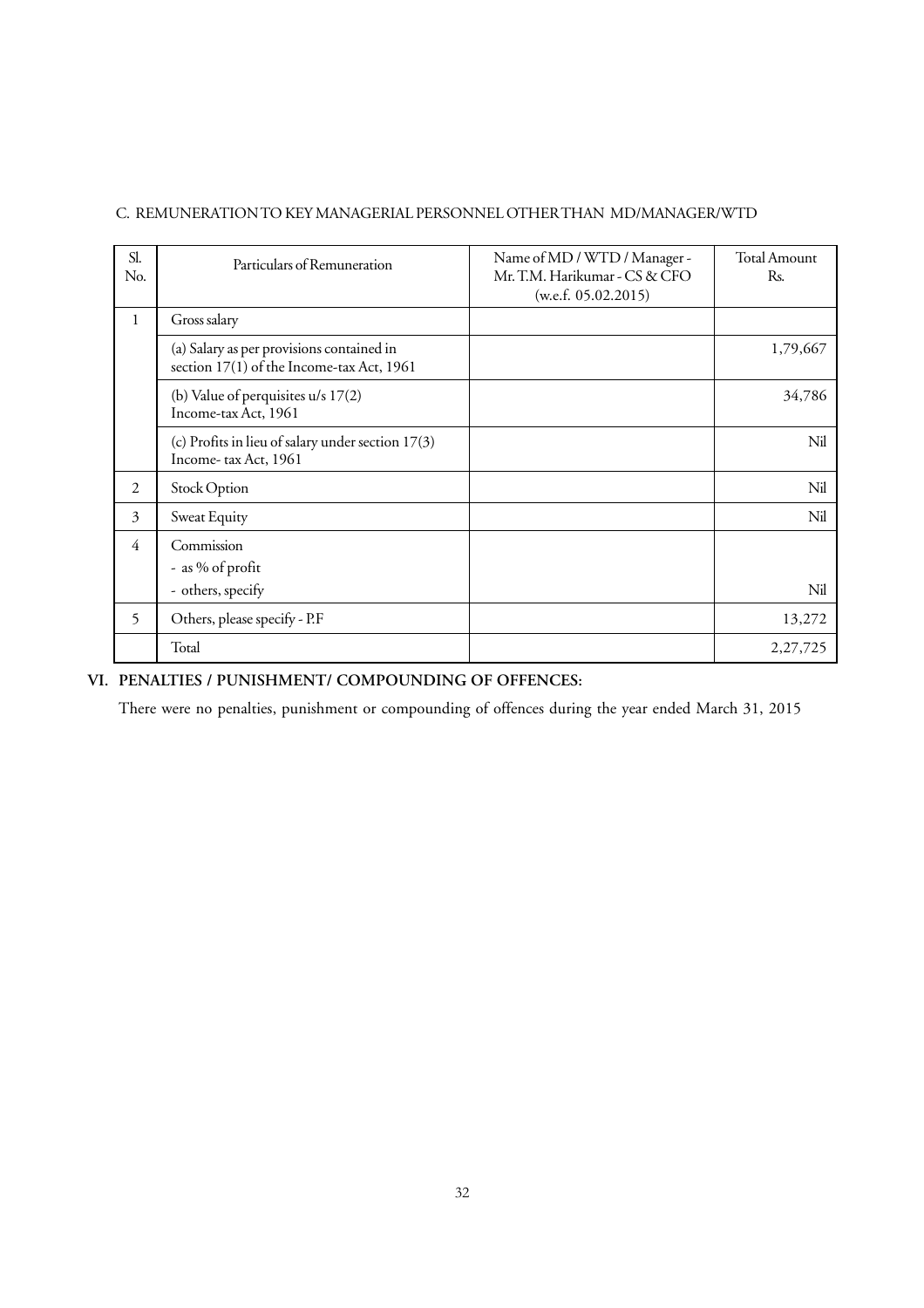C. REMUNERATION TO KEY MANAGERIAL PERSONNEL OTHER THAN MD/MANAGER/WTD

| Sl. No. | Particulars of Remuneration | Name of MD / WTD / Manager - Mr. T.M. Harikumar - CS & CFO (w.e.f. 05.02.2015) | Total Amount Rs. |
|---|---|---|---|
| 1 | Gross salary | | |
| | (a) Salary as per provisions contained in section 17(1) of the Income-tax Act, 1961 | | 1,79,667 |
| | (b) Value of perquisites u/s 17(2) Income-tax Act, 1961 | | 34,786 |
| | (c) Profits in lieu of salary under section 17(3) Income- tax Act, 1961 | | Nil |
| 2 | Stock Option | | Nil |
| 3 | Sweat Equity | | Nil |
| 4 | Commission<br>- as % of profit<br>- others, specify | | Nil |
| 5 | Others, please specify - P.F | | 13,272 |
| | Total | | 2,27,725 |

## VI. PENALTIES / PUNISHMENT/ COMPOUNDING OF OFFENCES:

There were no penalties, punishment or compounding of offences during the year ended March 31, 2015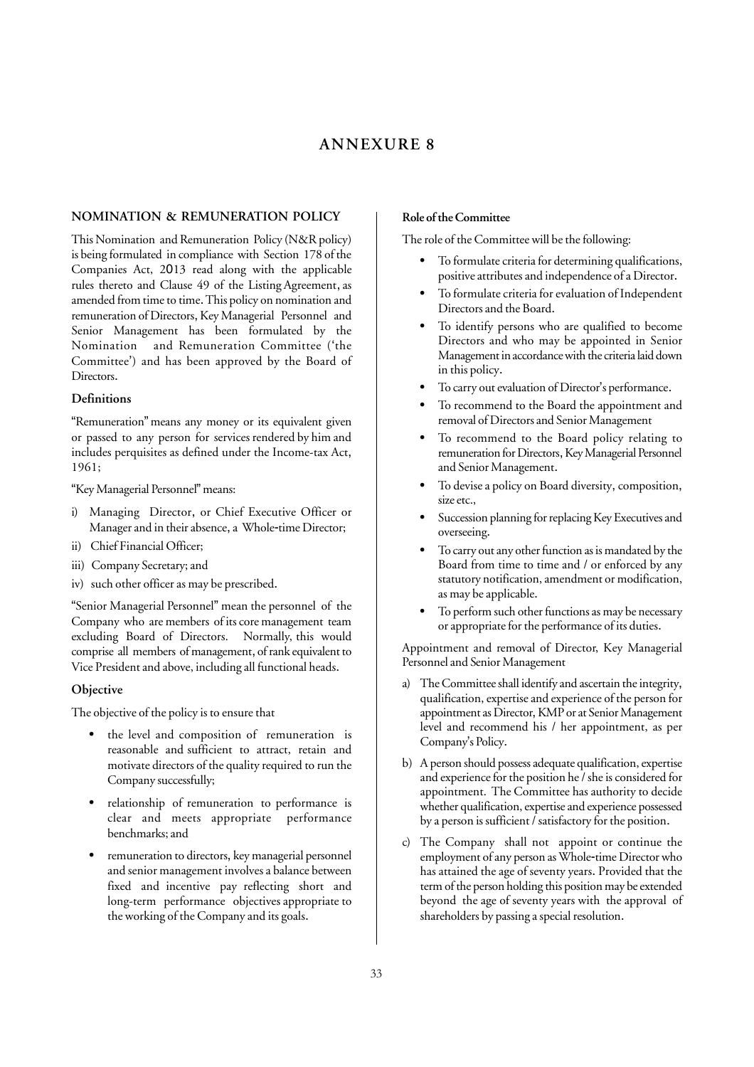# ANNEXURE 8

## NOMINATION & REMUNERATION POLICY

This Nomination and Remuneration Policy (N&R policy) is being formulated in compliance with Section 178 of the Companies Act, 2013 read along with the applicable rules thereto and Clause 49 of the Listing Agreement, as amended from time to time. This policy on nomination and remuneration of Directors, Key Managerial Personnel and Senior Management has been formulated by the Nomination and Remuneration Committee ('the Committee') and has been approved by the Board of Directors.

### Definitions

"Remuneration" means any money or its equivalent given or passed to any person for services rendered by him and includes perquisites as defined under the Income-tax Act, 1961;

"Key Managerial Personnel" means:

i) Managing Director, or Chief Executive Officer or Manager and in their absence, a Whole-time Director;
ii) Chief Financial Officer;
iii) Company Secretary; and
iv) such other officer as may be prescribed.

"Senior Managerial Personnel" mean the personnel of the Company who are members of its core management team excluding Board of Directors. Normally, this would comprise all members of management, of rank equivalent to Vice President and above, including all functional heads.

### Objective

The objective of the policy is to ensure that

- the level and composition of remuneration is reasonable and sufficient to attract, retain and motivate directors of the quality required to run the Company successfully;
- relationship of remuneration to performance is clear and meets appropriate performance benchmarks; and
- remuneration to directors, key managerial personnel and senior management involves a balance between fixed and incentive pay reflecting short and long-term performance objectives appropriate to the working of the Company and its goals.

### Role of the Committee

The role of the Committee will be the following:

- To formulate criteria for determining qualifications, positive attributes and independence of a Director.
- To formulate criteria for evaluation of Independent Directors and the Board.
- To identify persons who are qualified to become Directors and who may be appointed in Senior Management in accordance with the criteria laid down in this policy.
- To carry out evaluation of Director's performance.
- To recommend to the Board the appointment and removal of Directors and Senior Management
- To recommend to the Board policy relating to remuneration for Directors, Key Managerial Personnel and Senior Management.
- To devise a policy on Board diversity, composition, size etc.,
- Succession planning for replacing Key Executives and overseeing.
- To carry out any other function as is mandated by the Board from time to time and / or enforced by any statutory notification, amendment or modification, as may be applicable.
- To perform such other functions as may be necessary or appropriate for the performance of its duties.

Appointment and removal of Director, Key Managerial Personnel and Senior Management

a) The Committee shall identify and ascertain the integrity, qualification, expertise and experience of the person for appointment as Director, KMP or at Senior Management level and recommend his / her appointment, as per Company's Policy.

b) A person should possess adequate qualification, expertise and experience for the position he / she is considered for appointment. The Committee has authority to decide whether qualification, expertise and experience possessed by a person is sufficient / satisfactory for the position.

c) The Company shall not appoint or continue the employment of any person as Whole-time Director who has attained the age of seventy years. Provided that the term of the person holding this position may be extended beyond the age of seventy years with the approval of shareholders by passing a special resolution.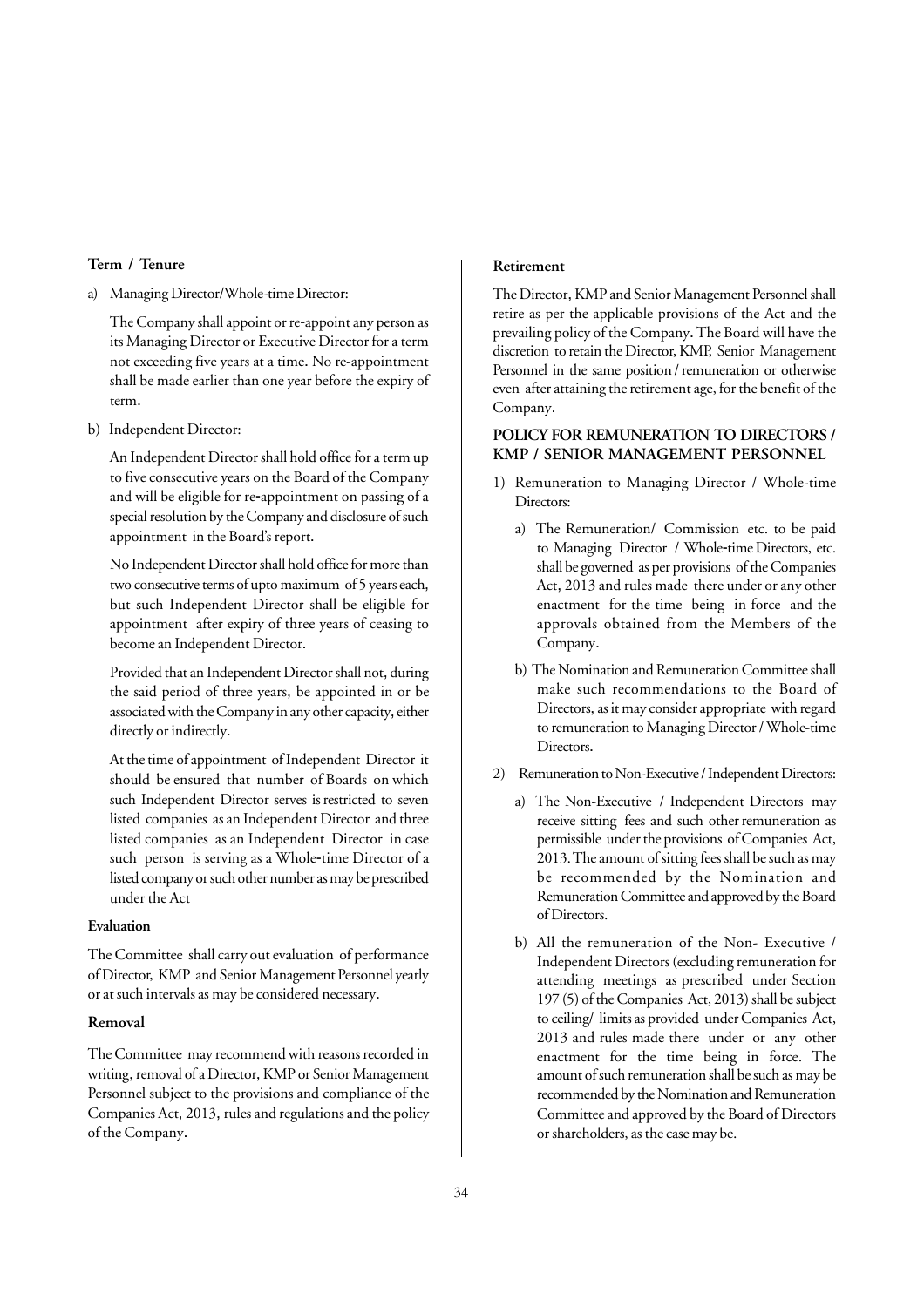**Term / Tenure**

a) Managing Director/Whole-time Director:

   The Company shall appoint or re-appoint any person as its Managing Director or Executive Director for a term not exceeding five years at a time. No re-appointment shall be made earlier than one year before the expiry of term.

b) Independent Director:

   An Independent Director shall hold office for a term up to five consecutive years on the Board of the Company and will be eligible for re-appointment on passing of a special resolution by the Company and disclosure of such appointment in the Board's report.

   No Independent Director shall hold office for more than two consecutive terms of upto maximum of 5 years each, but such Independent Director shall be eligible for appointment after expiry of three years of ceasing to become an Independent Director.

   Provided that an Independent Director shall not, during the said period of three years, be appointed in or be associated with the Company in any other capacity, either directly or indirectly.

   At the time of appointment of Independent Director it should be ensured that number of Boards on which such Independent Director serves is restricted to seven listed companies as an Independent Director and three listed companies as an Independent Director in case such person is serving as a Whole-time Director of a listed company or such other number as may be prescribed under the Act

**Evaluation**

The Committee shall carry out evaluation of performance of Director, KMP and Senior Management Personnel yearly or at such intervals as may be considered necessary.

**Removal**

The Committee may recommend with reasons recorded in writing, removal of a Director, KMP or Senior Management Personnel subject to the provisions and compliance of the Companies Act, 2013, rules and regulations and the policy of the Company.

**Retirement**

The Director, KMP and Senior Management Personnel shall retire as per the applicable provisions of the Act and the prevailing policy of the Company. The Board will have the discretion to retain the Director, KMP, Senior Management Personnel in the same position / remuneration or otherwise even after attaining the retirement age, for the benefit of the Company.

**POLICY FOR REMUNERATION TO DIRECTORS / KMP / SENIOR MANAGEMENT PERSONNEL**

1) Remuneration to Managing Director / Whole-time Directors:

   a) The Remuneration/ Commission etc. to be paid to Managing Director / Whole-time Directors, etc. shall be governed as per provisions of the Companies Act, 2013 and rules made there under or any other enactment for the time being in force and the approvals obtained from the Members of the Company.

   b) The Nomination and Remuneration Committee shall make such recommendations to the Board of Directors, as it may consider appropriate with regard to remuneration to Managing Director / Whole-time Directors.

2) Remuneration to Non-Executive / Independent Directors:

   a) The Non-Executive / Independent Directors may receive sitting fees and such other remuneration as permissible under the provisions of Companies Act, 2013. The amount of sitting fees shall be such as may be recommended by the Nomination and Remuneration Committee and approved by the Board of Directors.

   b) All the remuneration of the Non- Executive / Independent Directors (excluding remuneration for attending meetings as prescribed under Section 197 (5) of the Companies Act, 2013) shall be subject to ceiling/ limits as provided under Companies Act, 2013 and rules made there under or any other enactment for the time being in force. The amount of such remuneration shall be such as may be recommended by the Nomination and Remuneration Committee and approved by the Board of Directors or shareholders, as the case may be.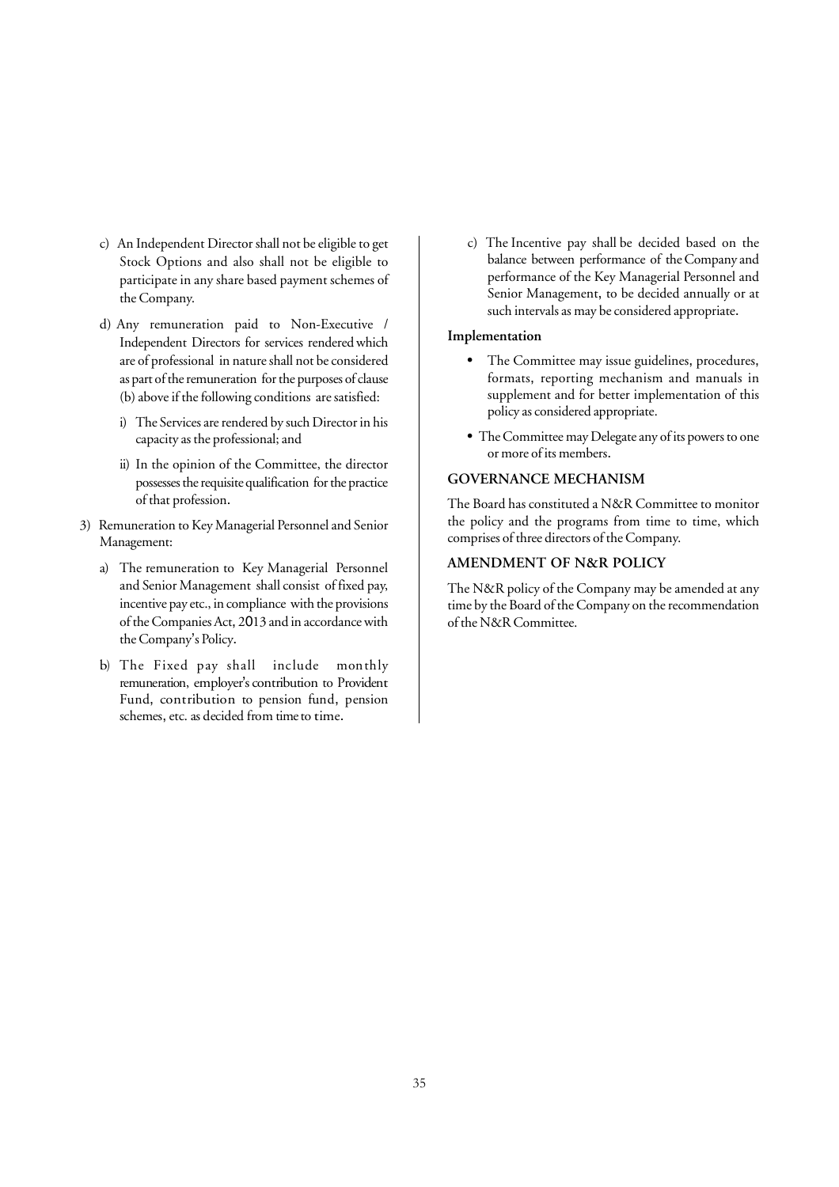c) An Independent Director shall not be eligible to get Stock Options and also shall not be eligible to participate in any share based payment schemes of the Company.

d) Any remuneration paid to Non-Executive / Independent Directors for services rendered which are of professional in nature shall not be considered as part of the remuneration for the purposes of clause (b) above if the following conditions are satisfied:

   i) The Services are rendered by such Director in his capacity as the professional; and

   ii) In the opinion of the Committee, the director possesses the requisite qualification for the practice of that profession.

3) Remuneration to Key Managerial Personnel and Senior Management:

   a) The remuneration to Key Managerial Personnel and Senior Management shall consist of fixed pay, incentive pay etc., in compliance with the provisions of the Companies Act, 2013 and in accordance with the Company's Policy.

   b) The Fixed pay shall include monthly remuneration, employer's contribution to Provident Fund, contribution to pension fund, pension schemes, etc. as decided from time to time.

   c) The Incentive pay shall be decided based on the balance between performance of the Company and performance of the Key Managerial Personnel and Senior Management, to be decided annually or at such intervals as may be considered appropriate.

**Implementation**

- The Committee may issue guidelines, procedures, formats, reporting mechanism and manuals in supplement and for better implementation of this policy as considered appropriate.
- The Committee may Delegate any of its powers to one or more of its members.

## GOVERNANCE MECHANISM

The Board has constituted a N&R Committee to monitor the policy and the programs from time to time, which comprises of three directors of the Company.

## AMENDMENT OF N&R POLICY

The N&R policy of the Company may be amended at any time by the Board of the Company on the recommendation of the N&R Committee.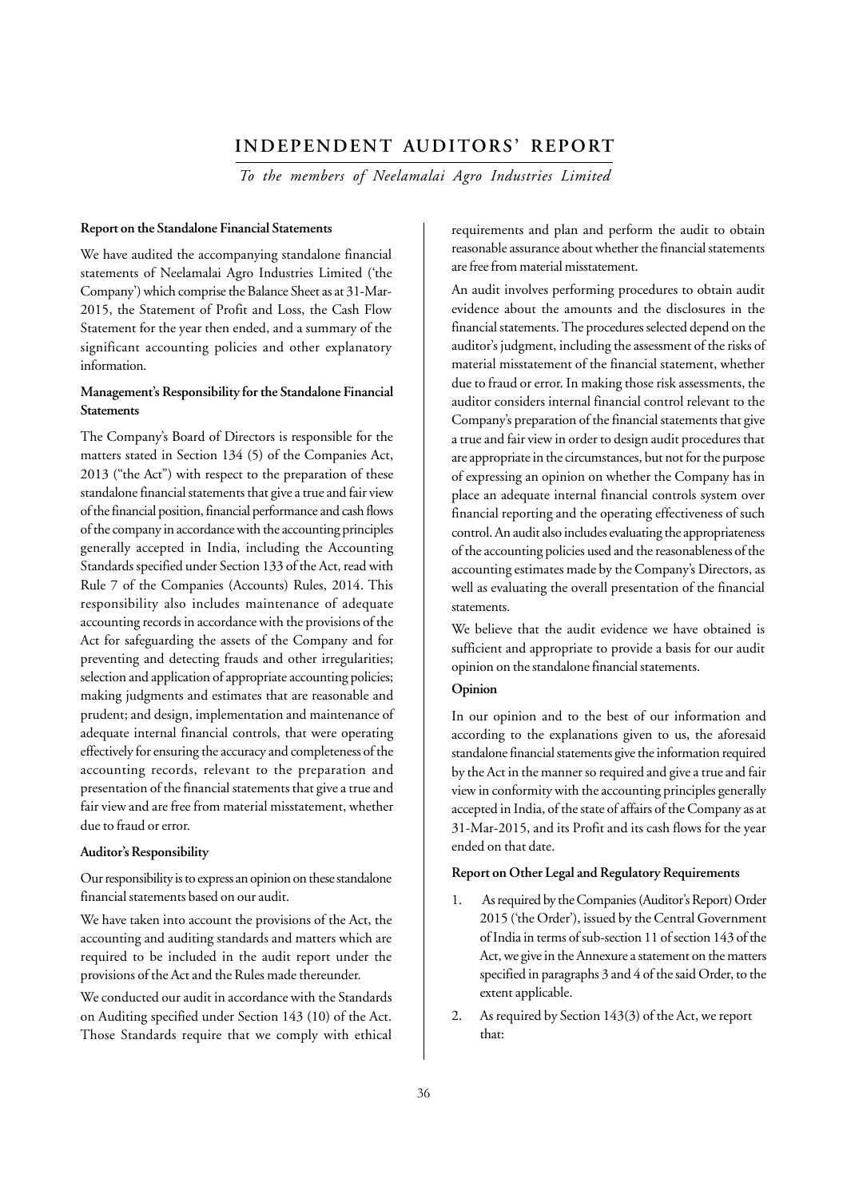# INDEPENDENT AUDITORS' REPORT

*To the members of Neelamalai Agro Industries Limited*

**Report on the Standalone Financial Statements**

We have audited the accompanying standalone financial statements of Neelamalai Agro Industries Limited ('the Company') which comprise the Balance Sheet as at 31-Mar-2015, the Statement of Profit and Loss, the Cash Flow Statement for the year then ended, and a summary of the significant accounting policies and other explanatory information.

**Management's Responsibility for the Standalone Financial Statements**

The Company's Board of Directors is responsible for the matters stated in Section 134 (5) of the Companies Act, 2013 ("the Act") with respect to the preparation of these standalone financial statements that give a true and fair view of the financial position, financial performance and cash flows of the company in accordance with the accounting principles generally accepted in India, including the Accounting Standards specified under Section 133 of the Act, read with Rule 7 of the Companies (Accounts) Rules, 2014. This responsibility also includes maintenance of adequate accounting records in accordance with the provisions of the Act for safeguarding the assets of the Company and for preventing and detecting frauds and other irregularities; selection and application of appropriate accounting policies; making judgments and estimates that are reasonable and prudent; and design, implementation and maintenance of adequate internal financial controls, that were operating effectively for ensuring the accuracy and completeness of the accounting records, relevant to the preparation and presentation of the financial statements that give a true and fair view and are free from material misstatement, whether due to fraud or error.

**Auditor's Responsibility**

Our responsibility is to express an opinion on these standalone financial statements based on our audit.

We have taken into account the provisions of the Act, the accounting and auditing standards and matters which are required to be included in the audit report under the provisions of the Act and the Rules made thereunder.

We conducted our audit in accordance with the Standards on Auditing specified under Section 143 (10) of the Act. Those Standards require that we comply with ethical requirements and plan and perform the audit to obtain reasonable assurance about whether the financial statements are free from material misstatement.

An audit involves performing procedures to obtain audit evidence about the amounts and the disclosures in the financial statements. The procedures selected depend on the auditor's judgment, including the assessment of the risks of material misstatement of the financial statement, whether due to fraud or error. In making those risk assessments, the auditor considers internal financial control relevant to the Company's preparation of the financial statements that give a true and fair view in order to design audit procedures that are appropriate in the circumstances, but not for the purpose of expressing an opinion on whether the Company has in place an adequate internal financial controls system over financial reporting and the operating effectiveness of such control. An audit also includes evaluating the appropriateness of the accounting policies used and the reasonableness of the accounting estimates made by the Company's Directors, as well as evaluating the overall presentation of the financial statements.

We believe that the audit evidence we have obtained is sufficient and appropriate to provide a basis for our audit opinion on the standalone financial statements.

**Opinion**

In our opinion and to the best of our information and according to the explanations given to us, the aforesaid standalone financial statements give the information required by the Act in the manner so required and give a true and fair view in conformity with the accounting principles generally accepted in India, of the state of affairs of the Company as at 31-Mar-2015, and its Profit and its cash flows for the year ended on that date.

**Report on Other Legal and Regulatory Requirements**

1. As required by the Companies (Auditor's Report) Order 2015 ('the Order'), issued by the Central Government of India in terms of sub-section 11 of section 143 of the Act, we give in the Annexure a statement on the matters specified in paragraphs 3 and 4 of the said Order, to the extent applicable.
2. As required by Section 143(3) of the Act, we report that: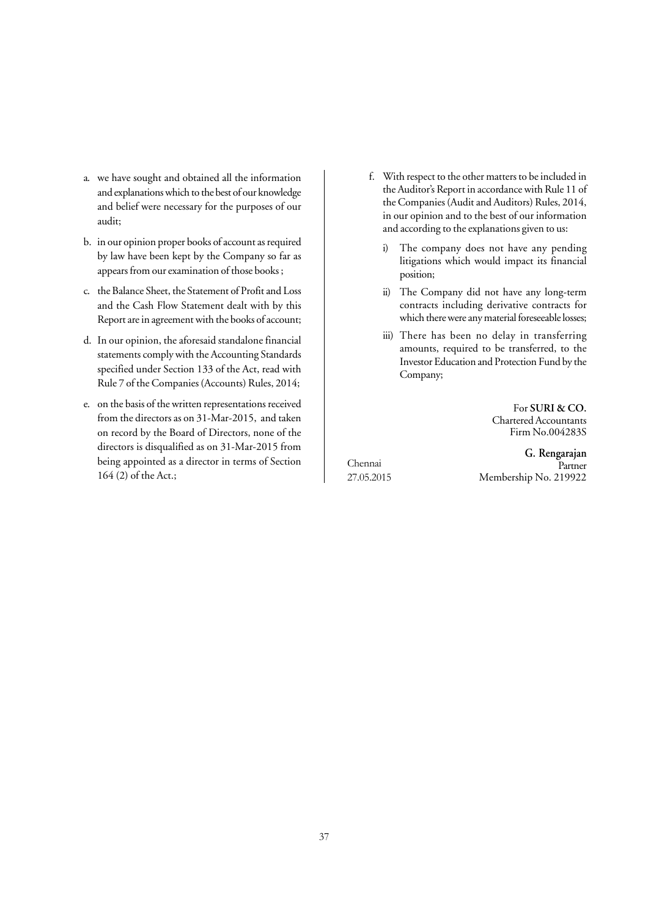a. we have sought and obtained all the information and explanations which to the best of our knowledge and belief were necessary for the purposes of our audit;

b. in our opinion proper books of account as required by law have been kept by the Company so far as appears from our examination of those books ;

c. the Balance Sheet, the Statement of Profit and Loss and the Cash Flow Statement dealt with by this Report are in agreement with the books of account;

d. In our opinion, the aforesaid standalone financial statements comply with the Accounting Standards specified under Section 133 of the Act, read with Rule 7 of the Companies (Accounts) Rules, 2014;

e. on the basis of the written representations received from the directors as on 31-Mar-2015, and taken on record by the Board of Directors, none of the directors is disqualified as on 31-Mar-2015 from being appointed as a director in terms of Section 164 (2) of the Act.;

f. With respect to the other matters to be included in the Auditor's Report in accordance with Rule 11 of the Companies (Audit and Auditors) Rules, 2014, in our opinion and to the best of our information and according to the explanations given to us:

   i) The company does not have any pending litigations which would impact its financial position;

   ii) The Company did not have any long-term contracts including derivative contracts for which there were any material foreseeable losses;

   iii) There has been no delay in transferring amounts, required to be transferred, to the Investor Education and Protection Fund by the Company;

For **SURI & CO.**
Chartered Accountants
Firm No.004283S

**G. Rengarajan**
Partner
Membership No. 219922

Chennai
27.05.2015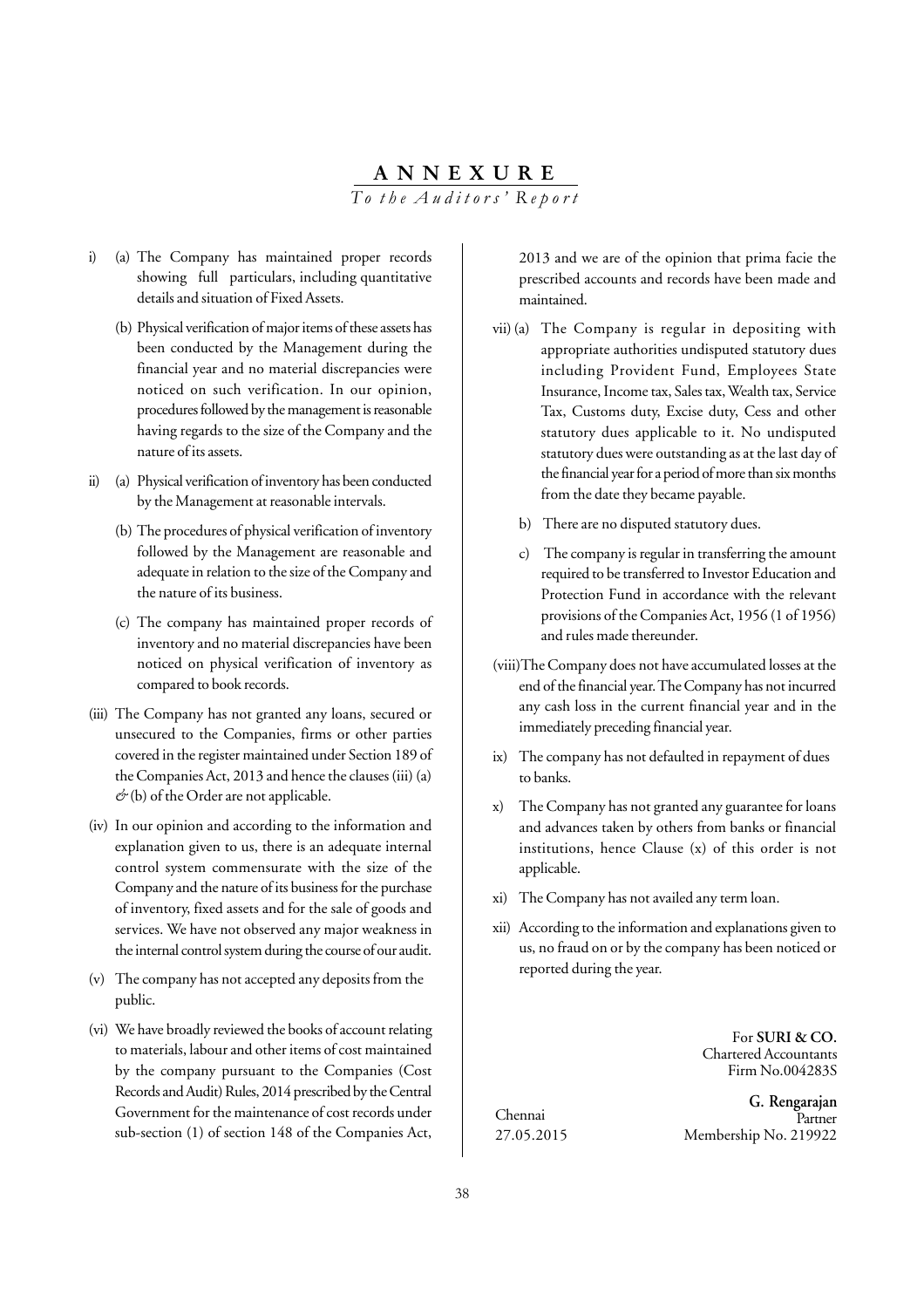# ANNEXURE

*To the Auditors' Report*

i) (a) The Company has maintained proper records showing full particulars, including quantitative details and situation of Fixed Assets.

(b) Physical verification of major items of these assets has been conducted by the Management during the financial year and no material discrepancies were noticed on such verification. In our opinion, procedures followed by the management is reasonable having regards to the size of the Company and the nature of its assets.

ii) (a) Physical verification of inventory has been conducted by the Management at reasonable intervals.

(b) The procedures of physical verification of inventory followed by the Management are reasonable and adequate in relation to the size of the Company and the nature of its business.

(c) The company has maintained proper records of inventory and no material discrepancies have been noticed on physical verification of inventory as compared to book records.

(iii) The Company has not granted any loans, secured or unsecured to the Companies, firms or other parties covered in the register maintained under Section 189 of the Companies Act, 2013 and hence the clauses (iii) (a) & (b) of the Order are not applicable.

(iv) In our opinion and according to the information and explanation given to us, there is an adequate internal control system commensurate with the size of the Company and the nature of its business for the purchase of inventory, fixed assets and for the sale of goods and services. We have not observed any major weakness in the internal control system during the course of our audit.

(v) The company has not accepted any deposits from the public.

(vi) We have broadly reviewed the books of account relating to materials, labour and other items of cost maintained by the company pursuant to the Companies (Cost Records and Audit) Rules, 2014 prescribed by the Central Government for the maintenance of cost records under sub-section (1) of section 148 of the Companies Act, 2013 and we are of the opinion that prima facie the prescribed accounts and records have been made and maintained.

vii) (a) The Company is regular in depositing with appropriate authorities undisputed statutory dues including Provident Fund, Employees State Insurance, Income tax, Sales tax, Wealth tax, Service Tax, Customs duty, Excise duty, Cess and other statutory dues applicable to it. No undisputed statutory dues were outstanding as at the last day of the financial year for a period of more than six months from the date they became payable.

b) There are no disputed statutory dues.

c) The company is regular in transferring the amount required to be transferred to Investor Education and Protection Fund in accordance with the relevant provisions of the Companies Act, 1956 (1 of 1956) and rules made thereunder.

(viii) The Company does not have accumulated losses at the end of the financial year. The Company has not incurred any cash loss in the current financial year and in the immediately preceding financial year.

ix) The company has not defaulted in repayment of dues to banks.

x) The Company has not granted any guarantee for loans and advances taken by others from banks or financial institutions, hence Clause (x) of this order is not applicable.

xi) The Company has not availed any term loan.

xii) According to the information and explanations given to us, no fraud on or by the company has been noticed or reported during the year.

For **SURI & CO.**
Chartered Accountants
Firm No.004283S

Chennai
27.05.2015

**G. Rengarajan**
Partner
Membership No. 219922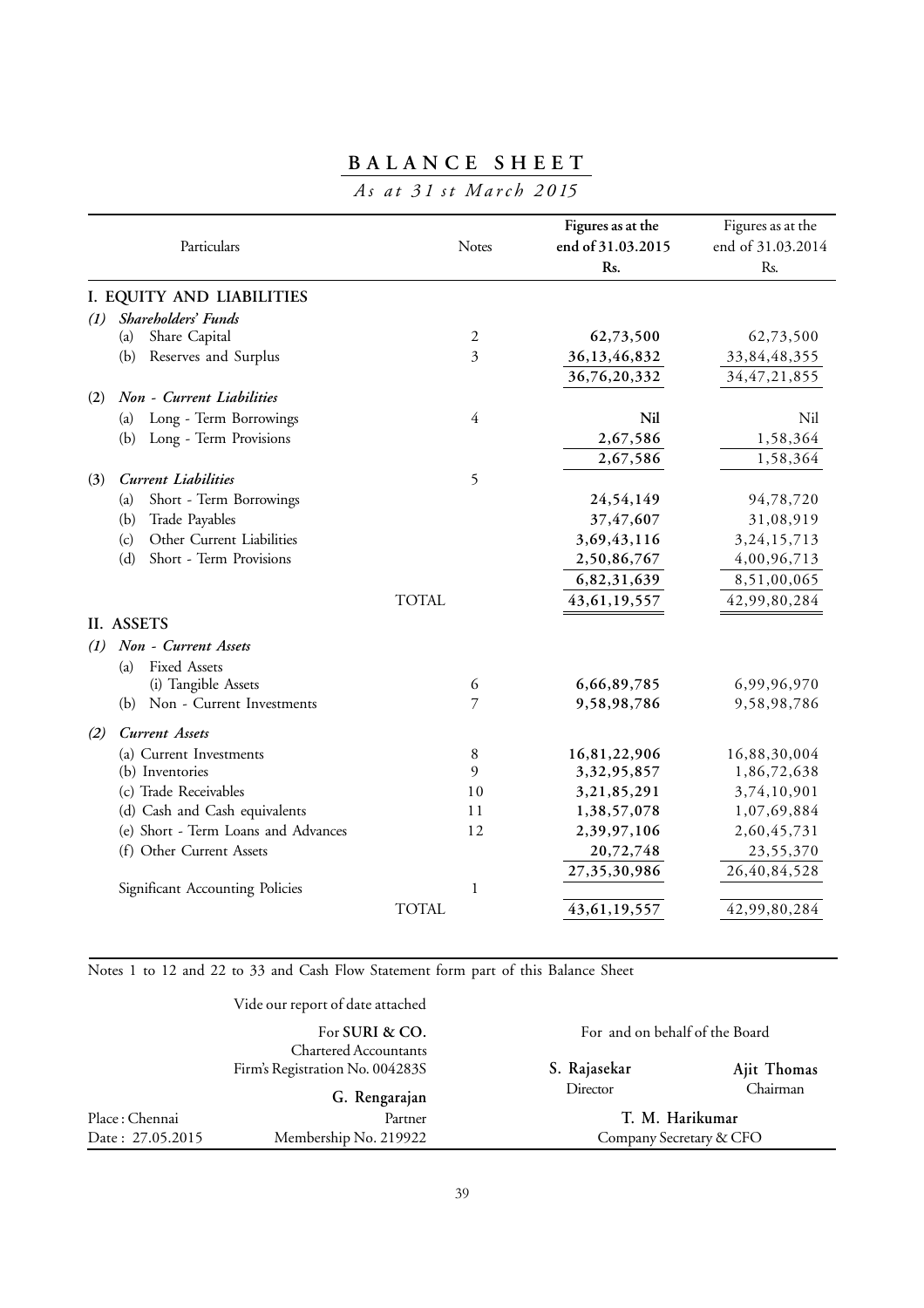# BALANCE SHEET

*As at 31 st March 2015*

| Particulars | Notes | Figures as at the end of 31.03.2015 Rs. | Figures as at the end of 31.03.2014 Rs. |
|---|---|---|---|
| **I. EQUITY AND LIABILITIES** | | | |
| *(1) Shareholders' Funds* | | | |
| (a) Share Capital | 2 | **62,73,500** | 62,73,500 |
| (b) Reserves and Surplus | 3 | **36,13,46,832** | 33,84,48,355 |
| | | **36,76,20,332** | 34,47,21,855 |
| (2) *Non - Current Liabilities* | | | |
| (a) Long - Term Borrowings | 4 | **Nil** | Nil |
| (b) Long - Term Provisions | | **2,67,586** | 1,58,364 |
| | | **2,67,586** | 1,58,364 |
| (3) *Current Liabilities* | 5 | | |
| (a) Short - Term Borrowings | | **24,54,149** | 94,78,720 |
| (b) Trade Payables | | **37,47,607** | 31,08,919 |
| (c) Other Current Liabilities | | **3,69,43,116** | 3,24,15,713 |
| (d) Short - Term Provisions | | **2,50,86,767** | 4,00,96,713 |
| | | **6,82,31,639** | 8,51,00,065 |
| TOTAL | | **43,61,19,557** | 42,99,80,284 |
| **II. ASSETS** | | | |
| *(1) Non - Current Assets* | | | |
| (a) Fixed Assets | | | |
| (i) Tangible Assets | 6 | **6,66,89,785** | 6,99,96,970 |
| (b) Non - Current Investments | 7 | **9,58,98,786** | 9,58,98,786 |
| *(2) Current Assets* | | | |
| (a) Current Investments | 8 | **16,81,22,906** | 16,88,30,004 |
| (b) Inventories | 9 | **3,32,95,857** | 1,86,72,638 |
| (c) Trade Receivables | 10 | **3,21,85,291** | 3,74,10,901 |
| (d) Cash and Cash equivalents | 11 | **1,38,57,078** | 1,07,69,884 |
| (e) Short - Term Loans and Advances | 12 | **2,39,97,106** | 2,60,45,731 |
| (f) Other Current Assets | | **20,72,748** | 23,55,370 |
| | | **27,35,30,986** | 26,40,84,528 |
| Significant Accounting Policies | 1 | | |
| TOTAL | | **43,61,19,557** | 42,99,80,284 |

Notes 1 to 12 and 22 to 33 and Cash Flow Statement form part of this Balance Sheet

Vide our report of date attached

For **SURI & CO.**
Chartered Accountants
Firm's Registration No. 004283S

**G. Rengarajan**
Partner
Membership No. 219922

Place : Chennai
Date : 27.05.2015

For and on behalf of the Board

**S. Rajasekar**
Director

**Ajit Thomas**
Chairman

**T. M. Harikumar**
Company Secretary & CFO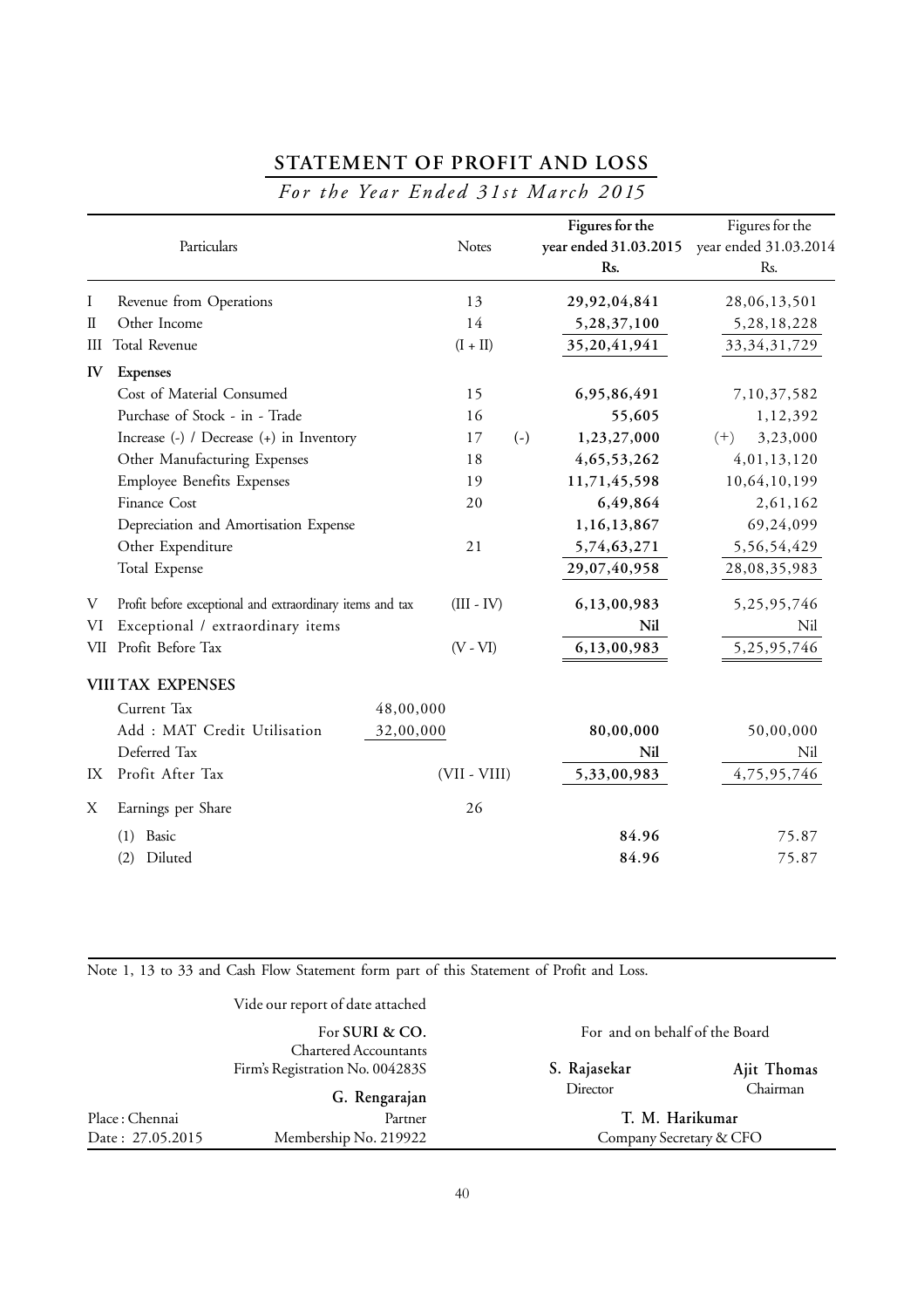## STATEMENT OF PROFIT AND LOSS

*For the Year Ended 31st March 2015*

| | Particulars | Notes | | Figures for the year ended 31.03.2015 Rs. | Figures for the year ended 31.03.2014 Rs. |
|---|---|---|---|---|---|
| I | Revenue from Operations | 13 | | **29,92,04,841** | 28,06,13,501 |
| II | Other Income | 14 | | **5,28,37,100** | 5,28,18,228 |
| III | Total Revenue | (I + II) | | **35,20,41,941** | 33,34,31,729 |
| IV | **Expenses** | | | | |
| | Cost of Material Consumed | 15 | | **6,95,86,491** | 7,10,37,582 |
| | Purchase of Stock - in - Trade | 16 | | **55,605** | 1,12,392 |
| | Increase (-) / Decrease (+) in Inventory | 17 | (-) | **1,23,27,000** | (+) 3,23,000 |
| | Other Manufacturing Expenses | 18 | | **4,65,53,262** | 4,01,13,120 |
| | Employee Benefits Expenses | 19 | | **11,71,45,598** | 10,64,10,199 |
| | Finance Cost | 20 | | **6,49,864** | 2,61,162 |
| | Depreciation and Amortisation Expense | | | **1,16,13,867** | 69,24,099 |
| | Other Expenditure | 21 | | **5,74,63,271** | 5,56,54,429 |
| | Total Expense | | | **29,07,40,958** | 28,08,35,983 |
| V | Profit before exceptional and extraordinary items and tax | (III - IV) | | **6,13,00,983** | 5,25,95,746 |
| VI | Exceptional / extraordinary items | | | **Nil** | Nil |
| VII | Profit Before Tax | (V - VI) | | **6,13,00,983** | 5,25,95,746 |
| VIII | **TAX EXPENSES** | | | | |
| | Current Tax | 48,00,000 | | | |
| | Add : MAT Credit Utilisation | 32,00,000 | | **80,00,000** | 50,00,000 |
| | Deferred Tax | | | **Nil** | Nil |
| IX | Profit After Tax | (VII - VIII) | | **5,33,00,983** | 4,75,95,746 |
| X | Earnings per Share | 26 | | | |
| | (1) Basic | | | **84.96** | 75.87 |
| | (2) Diluted | | | **84.96** | 75.87 |

Note 1, 13 to 33 and Cash Flow Statement form part of this Statement of Profit and Loss.

Vide our report of date attached

For **SURI & CO.**
Chartered Accountants
Firm's Registration No. 004283S

**G. Rengarajan**
Partner
Membership No. 219922

Place : Chennai
Date : 27.05.2015

For and on behalf of the Board

**S. Rajasekar**
Director

**Ajit Thomas**
Chairman

**T. M. Harikumar**
Company Secretary & CFO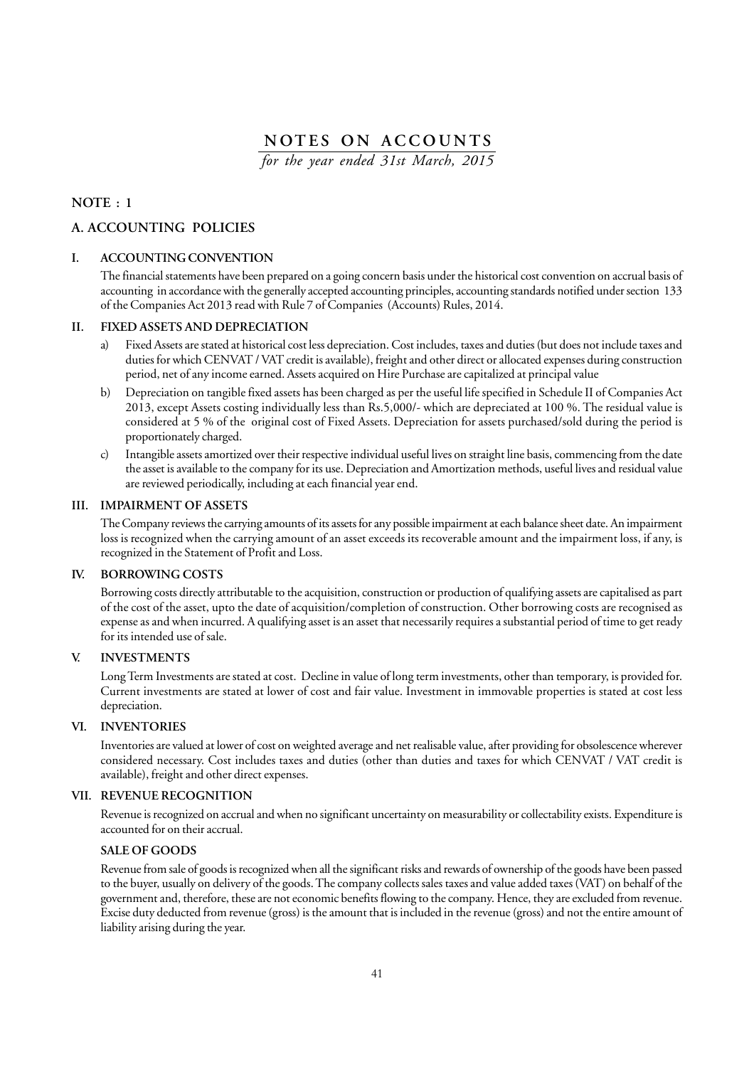# NOTES ON ACCOUNTS

*for the year ended 31st March, 2015*

## NOTE : 1

## A. ACCOUNTING POLICIES

### I. ACCOUNTING CONVENTION

The financial statements have been prepared on a going concern basis under the historical cost convention on accrual basis of accounting in accordance with the generally accepted accounting principles, accounting standards notified under section 133 of the Companies Act 2013 read with Rule 7 of Companies (Accounts) Rules, 2014.

### II. FIXED ASSETS AND DEPRECIATION

a) Fixed Assets are stated at historical cost less depreciation. Cost includes, taxes and duties (but does not include taxes and duties for which CENVAT / VAT credit is available), freight and other direct or allocated expenses during construction period, net of any income earned. Assets acquired on Hire Purchase are capitalized at principal value

b) Depreciation on tangible fixed assets has been charged as per the useful life specified in Schedule II of Companies Act 2013, except Assets costing individually less than Rs.5,000/- which are depreciated at 100 %. The residual value is considered at 5 % of the original cost of Fixed Assets. Depreciation for assets purchased/sold during the period is proportionately charged.

c) Intangible assets amortized over their respective individual useful lives on straight line basis, commencing from the date the asset is available to the company for its use. Depreciation and Amortization methods, useful lives and residual value are reviewed periodically, including at each financial year end.

### III. IMPAIRMENT OF ASSETS

The Company reviews the carrying amounts of its assets for any possible impairment at each balance sheet date. An impairment loss is recognized when the carrying amount of an asset exceeds its recoverable amount and the impairment loss, if any, is recognized in the Statement of Profit and Loss.

### IV. BORROWING COSTS

Borrowing costs directly attributable to the acquisition, construction or production of qualifying assets are capitalised as part of the cost of the asset, upto the date of acquisition/completion of construction. Other borrowing costs are recognised as expense as and when incurred. A qualifying asset is an asset that necessarily requires a substantial period of time to get ready for its intended use of sale.

### V. INVESTMENTS

Long Term Investments are stated at cost. Decline in value of long term investments, other than temporary, is provided for. Current investments are stated at lower of cost and fair value. Investment in immovable properties is stated at cost less depreciation.

### VI. INVENTORIES

Inventories are valued at lower of cost on weighted average and net realisable value, after providing for obsolescence wherever considered necessary. Cost includes taxes and duties (other than duties and taxes for which CENVAT / VAT credit is available), freight and other direct expenses.

### VII. REVENUE RECOGNITION

Revenue is recognized on accrual and when no significant uncertainty on measurability or collectability exists. Expenditure is accounted for on their accrual.

**SALE OF GOODS**

Revenue from sale of goods is recognized when all the significant risks and rewards of ownership of the goods have been passed to the buyer, usually on delivery of the goods. The company collects sales taxes and value added taxes (VAT) on behalf of the government and, therefore, these are not economic benefits flowing to the company. Hence, they are excluded from revenue. Excise duty deducted from revenue (gross) is the amount that is included in the revenue (gross) and not the entire amount of liability arising during the year.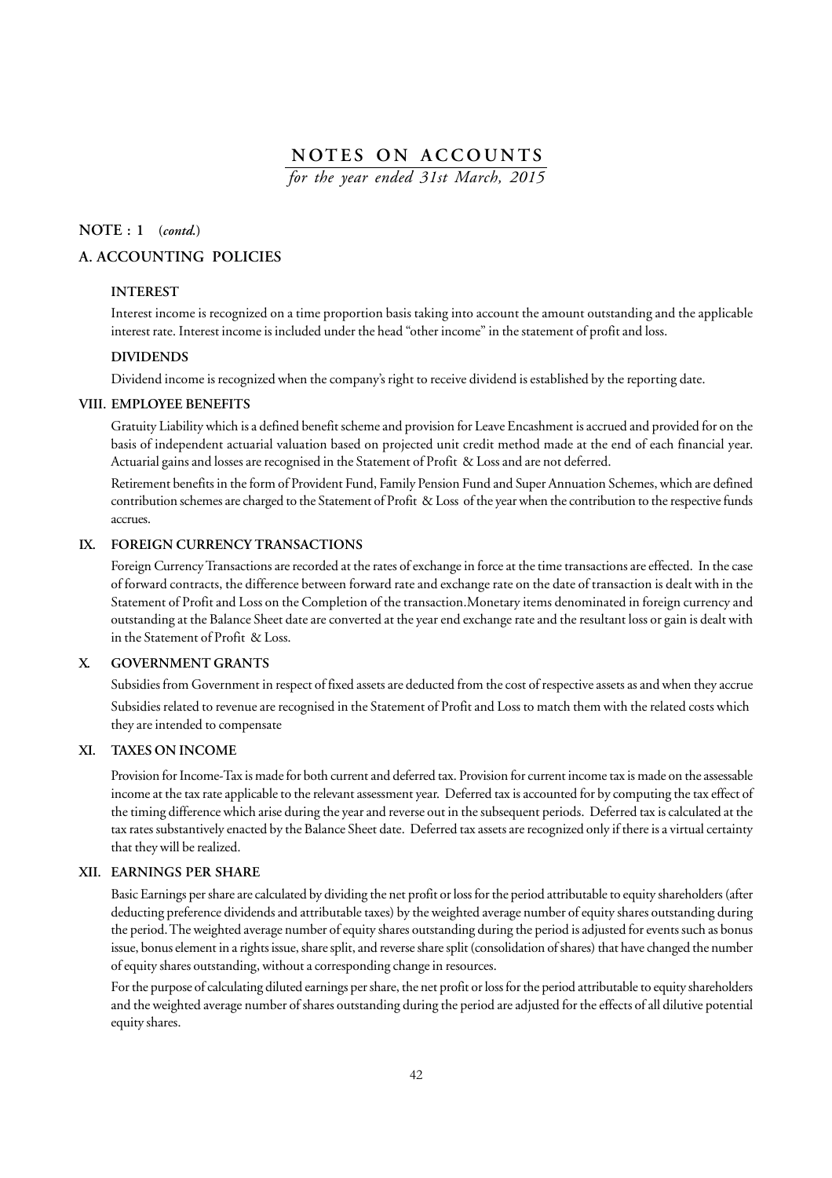# NOTES ON ACCOUNTS

*for the year ended 31st March, 2015*

**NOTE : 1** (*contd.*)

## A. ACCOUNTING POLICIES

### INTEREST

Interest income is recognized on a time proportion basis taking into account the amount outstanding and the applicable interest rate. Interest income is included under the head "other income" in the statement of profit and loss.

### DIVIDENDS

Dividend income is recognized when the company's right to receive dividend is established by the reporting date.

### VIII. EMPLOYEE BENEFITS

Gratuity Liability which is a defined benefit scheme and provision for Leave Encashment is accrued and provided for on the basis of independent actuarial valuation based on projected unit credit method made at the end of each financial year. Actuarial gains and losses are recognised in the Statement of Profit & Loss and are not deferred.

Retirement benefits in the form of Provident Fund, Family Pension Fund and Super Annuation Schemes, which are defined contribution schemes are charged to the Statement of Profit & Loss of the year when the contribution to the respective funds accrues.

### IX. FOREIGN CURRENCY TRANSACTIONS

Foreign Currency Transactions are recorded at the rates of exchange in force at the time transactions are effected. In the case of forward contracts, the difference between forward rate and exchange rate on the date of transaction is dealt with in the Statement of Profit and Loss on the Completion of the transaction.Monetary items denominated in foreign currency and outstanding at the Balance Sheet date are converted at the year end exchange rate and the resultant loss or gain is dealt with in the Statement of Profit & Loss.

### X. GOVERNMENT GRANTS

Subsidies from Government in respect of fixed assets are deducted from the cost of respective assets as and when they accrue

Subsidies related to revenue are recognised in the Statement of Profit and Loss to match them with the related costs which they are intended to compensate

### XI. TAXES ON INCOME

Provision for Income-Tax is made for both current and deferred tax. Provision for current income tax is made on the assessable income at the tax rate applicable to the relevant assessment year. Deferred tax is accounted for by computing the tax effect of the timing difference which arise during the year and reverse out in the subsequent periods. Deferred tax is calculated at the tax rates substantively enacted by the Balance Sheet date. Deferred tax assets are recognized only if there is a virtual certainty that they will be realized.

### XII. EARNINGS PER SHARE

Basic Earnings per share are calculated by dividing the net profit or loss for the period attributable to equity shareholders (after deducting preference dividends and attributable taxes) by the weighted average number of equity shares outstanding during the period. The weighted average number of equity shares outstanding during the period is adjusted for events such as bonus issue, bonus element in a rights issue, share split, and reverse share split (consolidation of shares) that have changed the number of equity shares outstanding, without a corresponding change in resources.

For the purpose of calculating diluted earnings per share, the net profit or loss for the period attributable to equity shareholders and the weighted average number of shares outstanding during the period are adjusted for the effects of all dilutive potential equity shares.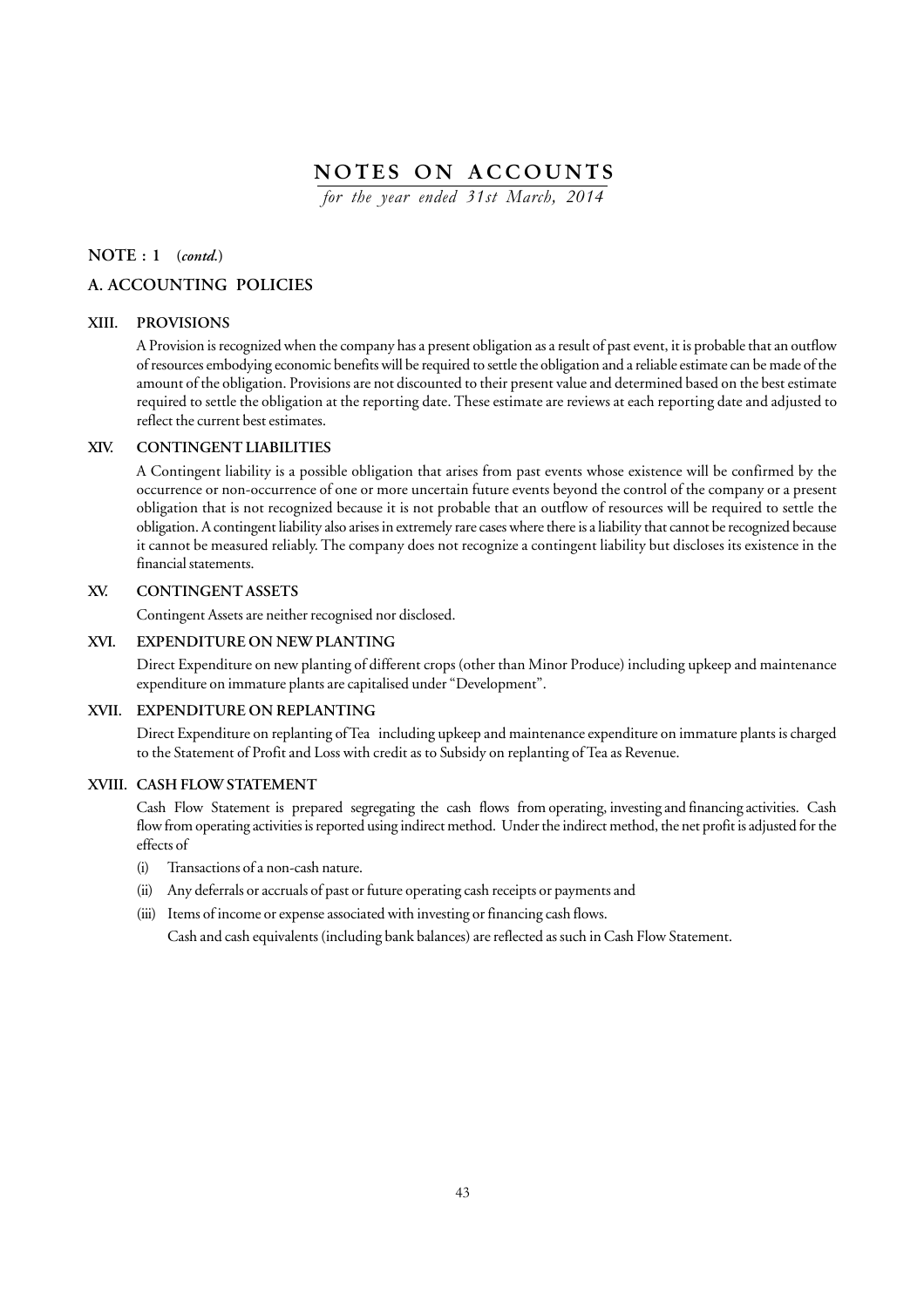# NOTES ON ACCOUNTS

*for the year ended 31st March, 2014*

## NOTE : 1 (*contd.*)

## A. ACCOUNTING POLICIES

### XIII. PROVISIONS

A Provision is recognized when the company has a present obligation as a result of past event, it is probable that an outflow of resources embodying economic benefits will be required to settle the obligation and a reliable estimate can be made of the amount of the obligation. Provisions are not discounted to their present value and determined based on the best estimate required to settle the obligation at the reporting date. These estimate are reviews at each reporting date and adjusted to reflect the current best estimates.

### XIV. CONTINGENT LIABILITIES

A Contingent liability is a possible obligation that arises from past events whose existence will be confirmed by the occurrence or non-occurrence of one or more uncertain future events beyond the control of the company or a present obligation that is not recognized because it is not probable that an outflow of resources will be required to settle the obligation. A contingent liability also arises in extremely rare cases where there is a liability that cannot be recognized because it cannot be measured reliably. The company does not recognize a contingent liability but discloses its existence in the financial statements.

### XV. CONTINGENT ASSETS

Contingent Assets are neither recognised nor disclosed.

### XVI. EXPENDITURE ON NEW PLANTING

Direct Expenditure on new planting of different crops (other than Minor Produce) including upkeep and maintenance expenditure on immature plants are capitalised under "Development".

### XVII. EXPENDITURE ON REPLANTING

Direct Expenditure on replanting of Tea including upkeep and maintenance expenditure on immature plants is charged to the Statement of Profit and Loss with credit as to Subsidy on replanting of Tea as Revenue.

### XVIII. CASH FLOW STATEMENT

Cash Flow Statement is prepared segregating the cash flows from operating, investing and financing activities. Cash flow from operating activities is reported using indirect method. Under the indirect method, the net profit is adjusted for the effects of

(i) Transactions of a non-cash nature.

(ii) Any deferrals or accruals of past or future operating cash receipts or payments and

(iii) Items of income or expense associated with investing or financing cash flows.

Cash and cash equivalents (including bank balances) are reflected as such in Cash Flow Statement.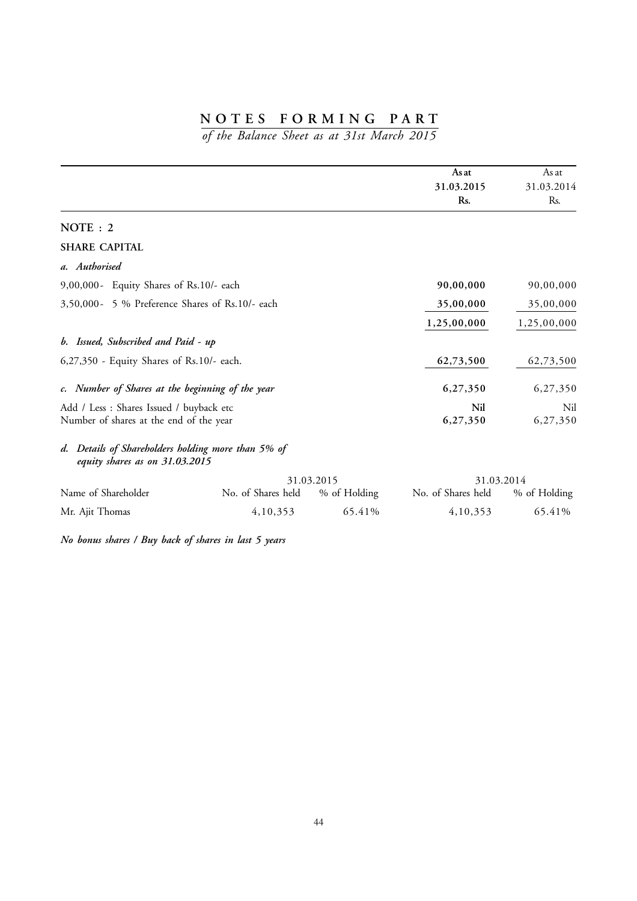# NOTES FORMING PART

*of the Balance Sheet as at 31st March 2015*

| | As at 31.03.2015 Rs. | As at 31.03.2014 Rs. |
|---|---|---|
| **NOTE : 2** | | |
| **SHARE CAPITAL** | | |
| *a. Authorised* | | |
| 9,00,000- Equity Shares of Rs.10/- each | **90,00,000** | 90,00,000 |
| 3,50,000- 5 % Preference Shares of Rs.10/- each | **35,00,000** | 35,00,000 |
| | **1,25,00,000** | 1,25,00,000 |
| *b. Issued, Subscribed and Paid - up* | | |
| 6,27,350 - Equity Shares of Rs.10/- each. | **62,73,500** | 62,73,500 |
| *c. Number of Shares at the beginning of the year* | **6,27,350** | 6,27,350 |
| Add / Less : Shares Issued / buyback etc | **Nil** | Nil |
| Number of shares at the end of the year | **6,27,350** | 6,27,350 |

*d. Details of Shareholders holding more than 5% of equity shares as on 31.03.2015*

| | 31.03.2015 | | 31.03.2014 | |
|---|---|---|---|---|
| Name of Shareholder | No. of Shares held | % of Holding | No. of Shares held | % of Holding |
| Mr. Ajit Thomas | 4,10,353 | 65.41% | 4,10,353 | 65.41% |

***No bonus shares / Buy back of shares in last 5 years***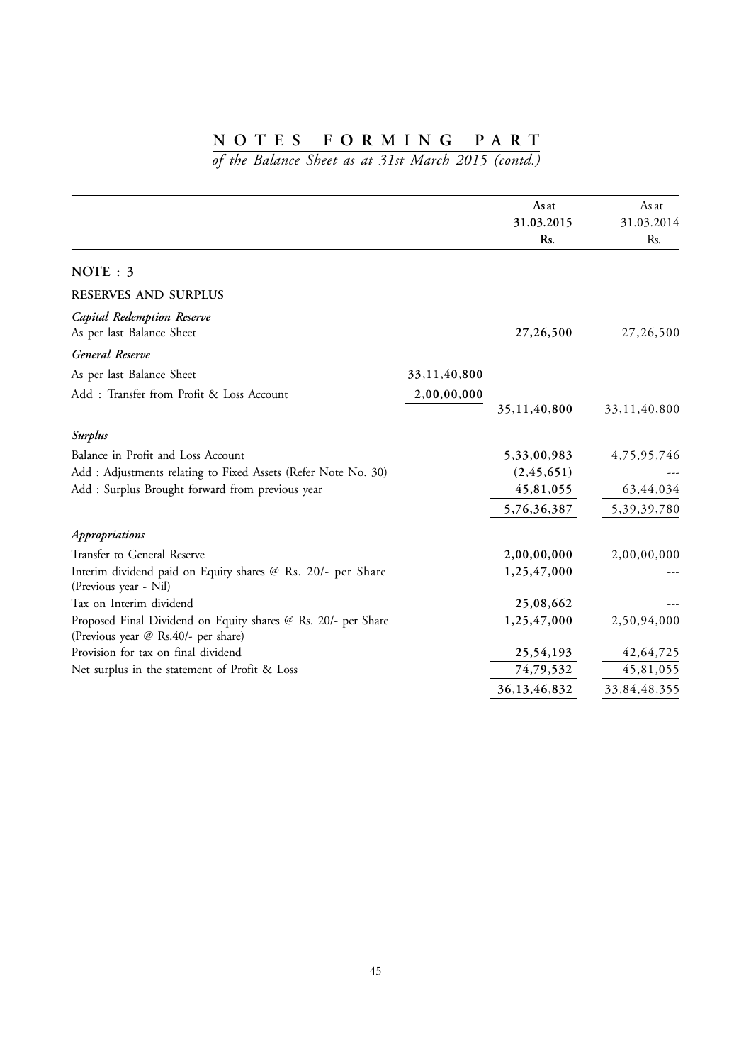# NOTES FORMING PART

*of the Balance Sheet as at 31st March 2015 (contd.)*

| | | **As at 31.03.2015 Rs.** | As at 31.03.2014 Rs. |
|---|---|---|---|
| **NOTE : 3** | | | |
| **RESERVES AND SURPLUS** | | | |
| ***Capital Redemption Reserve*** | | | |
| As per last Balance Sheet | | **27,26,500** | 27,26,500 |
| ***General Reserve*** | | | |
| As per last Balance Sheet | 33,11,40,800 | | |
| Add : Transfer from Profit & Loss Account | 2,00,00,000 | **35,11,40,800** | 33,11,40,800 |
| ***Surplus*** | | | |
| Balance in Profit and Loss Account | | **5,33,00,983** | 4,75,95,746 |
| Add : Adjustments relating to Fixed Assets (Refer Note No. 30) | | **(2,45,651)** | --- |
| Add : Surplus Brought forward from previous year | | **45,81,055** | 63,44,034 |
| | | **5,76,36,387** | 5,39,39,780 |
| ***Appropriations*** | | | |
| Transfer to General Reserve | | **2,00,00,000** | 2,00,00,000 |
| Interim dividend paid on Equity shares @ Rs. 20/- per Share (Previous year - Nil) | | **1,25,47,000** | --- |
| Tax on Interim dividend | | **25,08,662** | --- |
| Proposed Final Dividend on Equity shares @ Rs. 20/- per Share (Previous year @ Rs.40/- per share) | | **1,25,47,000** | 2,50,94,000 |
| Provision for tax on final dividend | | **25,54,193** | 42,64,725 |
| Net surplus in the statement of Profit & Loss | | **74,79,532** | 45,81,055 |
| | | **36,13,46,832** | 33,84,48,355 |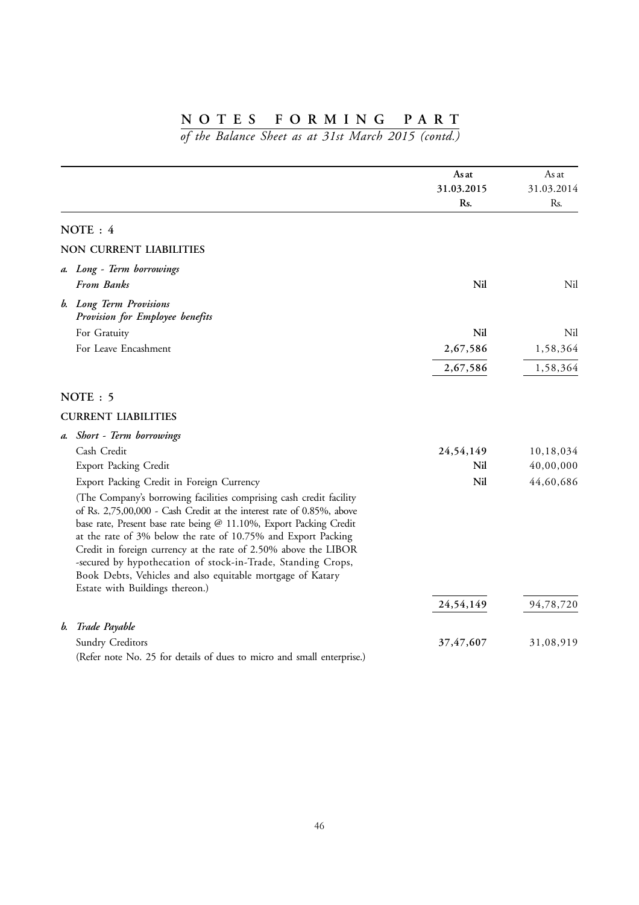# NOTES FORMING PART

*of the Balance Sheet as at 31st March 2015 (contd.)*

| | As at 31.03.2015 Rs. | As at 31.03.2014 Rs. |
|---|---|---|
| **NOTE : 4** | | |
| **NON CURRENT LIABILITIES** | | |
| ***a. Long - Term borrowings*** | | |
| ***From Banks*** | **Nil** | Nil |
| ***b. Long Term Provisions*** | | |
| ***Provision for Employee benefits*** | | |
| For Gratuity | **Nil** | Nil |
| For Leave Encashment | **2,67,586** | 1,58,364 |
| | **2,67,586** | 1,58,364 |
| **NOTE : 5** | | |
| **CURRENT LIABILITIES** | | |
| ***a. Short - Term borrowings*** | | |
| Cash Credit | **24,54,149** | 10,18,034 |
| Export Packing Credit | **Nil** | 40,00,000 |
| Export Packing Credit in Foreign Currency | **Nil** | 44,60,686 |
| (The Company's borrowing facilities comprising cash credit facility of Rs. 2,75,00,000 - Cash Credit at the interest rate of 0.85%, above base rate, Present base rate being @ 11.10%, Export Packing Credit at the rate of 3% below the rate of 10.75% and Export Packing Credit in foreign currency at the rate of 2.50% above the LIBOR -secured by hypothecation of stock-in-Trade, Standing Crops, Book Debts, Vehicles and also equitable mortgage of Katary Estate with Buildings thereon.) | | |
| | **24,54,149** | 94,78,720 |
| ***b. Trade Payable*** | | |
| Sundry Creditors | **37,47,607** | 31,08,919 |
| (Refer note No. 25 for details of dues to micro and small enterprise.) | | |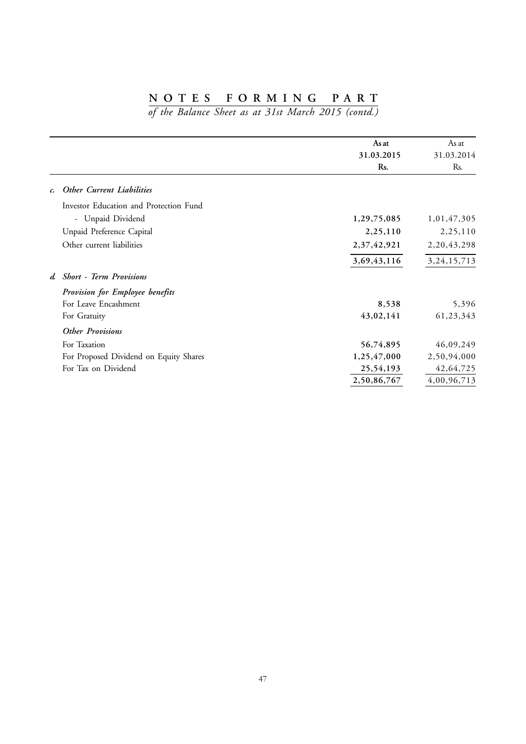# NOTES FORMING PART

*of the Balance Sheet as at 31st March 2015 (contd.)*

| | **As at 31.03.2015 Rs.** | As at 31.03.2014 Rs. |
|---|---|---|
| ***c. Other Current Liabilities*** | | |
| Investor Education and Protection Fund | | |
| - Unpaid Dividend | **1,29,75,085** | 1,01,47,305 |
| Unpaid Preference Capital | **2,25,110** | 2,25,110 |
| Other current liabilities | **2,37,42,921** | 2,20,43,298 |
| | **3,69,43,116** | 3,24,15,713 |
| ***d. Short - Term Provisions*** | | |
| ***Provision for Employee benefits*** | | |
| For Leave Encashment | **8,538** | 5,396 |
| For Gratuity | **43,02,141** | 61,23,343 |
| ***Other Provisions*** | | |
| For Taxation | **56,74,895** | 46,09,249 |
| For Proposed Dividend on Equity Shares | **1,25,47,000** | 2,50,94,000 |
| For Tax on Dividend | **25,54,193** | 42,64,725 |
| | **2,50,86,767** | 4,00,96,713 |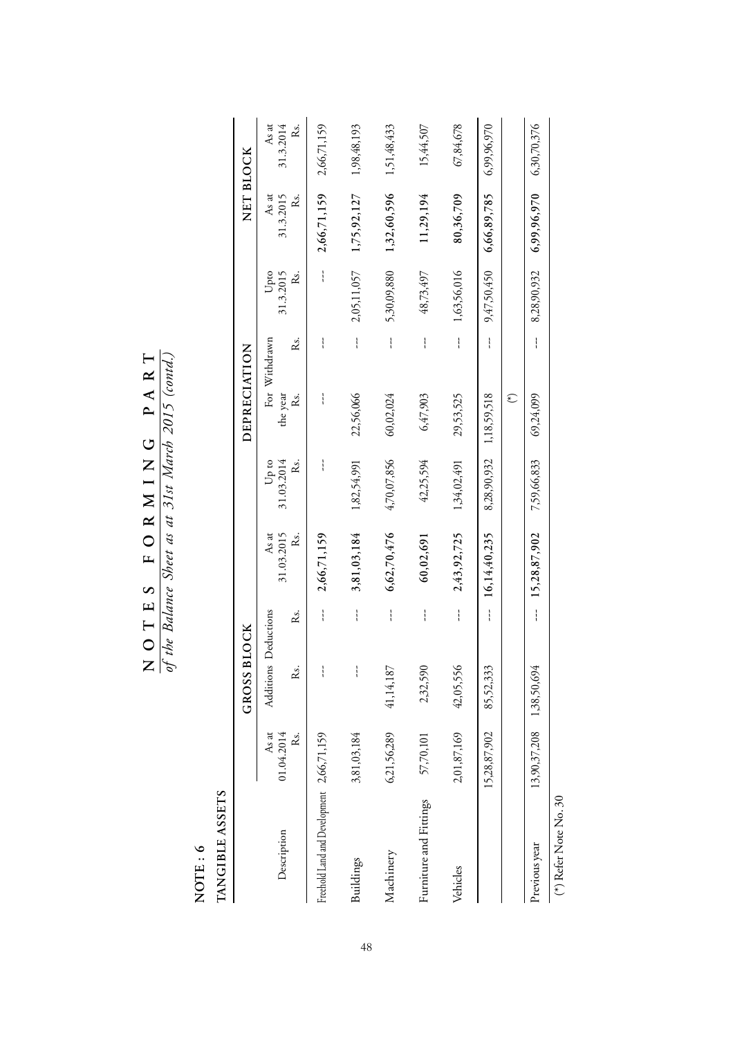# NOTES FORMING PART

*of the Balance Sheet as at 31st March 2015 (contd.)*

**NOTE : 6**

**TANGIBLE ASSETS**

| Description | GROSS BLOCK | | | | DEPRECIATION | | | | NET BLOCK | |
|---|---|---|---|---|---|---|---|---|---|---|
| | As at 01.04.2014 Rs. | Additions Rs. | Deductions Rs. | As at 31.03.2015 Rs. | Up to 31.03.2014 Rs. | For the year Rs. | Withdrawn Rs. | Upto 31.3.2015 Rs. | As at 31.3.2015 Rs. | As at 31.3.2014 Rs. |
| Freehold Land and Development | 2,66,71,159 | --- | --- | **2,66,71,159** | --- | --- | --- | --- | **2,66,71,159** | 2,66,71,159 |
| Buildings | 3,81,03,184 | --- | --- | **3,81,03,184** | 1,82,54,991 | 22,56,066 | --- | 2,05,11,057 | **1,75,92,127** | 1,98,48,193 |
| Machinery | 6,21,56,289 | 41,14,187 | --- | **6,62,70,476** | 4,70,07,856 | 60,02,024 | --- | 5,30,09,880 | **1,32,60,596** | 1,51,48,433 |
| Furniture and Fittings | 57,70,101 | 2,32,590 | --- | **60,02,691** | 42,25,594 | 6,47,903 | --- | 48,73,497 | **11,29,194** | 15,44,507 |
| Vehicles | 2,01,87,169 | 42,05,556 | --- | **2,43,92,725** | 1,34,02,491 | 29,53,525 | --- | 1,63,56,016 | **80,36,709** | 67,84,678 |
| | 15,28,87,902 | 85,52,333 | --- | **16,14,40,235** | 8,28,90,932 | 1,18,59,518 | --- | 9,47,50,450 | **6,66,89,785** | 6,99,96,970 |
| | | | | | | (*) | | | | |
| Previous year | 13,90,37,208 | 1,38,50,694 | --- | 15,28,87,902 | 7,59,66,833 | 69,24,099 | --- | 8,28,90,932 | 6,99,96,970 | 6,30,70,376 |

(*) Refer Note No. 30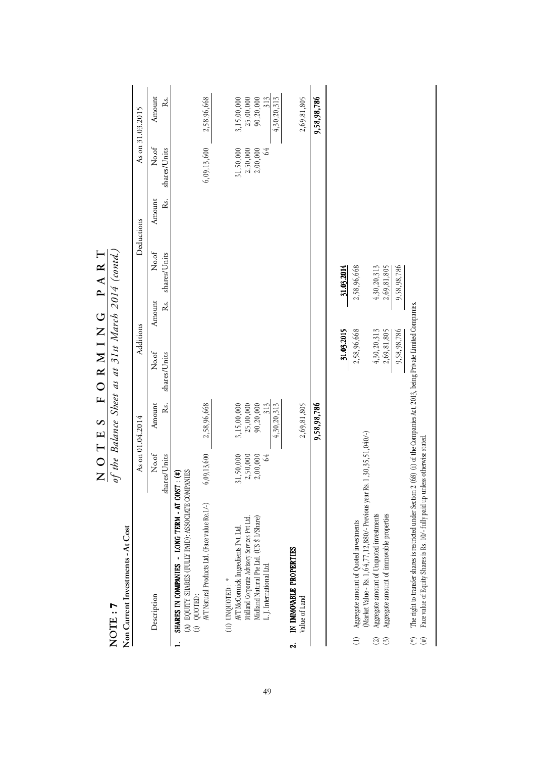# NOTES FORMING PART

*of the Balance Sheet as at 31st March 2014 (contd.)*

## NOTE : 7

### Non Current Investments - At Cost

| Description | As on 01.04.2014 | | Additions | | Deductions | | As on 31.03.2015 | |
|---|---|---|---|---|---|---|---|---|
| | No.of shares/Units | Amount Rs. | No.of shares/Units | Amount Rs. | No.of shares/Units | Amount Rs. | No.of shares/Units | Amount Rs. |
| **1. SHARES IN COMPANIES - LONG TERM - AT COST : (#)** | | | | | | | | |
| (A) EQUITY SHARES (FULLY PAID): ASSOCIATE COMPANIES | | | | | | | | |
| (i) QUOTED : | | | | | | | | |
| AVT Natural Products Ltd. (Face value Re.1/-) | 6,09,13,600 | 2,58,96,668 | | | | | 6,09,13,600 | 2,58,96,668 |
| (ii) UNQUOTED : * | | | | | | | | |
| AVT McCormick Ingredients Pvt. Ltd. | 31,50,000 | 3,15,00,000 | | | | | 31,50,000 | 3,15,00,000 |
| Midland Corporate Advisory Services Pvt Ltd. | 2,50,000 | 25,00,000 | | | | | 2,50,000 | 25,00,000 |
| Midland Natural Pte Ltd. (US $ 1/Share) | 2,00,000 | 90,20,000 | | | | | 2,00,000 | 90,20,000 |
| L.J. International Ltd. | 64 | 313 | | | | | 64 | 313 |
| | | 4,30,20,313 | | | | | | 4,30,20,313 |
| **2. IN IMMOVABLE PROPERTIES** | | | | | | | | |
| Value of Land | | 2,69,81,805 | | | | | | 2,69,81,805 |
| | | **9,58,98,786** | | | | | | **9,58,98,786** |

| | | 31.03.2015 | 31.03.2014 |
|---|---|---|---|
| (1) | Aggregate amount of Quoted investments (Market Value - Rs. 1,64,77,12,880/- Previous year Rs. 1,30,35,51,040/-) | 2,58,96,668 | 2,58,96,668 |
| (2) | Aggregate amount of Unquoted investments | 4,30,20,313 | 4,30,20,313 |
| (3) | Aggregate amount of immovable properties | 2,69,81,805 | 2,69,81,805 |
| | | 9,58,98,786 | 9,58,98,786 |

(*) The right to transfer shares is restricted under Section 2 (68) (i) of the Companies Act, 2013, being Private Limited Companies.

(#) Face value of Equity Shares is Rs. 10/- fully paid up unless otherwise stated.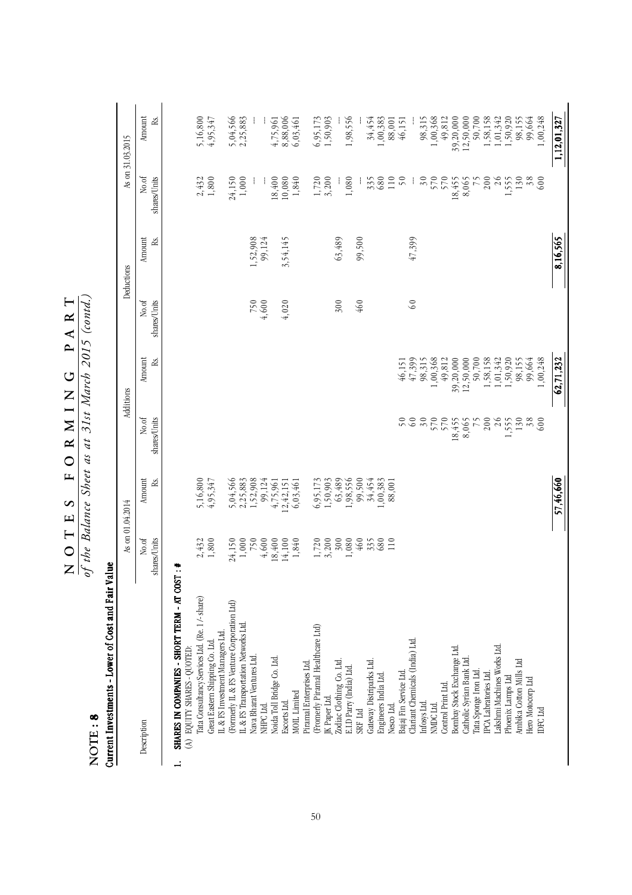## NOTE : 8

**Current Investments - Lower of Cost and Fair Value**

| Description | As on 01.04.2014 | | Additions | | Deductions | | As on 31.03.2015 | |
|---|---|---|---|---|---|---|---|---|
| | No.of shares/Units | Amount Rs. | No.of shares/Units | Amount Rs. | No.of shares/Units | Amount Rs. | No.of shares/Units | Amount Rs. |
| **1. SHARES IN COMPANIES - SHORT TERM - AT COST : #** | | | | | | | | |
| (A) EQUITY SHARES - QUOTED: | | | | | | | | |
| Tata Consultancy Services Ltd. (Re. 1/- share) | 2,432 | 5,16,800 | | | | | 2,432 | 5,16,800 |
| Great Eastern Shipping Co. Ltd. | 1,800 | 4,95,347 | | | | | 1,800 | 4,95,347 |
| IL & FS Investment Managers Ltd. (Formerly IL & FS Venture Corporation Ltd) | 24,150 | 5,04,566 | | | | | 24,150 | 5,04,566 |
| IL & FS Transportation Networks Ltd. | 1,000 | 2,25,883 | | | | | 1,000 | 2,25,883 |
| Nava Bharat Ventures Ltd. | 750 | 1,52,908 | | | 750 | 1,52,908 | --- | --- |
| NHPC Ltd. | 4,600 | 99,124 | | | 4,600 | 99,124 | --- | --- |
| Noida Toll Bridge Co. Ltd. | 18,400 | 4,75,961 | | | | | 18,400 | 4,75,961 |
| Escorts Ltd. | 14,100 | 12,42,151 | | | 4,020 | 3,54,145 | 10,080 | 8,88,006 |
| MOIL Limited | 1,840 | 6,03,461 | | | | | 1,840 | 6,03,461 |
| Piramal Enterprises Ltd. (Formerly Piramal Healthcare Ltd) | 1,720 | 6,95,173 | | | | | 1,720 | 6,95,173 |
| JK Paper Ltd. | 3,200 | 1,50,903 | | | | | 3,200 | 1,50,903 |
| Zodiac Clothing Co. Ltd. | 300 | 63,489 | | | 300 | 63,489 | --- | --- |
| E.I.D Parry (India) Ltd. | 1,080 | 1,98,556 | | | | | 1,080 | 1,98,556 |
| SRF Ltd | 460 | 99,500 | | | 460 | 99,500 | --- | --- |
| Gateway Distriparks Ltd. | 335 | 34,454 | | | | | 335 | 34,454 |
| Engineers India Ltd. | 680 | 1,00,383 | | | | | 680 | 1,00,383 |
| Nesco Ltd. | 110 | 88,001 | | | | | 110 | 88,001 |
| Bajaj Fin Service Ltd. | | | 50 | 46,151 | | | 50 | 46,151 |
| Clariant Chemicals (India) Ltd. | | | 60 | 47,399 | 60 | 47,399 | --- | --- |
| Infosys Ltd. | | | 30 | 98,315 | | | 30 | 98,315 |
| NMDC Ltd. | | | 570 | 1,00,368 | | | 570 | 1,00,368 |
| Control Print Ltd. | | | 570 | 49,812 | | | 570 | 49,812 |
| Bombay Stock Exchange Ltd. | | | 18,455 | 39,20,000 | | | 18,455 | 39,20,000 |
| Catholic Syrian Bank Ltd. | | | 8,065 | 12,50,000 | | | 8,065 | 12,50,000 |
| Tata Sponge Iron Ltd. | | | 75 | 50,700 | | | 75 | 50,700 |
| IPCA Labratories Ltd. | | | 200 | 1,58,158 | | | 200 | 1,58,158 |
| Lakshmi Machines Works Ltd. | | | 26 | 1,01,342 | | | 26 | 1,01,342 |
| Phoenix Lamps Ltd | | | 1,555 | 1,50,920 | | | 1,555 | 1,50,920 |
| Ambika Cotton Mills Ltd | | | 130 | 98,155 | | | 130 | 98,155 |
| Hero Motocorp Ltd | | | 38 | 99,664 | | | 38 | 99,664 |
| IDFC Ltd | | | 600 | 1,00,248 | | | 600 | 1,00,248 |
| | | **57,46,660** | | **62,71,232** | | **8,16,565** | | **1,12,01,327** |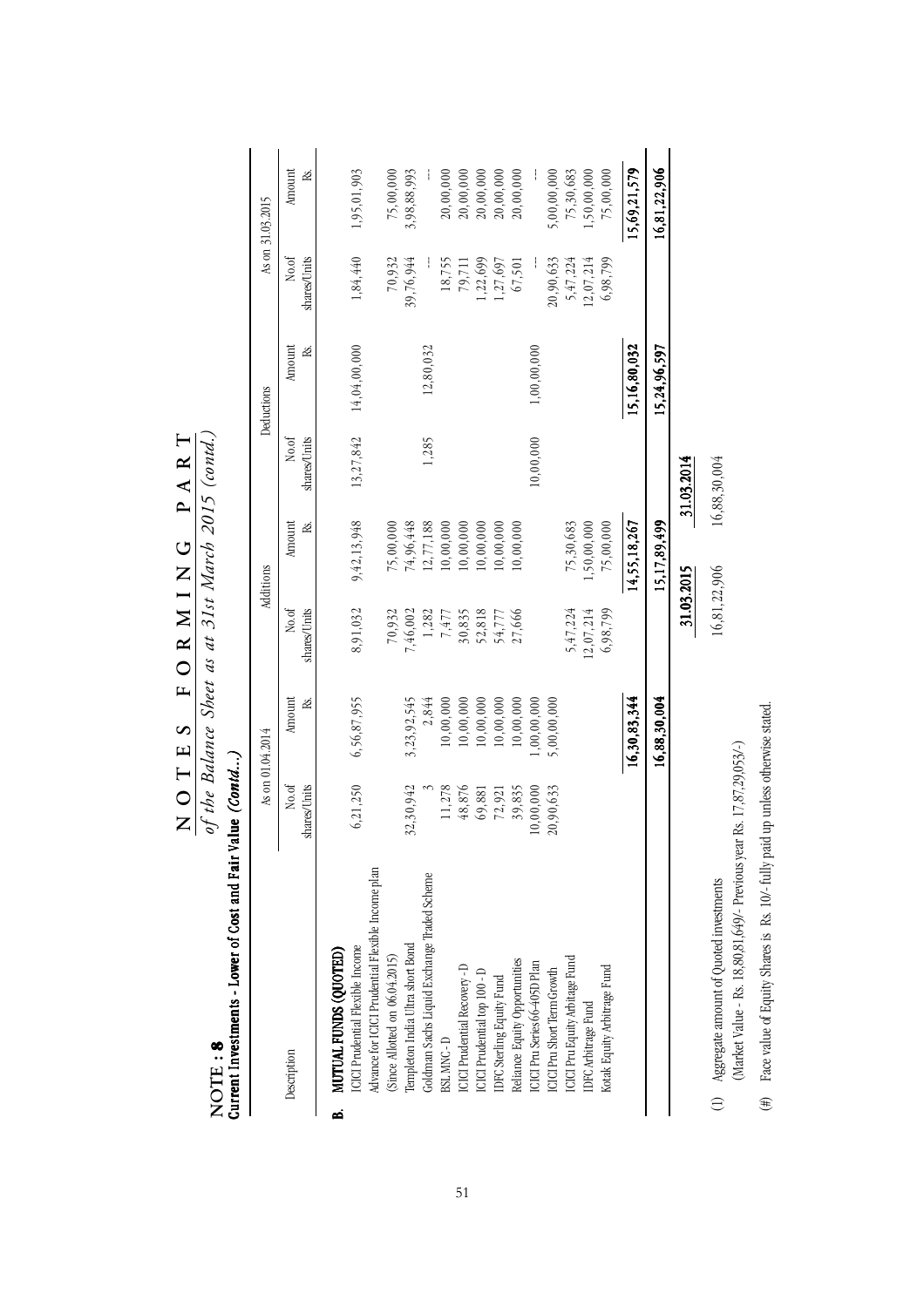# NOTES FORMING PART

*of the Balance Sheet as at 31st March 2015 (contd.)*

**NOTE : 8**

**Current Investments - Lower of Cost and Fair Value (Contd...)**

| Description | As on 01.04.2014 | | Additions | | Deductions | | As on 31.03.2015 | |
|---|---|---|---|---|---|---|---|---|
| | No.of shares/Units | Amount Rs. | No.of shares/Units | Amount Rs. | No.of shares/Units | Amount Rs. | No.of shares/Units | Amount Rs. |
| **B. MUTUAL FUNDS (QUOTED)** | | | | | | | | |
| ICICI Prudential Flexible Income | 6,21,250 | 6,56,87,955 | 8,91,032 | 9,42,13,948 | 13,27,842 | 14,04,00,000 | 1,84,440 | 1,95,01,903 |
| Advance for ICICI Prudential Flexible Income plan (Since Alloted on 06.04.2015) | | | 70,932 | 75,00,000 | | | 70,932 | 75,00,000 |
| Templeton India Ultra short Bond | 32,30,942 | 3,23,92,545 | 7,46,002 | 74,96,448 | | | 39,76,944 | 3,98,88,993 |
| Goldman Sachs Liquid Exchange Traded Scheme | 3 | 2,844 | 1,282 | 12,77,188 | 1,285 | 12,80,032 | --- | --- |
| BSL MNC - D | 11,278 | 10,00,000 | 7,477 | 10,00,000 | | | 18,755 | 20,00,000 |
| ICICI Prudential Recovery - D | 48,876 | 10,00,000 | 30,835 | 10,00,000 | | | 79,711 | 20,00,000 |
| ICICI Prudential top 100 - D | 69,881 | 10,00,000 | 52,818 | 10,00,000 | | | 1,22,699 | 20,00,000 |
| IDFC Sterling Equity Fund | 72,921 | 10,00,000 | 54,777 | 10,00,000 | | | 1,27,697 | 20,00,000 |
| Reliance Equity Opportunities | 39,835 | 10,00,000 | 27,666 | 10,00,000 | | | 67,501 | 20,00,000 |
| ICICI Pru Series 66-405D Plan | 10,00,000 | 1,00,00,000 | | | 10,00,000 | 1,00,00,000 | --- | --- |
| ICICI Pru Short Term Growth | 20,90,633 | 5,00,00,000 | | | | | 20,90,633 | 5,00,00,000 |
| ICICI Pru Equity Arbitage Fund | | | 5,47,224 | 75,30,683 | | | 5,47,224 | 75,30,683 |
| IDFC Arbitrage Fund | | | 12,07,214 | 1,50,00,000 | | | 12,07,214 | 1,50,00,000 |
| Kotak Equity Arbitrage Fund | | | 6,98,799 | 75,00,000 | | | 6,98,799 | 75,00,000 |
| | | **16,30,83,344** | | **14,55,18,267** | | **15,16,80,032** | | **15,69,21,579** |
| | | **16,88,30,004** | | **15,17,89,499** | | **15,24,96,597** | | **16,81,22,906** |

| | 31.03.2015 | 31.03.2014 |
|---|---|---|
| (1) Aggregate amount of Quoted investments (Market Value - Rs. 18,80,81,649/- Previous year Rs. 17,87,29,053/-) | 16,81,22,906 | 16,88,30,004 |

(#) Face value of Equity Shares is Rs. 10/- fully paid up unless otherwise stated.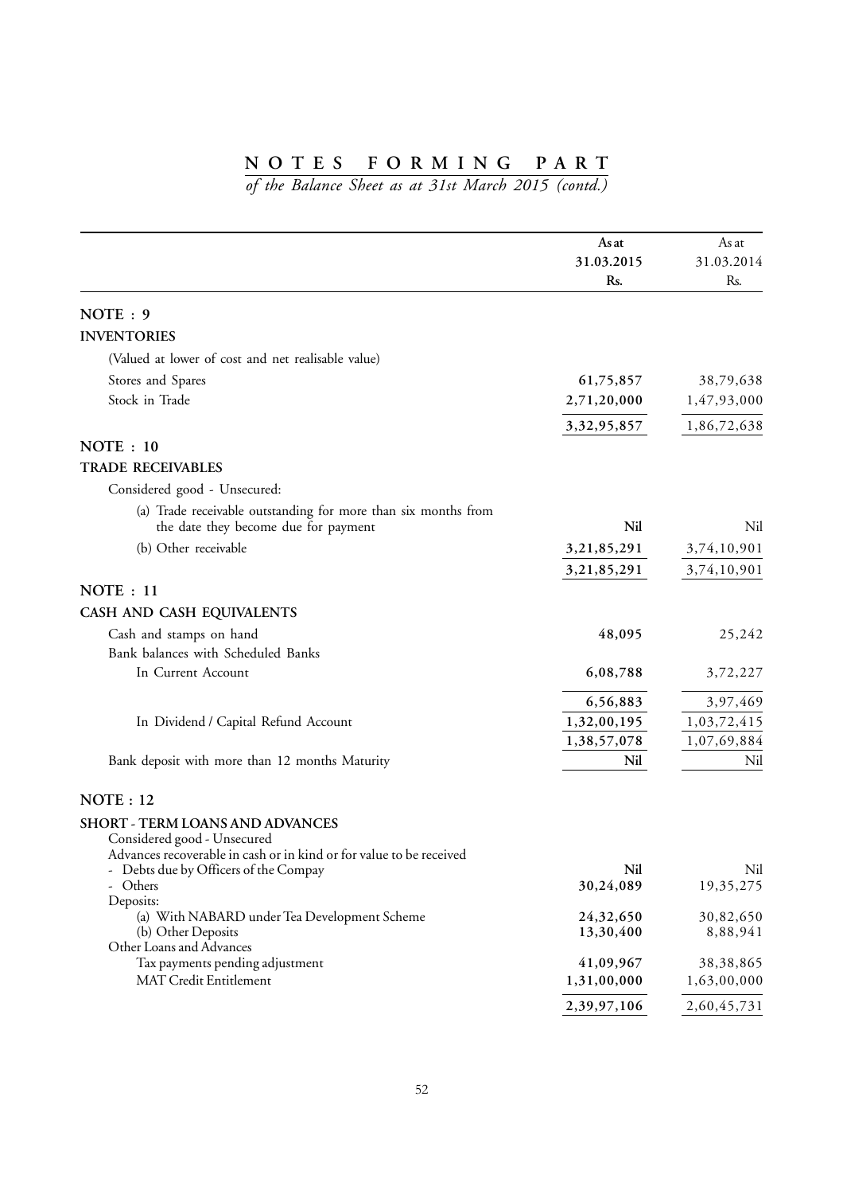# NOTES FORMING PART

*of the Balance Sheet as at 31st March 2015 (contd.)*

| | As at 31.03.2015 Rs. | As at 31.03.2014 Rs. |
|---|---|---|
| **NOTE : 9** | | |
| **INVENTORIES** | | |
| (Valued at lower of cost and net realisable value) | | |
| Stores and Spares | **61,75,857** | 38,79,638 |
| Stock in Trade | **2,71,20,000** | 1,47,93,000 |
| | **3,32,95,857** | 1,86,72,638 |
| **NOTE : 10** | | |
| **TRADE RECEIVABLES** | | |
| Considered good - Unsecured: | | |
| (a) Trade receivable outstanding for more than six months from the date they become due for payment | **Nil** | Nil |
| (b) Other receivable | **3,21,85,291** | 3,74,10,901 |
| | **3,21,85,291** | 3,74,10,901 |
| **NOTE : 11** | | |
| **CASH AND CASH EQUIVALENTS** | | |
| Cash and stamps on hand | **48,095** | 25,242 |
| Bank balances with Scheduled Banks | | |
| In Current Account | **6,08,788** | 3,72,227 |
| | **6,56,883** | 3,97,469 |
| In Dividend / Capital Refund Account | **1,32,00,195** | 1,03,72,415 |
| | **1,38,57,078** | 1,07,69,884 |
| Bank deposit with more than 12 months Maturity | **Nil** | Nil |
| **NOTE : 12** | | |
| **SHORT - TERM LOANS AND ADVANCES** | | |
| Considered good - Unsecured | | |
| Advances recoverable in cash or in kind or for value to be received | | |
| - Debts due by Officers of the Compay | **Nil** | Nil |
| - Others | **30,24,089** | 19,35,275 |
| Deposits: | | |
| (a) With NABARD under Tea Development Scheme | **24,32,650** | 30,82,650 |
| (b) Other Deposits | **13,30,400** | 8,88,941 |
| Other Loans and Advances | | |
| Tax payments pending adjustment | **41,09,967** | 38,38,865 |
| MAT Credit Entitlement | **1,31,00,000** | 1,63,00,000 |
| | **2,39,97,106** | 2,60,45,731 |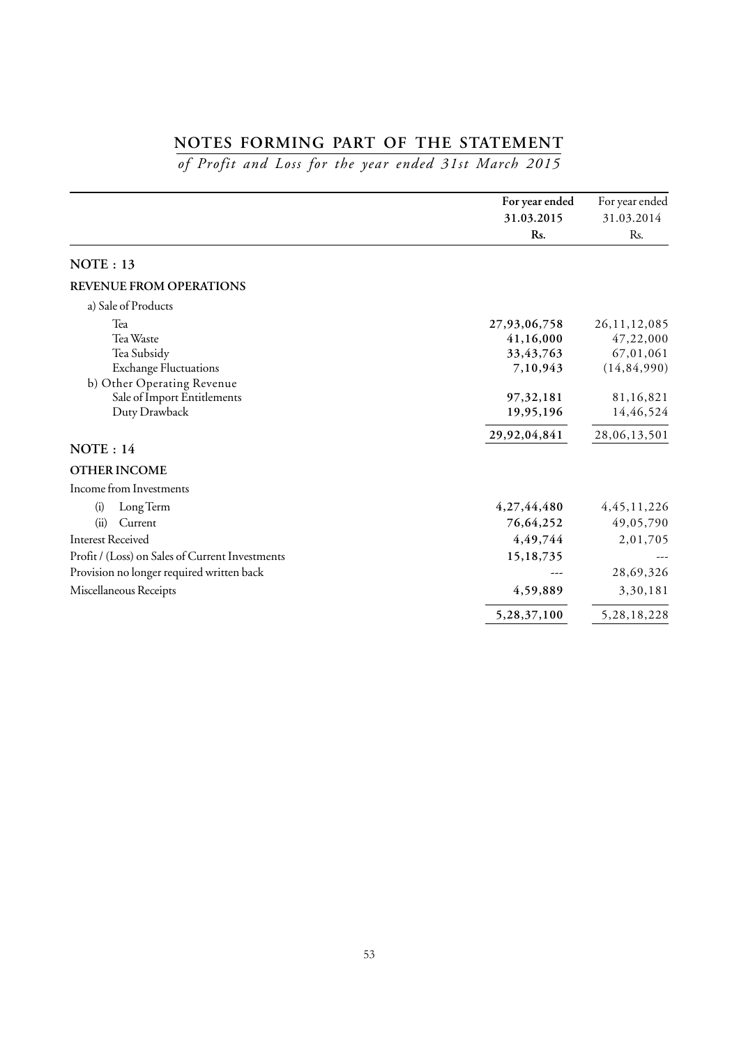# NOTES FORMING PART OF THE STATEMENT

*of Profit and Loss for the year ended 31st March 2015*

| | For year ended 31.03.2015 Rs. | For year ended 31.03.2014 Rs. |
|---|---|---|
| **NOTE : 13** | | |
| **REVENUE FROM OPERATIONS** | | |
| a) Sale of Products | | |
| Tea | **27,93,06,758** | 26,11,12,085 |
| Tea Waste | **41,16,000** | 47,22,000 |
| Tea Subsidy | **33,43,763** | 67,01,061 |
| Exchange Fluctuations | **7,10,943** | (14,84,990) |
| b) Other Operating Revenue | | |
| Sale of Import Entitlements | **97,32,181** | 81,16,821 |
| Duty Drawback | **19,95,196** | 14,46,524 |
| | **29,92,04,841** | 28,06,13,501 |
| **NOTE : 14** | | |
| **OTHER INCOME** | | |
| Income from Investments | | |
| (i) Long Term | **4,27,44,480** | 4,45,11,226 |
| (ii) Current | **76,64,252** | 49,05,790 |
| Interest Received | **4,49,744** | 2,01,705 |
| Profit / (Loss) on Sales of Current Investments | **15,18,735** | --- |
| Provision no longer required written back | --- | 28,69,326 |
| Miscellaneous Receipts | **4,59,889** | 3,30,181 |
| | **5,28,37,100** | 5,28,18,228 |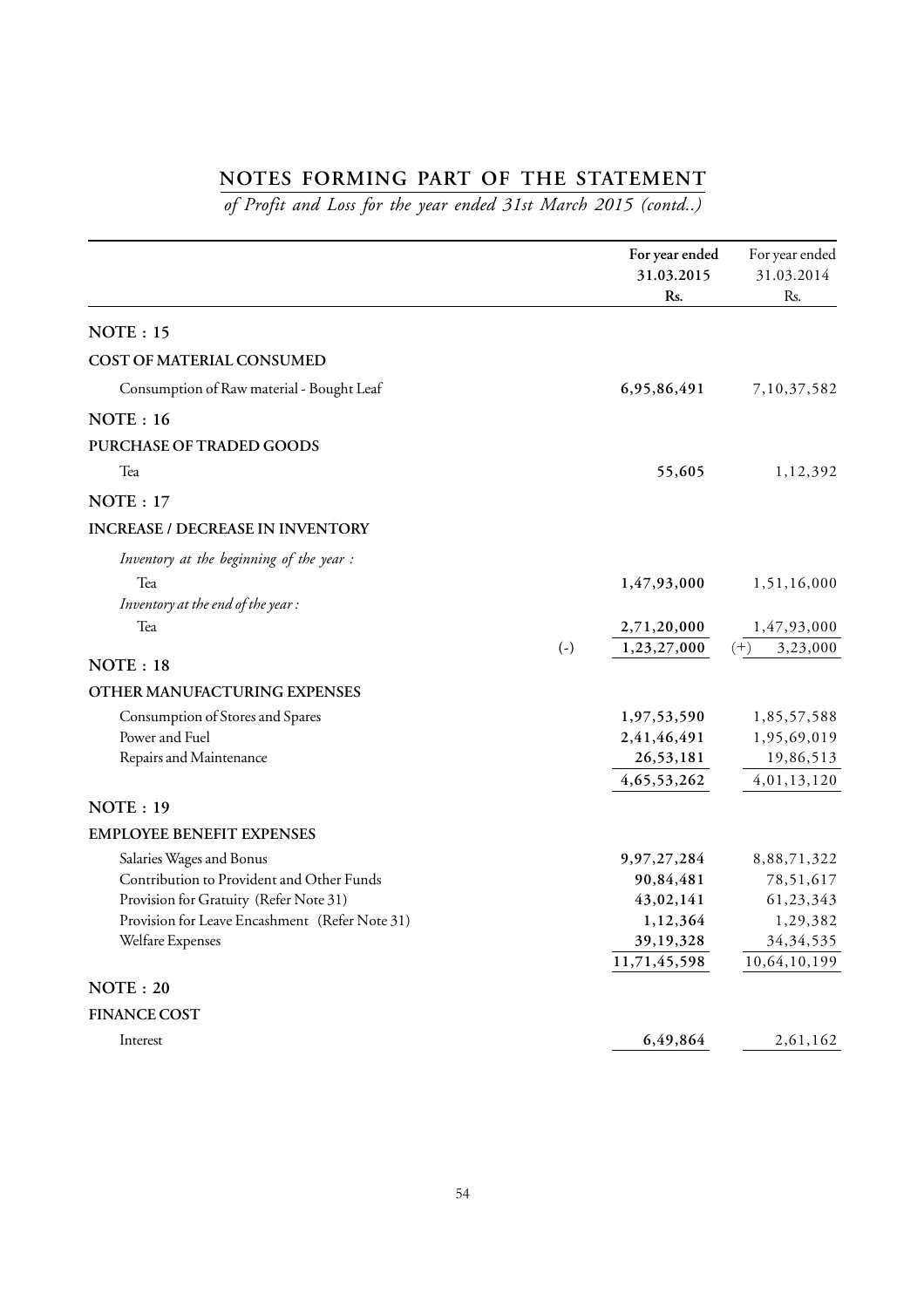## NOTES FORMING PART OF THE STATEMENT

*of Profit and Loss for the year ended 31st March 2015 (contd..)*

| | | For year ended 31.03.2015 Rs. | For year ended 31.03.2014 Rs. |
|---|---|---|---|
| **NOTE : 15** | | | |
| **COST OF MATERIAL CONSUMED** | | | |
| Consumption of Raw material - Bought Leaf | | **6,95,86,491** | 7,10,37,582 |
| **NOTE : 16** | | | |
| **PURCHASE OF TRADED GOODS** | | | |
| Tea | | **55,605** | 1,12,392 |
| **NOTE : 17** | | | |
| **INCREASE / DECREASE IN INVENTORY** | | | |
| *Inventory at the beginning of the year :* | | | |
| Tea | | **1,47,93,000** | 1,51,16,000 |
| *Inventory at the end of the year :* | | | |
| Tea | | **2,71,20,000** | 1,47,93,000 |
| | (-) | **1,23,27,000** | (+) 3,23,000 |
| **NOTE : 18** | | | |
| **OTHER MANUFACTURING EXPENSES** | | | |
| Consumption of Stores and Spares | | **1,97,53,590** | 1,85,57,588 |
| Power and Fuel | | **2,41,46,491** | 1,95,69,019 |
| Repairs and Maintenance | | **26,53,181** | 19,86,513 |
| | | **4,65,53,262** | 4,01,13,120 |
| **NOTE : 19** | | | |
| **EMPLOYEE BENEFIT EXPENSES** | | | |
| Salaries Wages and Bonus | | **9,97,27,284** | 8,88,71,322 |
| Contribution to Provident and Other Funds | | **90,84,481** | 78,51,617 |
| Provision for Gratuity (Refer Note 31) | | **43,02,141** | 61,23,343 |
| Provision for Leave Encashment (Refer Note 31) | | **1,12,364** | 1,29,382 |
| Welfare Expenses | | **39,19,328** | 34,34,535 |
| | | **11,71,45,598** | 10,64,10,199 |
| **NOTE : 20** | | | |
| **FINANCE COST** | | | |
| Interest | | **6,49,864** | 2,61,162 |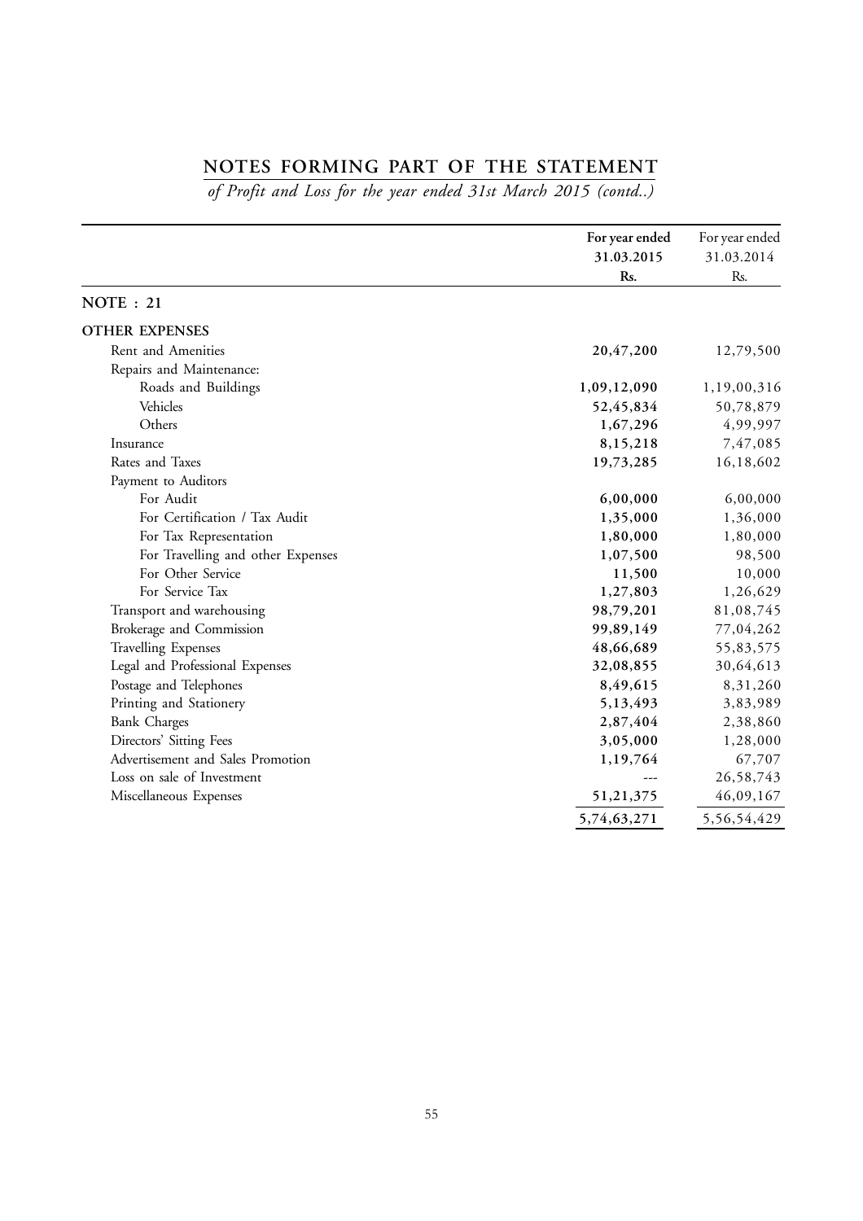# NOTES FORMING PART OF THE STATEMENT

*of Profit and Loss for the year ended 31st March 2015 (contd..)*

| | For year ended 31.03.2015 Rs. | For year ended 31.03.2014 Rs. |
|---|---|---|
| **NOTE : 21** | | |
| **OTHER EXPENSES** | | |
| Rent and Amenities | **20,47,200** | 12,79,500 |
| Repairs and Maintenance: | | |
| Roads and Buildings | **1,09,12,090** | 1,19,00,316 |
| Vehicles | **52,45,834** | 50,78,879 |
| Others | **1,67,296** | 4,99,997 |
| Insurance | **8,15,218** | 7,47,085 |
| Rates and Taxes | **19,73,285** | 16,18,602 |
| Payment to Auditors | | |
| For Audit | **6,00,000** | 6,00,000 |
| For Certification / Tax Audit | **1,35,000** | 1,36,000 |
| For Tax Representation | **1,80,000** | 1,80,000 |
| For Travelling and other Expenses | **1,07,500** | 98,500 |
| For Other Service | **11,500** | 10,000 |
| For Service Tax | **1,27,803** | 1,26,629 |
| Transport and warehousing | **98,79,201** | 81,08,745 |
| Brokerage and Commission | **99,89,149** | 77,04,262 |
| Travelling Expenses | **48,66,689** | 55,83,575 |
| Legal and Professional Expenses | **32,08,855** | 30,64,613 |
| Postage and Telephones | **8,49,615** | 8,31,260 |
| Printing and Stationery | **5,13,493** | 3,83,989 |
| Bank Charges | **2,87,404** | 2,38,860 |
| Directors' Sitting Fees | **3,05,000** | 1,28,000 |
| Advertisement and Sales Promotion | **1,19,764** | 67,707 |
| Loss on sale of Investment | --- | 26,58,743 |
| Miscellaneous Expenses | **51,21,375** | 46,09,167 |
| | **5,74,63,271** | 5,56,54,429 |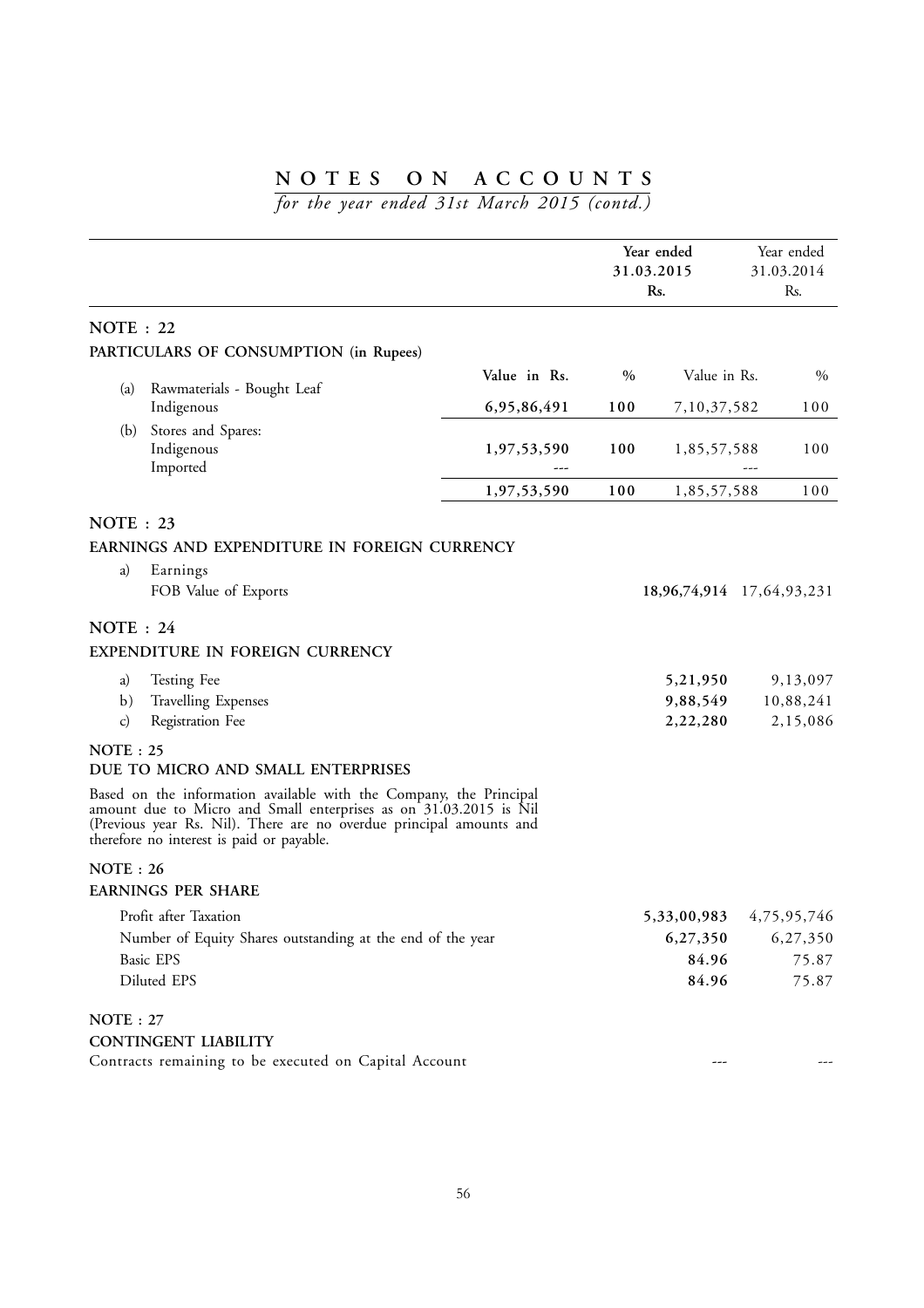# NOTES ON ACCOUNTS

*for the year ended 31st March 2015 (contd.)*

| | Year ended 31.03.2015 Rs. | | Year ended 31.03.2014 Rs. | |
|---|---|---|---|---|

## NOTE : 22

**PARTICULARS OF CONSUMPTION (in Rupees)**

| | Value in Rs. | % | Value in Rs. | % |
|---|---|---|---|---|
| (a) Rawmaterials - Bought Leaf | | | | |
| Indigenous | **6,95,86,491** | **100** | 7,10,37,582 | 100 |
| (b) Stores and Spares: | | | | |
| Indigenous | **1,97,53,590** | **100** | 1,85,57,588 | 100 |
| Imported | --- | | --- | |
| | **1,97,53,590** | **100** | 1,85,57,588 | 100 |

## NOTE : 23

**EARNINGS AND EXPENDITURE IN FOREIGN CURRENCY**

| | Year ended 31.03.2015 Rs. | Year ended 31.03.2014 Rs. |
|---|---|---|
| a) Earnings | | |
| FOB Value of Exports | **18,96,74,914** | 17,64,93,231 |

## NOTE : 24

**EXPENDITURE IN FOREIGN CURRENCY**

| | Year ended 31.03.2015 Rs. | Year ended 31.03.2014 Rs. |
|---|---|---|
| a) Testing Fee | **5,21,950** | 9,13,097 |
| b) Travelling Expenses | **9,88,549** | 10,88,241 |
| c) Registration Fee | **2,22,280** | 2,15,086 |

## NOTE : 25

**DUE TO MICRO AND SMALL ENTERPRISES**

Based on the information available with the Company, the Principal amount due to Micro and Small enterprises as on 31.03.2015 is Nil (Previous year Rs. Nil). There are no overdue principal amounts and therefore no interest is paid or payable.

## NOTE : 26

**EARNINGS PER SHARE**

| | Year ended 31.03.2015 Rs. | Year ended 31.03.2014 Rs. |
|---|---|---|
| Profit after Taxation | **5,33,00,983** | 4,75,95,746 |
| Number of Equity Shares outstanding at the end of the year | **6,27,350** | 6,27,350 |
| Basic EPS | **84.96** | 75.87 |
| Diluted EPS | **84.96** | 75.87 |

## NOTE : 27

**CONTINGENT LIABILITY**

| | Year ended 31.03.2015 Rs. | Year ended 31.03.2014 Rs. |
|---|---|---|
| Contracts remaining to be executed on Capital Account | --- | --- |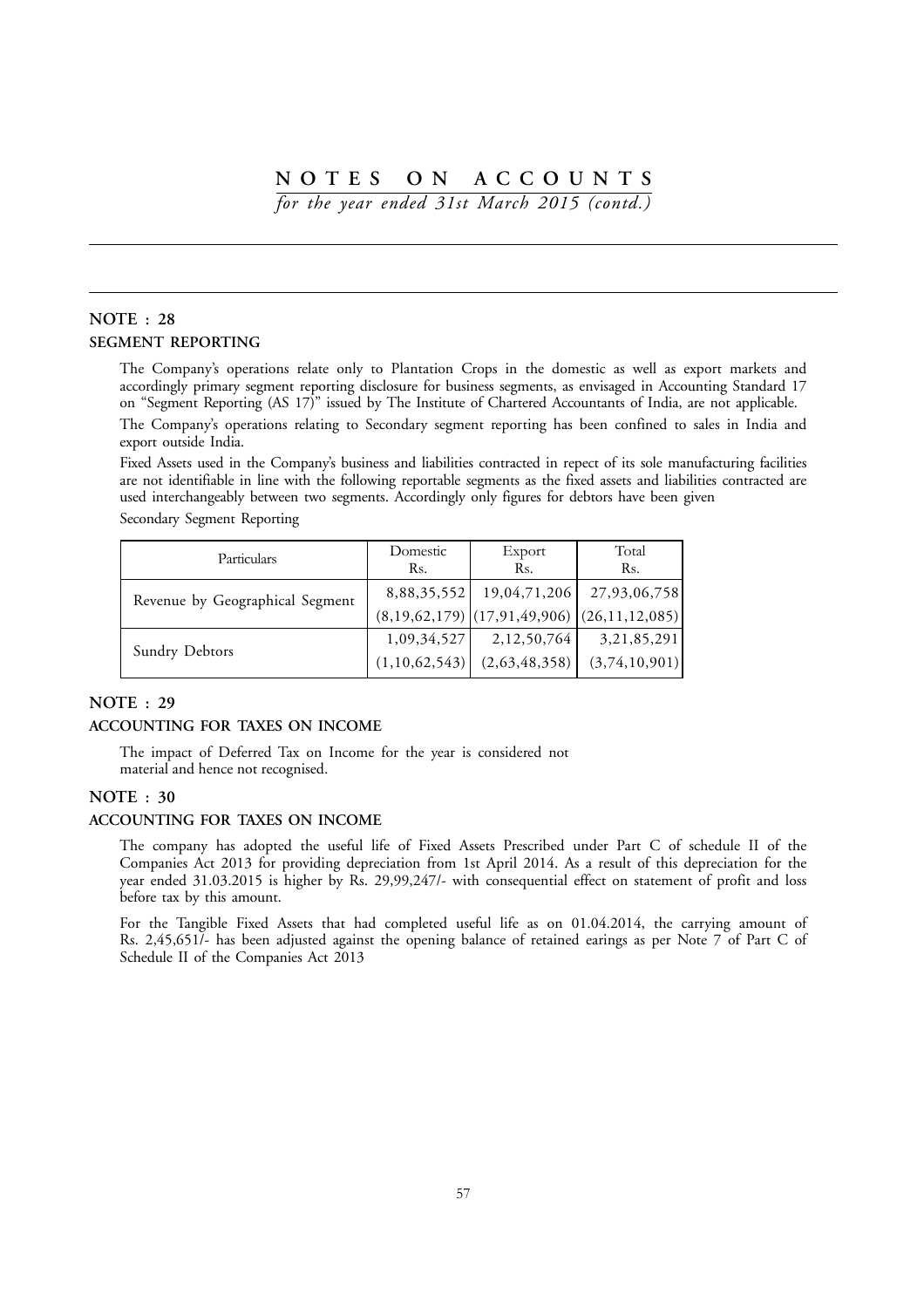# NOTES ON ACCOUNTS

*for the year ended 31st March 2015 (contd.)*

## NOTE : 28

### SEGMENT REPORTING

The Company's operations relate only to Plantation Crops in the domestic as well as export markets and accordingly primary segment reporting disclosure for business segments, as envisaged in Accounting Standard 17 on "Segment Reporting (AS 17)" issued by The Institute of Chartered Accountants of India, are not applicable.

The Company's operations relating to Secondary segment reporting has been confined to sales in India and export outside India.

Fixed Assets used in the Company's business and liabilities contracted in repect of its sole manufacturing facilities are not identifiable in line with the following reportable segments as the fixed assets and liabilities contracted are used interchangeably between two segments. Accordingly only figures for debtors have been given

Secondary Segment Reporting

| Particulars | Domestic Rs. | Export Rs. | Total Rs. |
|---|---|---|---|
| Revenue by Geographical Segment | 8,88,35,552 | 19,04,71,206 | 27,93,06,758 |
| | (8,19,62,179) | (17,91,49,906) | (26,11,12,085) |
| Sundry Debtors | 1,09,34,527 | 2,12,50,764 | 3,21,85,291 |
| | (1,10,62,543) | (2,63,48,358) | (3,74,10,901) |

## NOTE : 29

### ACCOUNTING FOR TAXES ON INCOME

The impact of Deferred Tax on Income for the year is considered not material and hence not recognised.

## NOTE : 30

### ACCOUNTING FOR TAXES ON INCOME

The company has adopted the useful life of Fixed Assets Prescribed under Part C of schedule II of the Companies Act 2013 for providing depreciation from 1st April 2014. As a result of this depreciation for the year ended 31.03.2015 is higher by Rs. 29,99,247/- with consequential effect on statement of profit and loss before tax by this amount.

For the Tangible Fixed Assets that had completed useful life as on 01.04.2014, the carrying amount of Rs. 2,45,651/- has been adjusted against the opening balance of retained earings as per Note 7 of Part C of Schedule II of the Companies Act 2013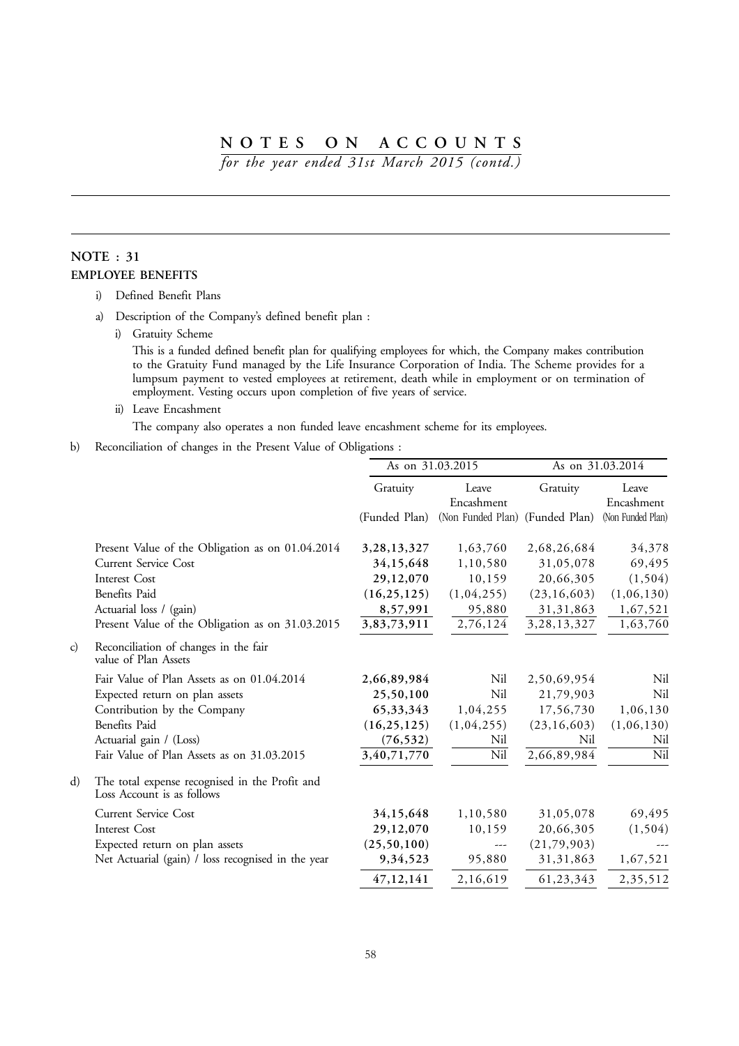# NOTES ON ACCOUNTS

*for the year ended 31st March 2015 (contd.)*

## NOTE : 31

### EMPLOYEE BENEFITS

i) Defined Benefit Plans

a) Description of the Company's defined benefit plan :

i) Gratuity Scheme

This is a funded defined benefit plan for qualifying employees for which, the Company makes contribution to the Gratuity Fund managed by the Life Insurance Corporation of India. The Scheme provides for a lumpsum payment to vested employees at retirement, death while in employment or on termination of employment. Vesting occurs upon completion of five years of service.

ii) Leave Encashment

The company also operates a non funded leave encashment scheme for its employees.

b) Reconciliation of changes in the Present Value of Obligations :

| | As on 31.03.2015 | | As on 31.03.2014 | |
|---|---|---|---|---|
| | Gratuity (Funded Plan) | Leave Encashment (Non Funded Plan) | Gratuity (Funded Plan) | Leave Encashment (Non Funded Plan) |
| Present Value of the Obligation as on 01.04.2014 | **3,28,13,327** | 1,63,760 | 2,68,26,684 | 34,378 |
| Current Service Cost | **34,15,648** | 1,10,580 | 31,05,078 | 69,495 |
| Interest Cost | **29,12,070** | 10,159 | 20,66,305 | (1,504) |
| Benefits Paid | **(16,25,125)** | (1,04,255) | (23,16,603) | (1,06,130) |
| Actuarial loss / (gain) | **8,57,991** | 95,880 | 31,31,863 | 1,67,521 |
| Present Value of the Obligation as on 31.03.2015 | **3,83,73,911** | 2,76,124 | 3,28,13,327 | 1,63,760 |
| **c) Reconciliation of changes in the fair value of Plan Assets** | | | | |
| Fair Value of Plan Assets as on 01.04.2014 | **2,66,89,984** | Nil | 2,50,69,954 | Nil |
| Expected return on plan assets | **25,50,100** | Nil | 21,79,903 | Nil |
| Contribution by the Company | **65,33,343** | 1,04,255 | 17,56,730 | 1,06,130 |
| Benefits Paid | **(16,25,125)** | (1,04,255) | (23,16,603) | (1,06,130) |
| Actuarial gain / (Loss) | **(76,532)** | Nil | Nil | Nil |
| Fair Value of Plan Assets as on 31.03.2015 | **3,40,71,770** | Nil | 2,66,89,984 | Nil |
| **d) The total expense recognised in the Profit and Loss Account is as follows** | | | | |
| Current Service Cost | **34,15,648** | 1,10,580 | 31,05,078 | 69,495 |
| Interest Cost | **29,12,070** | 10,159 | 20,66,305 | (1,504) |
| Expected return on plan assets | **(25,50,100)** | --- | (21,79,903) | --- |
| Net Actuarial (gain) / loss recognised in the year | **9,34,523** | 95,880 | 31,31,863 | 1,67,521 |
| | **47,12,141** | 2,16,619 | 61,23,343 | 2,35,512 |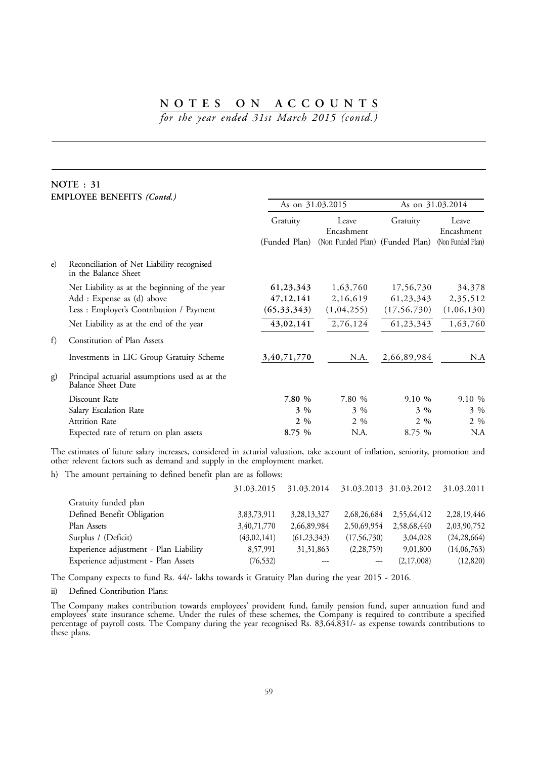# NOTES ON ACCOUNTS

*for the year ended 31st March 2015 (contd.)*

## NOTE : 31

**EMPLOYEE BENEFITS** *(Contd.)*

| | | As on 31.03.2015 | | As on 31.03.2014 | |
|---|---|---|---|---|---|
| | | Gratuity (Funded Plan) | Leave Encashment (Non Funded Plan) | Gratuity (Funded Plan) | Leave Encashment (Non Funded Plan) |
| e) | Reconciliation of Net Liability recognised in the Balance Sheet | | | | |
| | Net Liability as at the beginning of the year | **61,23,343** | 1,63,760 | 17,56,730 | 34,378 |
| | Add : Expense as (d) above | **47,12,141** | 2,16,619 | 61,23,343 | 2,35,512 |
| | Less : Employer's Contribution / Payment | **(65,33,343)** | (1,04,255) | (17,56,730) | (1,06,130) |
| | Net Liability as at the end of the year | **43,02,141** | 2,76,124 | 61,23,343 | 1,63,760 |
| f) | Constitution of Plan Assets | | | | |
| | Investments in LIC Group Gratuity Scheme | **3,40,71,770** | N.A. | 2,66,89,984 | N.A |
| g) | Principal actuarial assumptions used as at the Balance Sheet Date | | | | |
| | Discount Rate | **7.80 %** | 7.80 % | 9.10 % | 9.10 % |
| | Salary Escalation Rate | **3 %** | 3 % | 3 % | 3 % |
| | Attrition Rate | **2 %** | 2 % | 2 % | 2 % |
| | Expected rate of return on plan assets | **8.75 %** | N.A. | 8.75 % | N.A |

The estimates of future salary increases, considered in acturial valuation, take account of inflation, seniority, promotion and other relevent factors such as demand and supply in the employment market.

h) The amount pertaining to defined benefit plan are as follows:

| | 31.03.2015 | 31.03.2014 | 31.03.2013 | 31.03.2012 | 31.03.2011 |
|---|---|---|---|---|---|
| Gratuity funded plan | | | | | |
| Defined Benefit Obligation | 3,83,73,911 | 3,28,13,327 | 2,68,26,684 | 2,55,64,412 | 2,28,19,446 |
| Plan Assets | 3,40,71,770 | 2,66,89,984 | 2,50,69,954 | 2,58,68,440 | 2,03,90,752 |
| Surplus / (Deficit) | (43,02,141) | (61,23,343) | (17,56,730) | 3,04,028 | (24,28,664) |
| Experience adjustment - Plan Liability | 8,57,991 | 31,31,863 | (2,28,759) | 9,01,800 | (14,06,763) |
| Experience adjustment - Plan Assets | (76,532) | --- | --- | (2,17,008) | (12,820) |

The Company expects to fund Rs. 44/- lakhs towards it Gratuity Plan during the year 2015 - 2016.

ii) Defined Contribution Plans:

The Company makes contribution towards employees' provident fund, family pension fund, super annuation fund and employees' state insurance scheme. Under the rules of these schemes, the Company is required to contribute a specified percentage of payroll costs. The Company during the year recognised Rs. 83,64,831/- as expense towards contributions to these plans.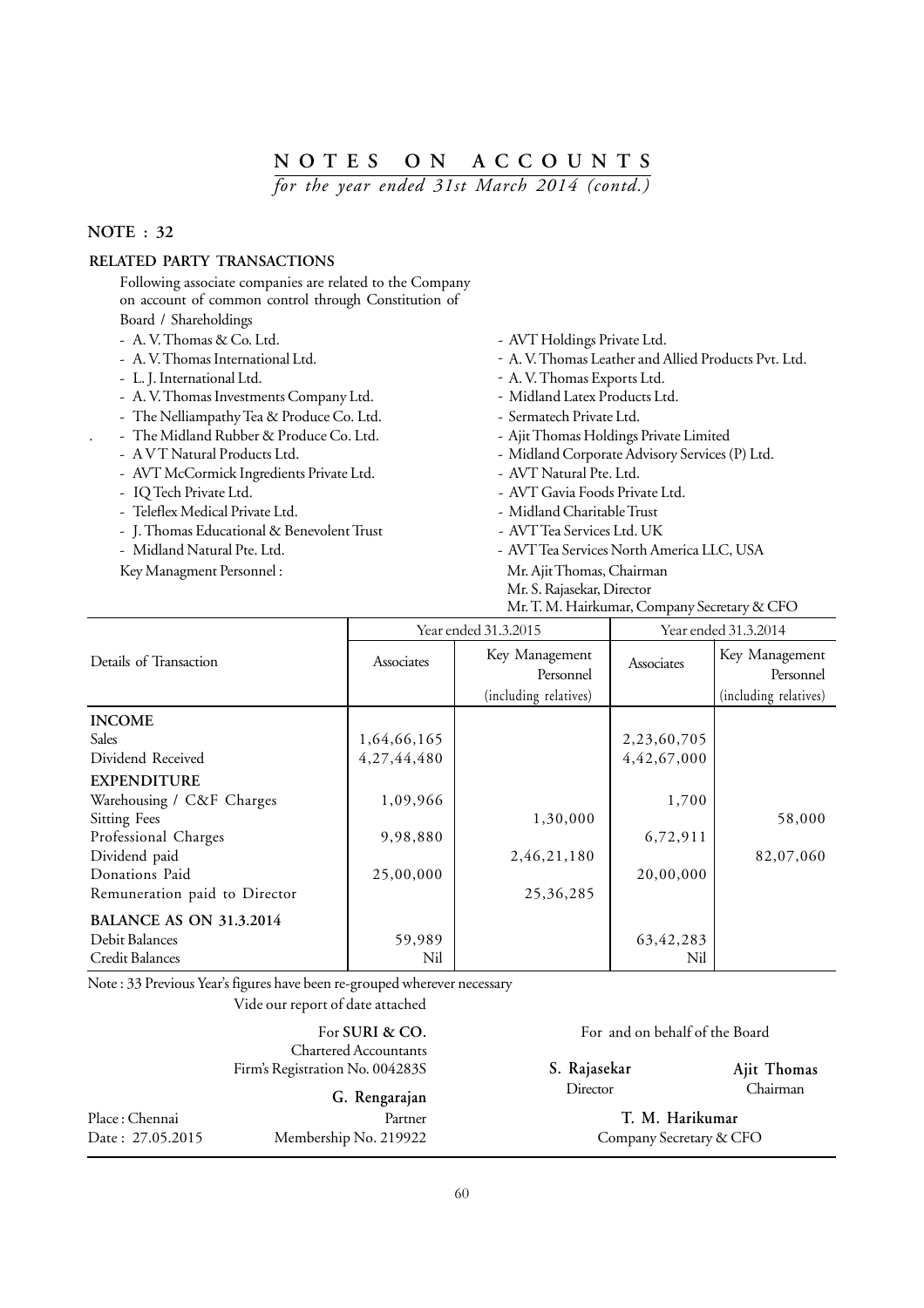# NOTES ON ACCOUNTS

*for the year ended 31st March 2014 (contd.)*

## NOTE : 32

### RELATED PARTY TRANSACTIONS

Following associate companies are related to the Company on account of common control through Constitution of Board / Shareholdings

- A. V. Thomas & Co. Ltd.
- A. V. Thomas International Ltd.
- L. J. International Ltd.
- A. V. Thomas Investments Company Ltd.
- The Nelliampathy Tea & Produce Co. Ltd.
- The Midland Rubber & Produce Co. Ltd.
- A V T Natural Products Ltd.
- AVT McCormick Ingredients Private Ltd.
- IQ Tech Private Ltd.
- Teleflex Medical Private Ltd.
- J. Thomas Educational & Benevolent Trust
- Midland Natural Pte. Ltd.
- AVT Holdings Private Ltd.
- A. V. Thomas Leather and Allied Products Pvt. Ltd.
- A. V. Thomas Exports Ltd.
- Midland Latex Products Ltd.
- Sermatech Private Ltd.
- Ajit Thomas Holdings Private Limited
- Midland Corporate Advisory Services (P) Ltd.
- AVT Natural Pte. Ltd.
- AVT Gavia Foods Private Ltd.
- Midland Charitable Trust
- AVT Tea Services Ltd. UK
- AVT Tea Services North America LLC, USA

Key Managment Personnel :
Mr. Ajit Thomas, Chairman
Mr. S. Rajasekar, Director
Mr. T. M. Hairkumar, Company Secretary & CFO

| Details of Transaction | Year ended 31.3.2015 | | Year ended 31.3.2014 | |
|---|---|---|---|---|
| | Associates | Key Management Personnel (including relatives) | Associates | Key Management Personnel (including relatives) |
| **INCOME** | | | | |
| Sales | 1,64,66,165 | | 2,23,60,705 | |
| Dividend Received | 4,27,44,480 | | 4,42,67,000 | |
| **EXPENDITURE** | | | | |
| Warehousing / C&F Charges | 1,09,966 | | 1,700 | |
| Sitting Fees | | 1,30,000 | | 58,000 |
| Professional Charges | 9,98,880 | | 6,72,911 | |
| Dividend paid | | 2,46,21,180 | | 82,07,060 |
| Donations Paid | 25,00,000 | | 20,00,000 | |
| Remuneration paid to Director | | 25,36,285 | | |
| **BALANCE AS ON 31.3.2014** | | | | |
| Debit Balances | 59,989 | | 63,42,283 | |
| Credit Balances | Nil | | Nil | |

Note : 33 Previous Year's figures have been re-grouped wherever necessary

Vide our report of date attached

For **SURI & CO.**
Chartered Accountants
Firm's Registration No. 004283S

**G. Rengarajan**
Partner
Membership No. 219922

Place : Chennai
Date : 27.05.2015

For and on behalf of the Board

**S. Rajasekar**
Director

**Ajit Thomas**
Chairman

**T. M. Harikumar**
Company Secretary & CFO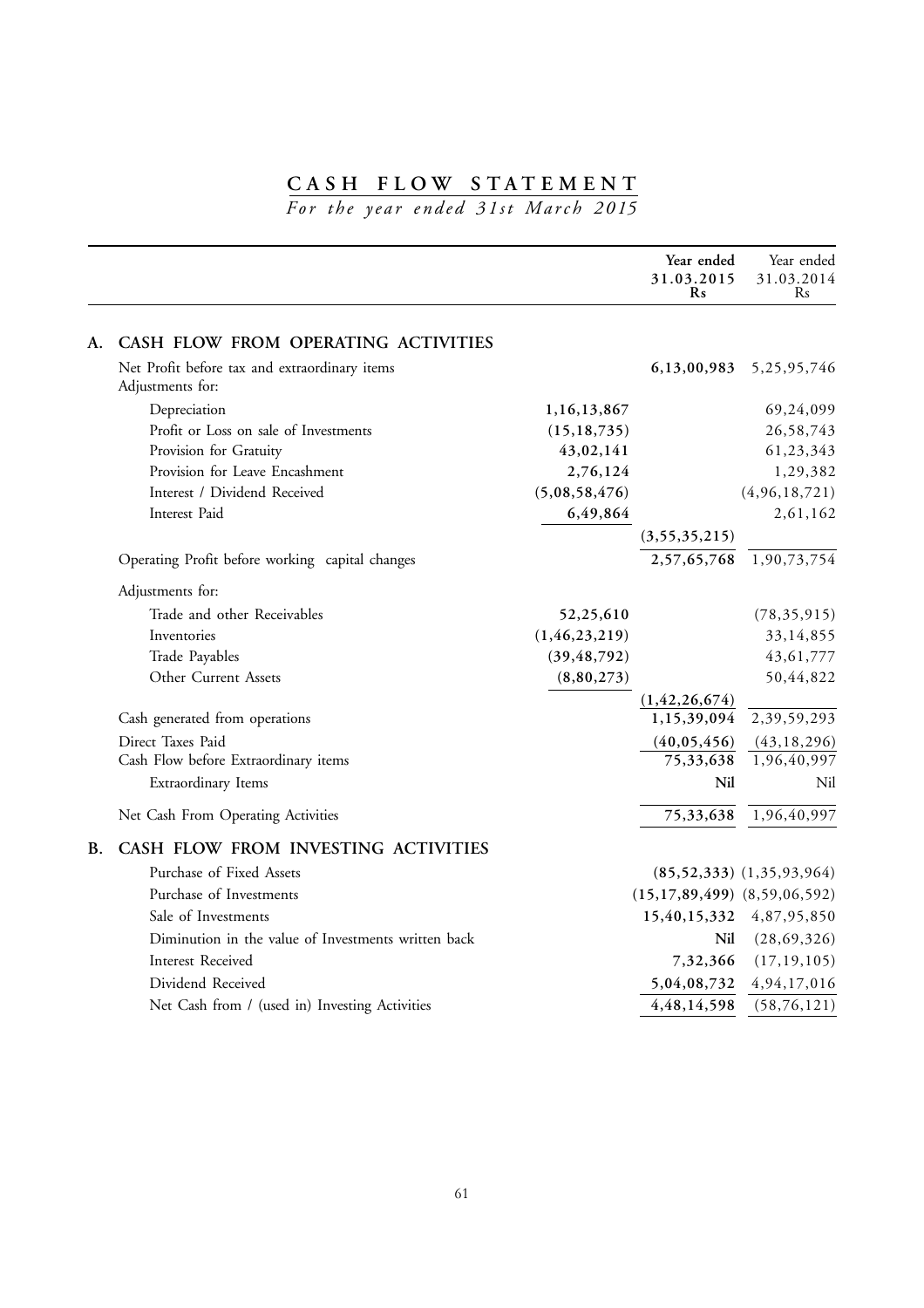# CASH FLOW STATEMENT

*For the year ended 31st March 2015*

| | | | Year ended 31.03.2015 Rs | Year ended 31.03.2014 Rs |
|---|---|---|---|---|
| **A.** | **CASH FLOW FROM OPERATING ACTIVITIES** | | | |
| | Net Profit before tax and extraordinary items | | **6,13,00,983** | 5,25,95,746 |
| | Adjustments for: | | | |
| | Depreciation | **1,16,13,867** | | 69,24,099 |
| | Profit or Loss on sale of Investments | **(15,18,735)** | | 26,58,743 |
| | Provision for Gratuity | **43,02,141** | | 61,23,343 |
| | Provision for Leave Encashment | **2,76,124** | | 1,29,382 |
| | Interest / Dividend Received | **(5,08,58,476)** | | (4,96,18,721) |
| | Interest Paid | **6,49,864** | | 2,61,162 |
| | | | **(3,55,35,215)** | |
| | Operating Profit before working capital changes | | **2,57,65,768** | 1,90,73,754 |
| | Adjustments for: | | | |
| | Trade and other Receivables | **52,25,610** | | (78,35,915) |
| | Inventories | **(1,46,23,219)** | | 33,14,855 |
| | Trade Payables | **(39,48,792)** | | 43,61,777 |
| | Other Current Assets | **(8,80,273)** | | 50,44,822 |
| | | | **(1,42,26,674)** | |
| | Cash generated from operations | | **1,15,39,094** | 2,39,59,293 |
| | Direct Taxes Paid | | **(40,05,456)** | (43,18,296) |
| | Cash Flow before Extraordinary items | | **75,33,638** | 1,96,40,997 |
| | Extraordinary Items | | **Nil** | Nil |
| | Net Cash From Operating Activities | | **75,33,638** | 1,96,40,997 |
| **B.** | **CASH FLOW FROM INVESTING ACTIVITIES** | | | |
| | Purchase of Fixed Assets | | **(85,52,333)** | (1,35,93,964) |
| | Purchase of Investments | | **(15,17,89,499)** | (8,59,06,592) |
| | Sale of Investments | | **15,40,15,332** | 4,87,95,850 |
| | Diminution in the value of Investments written back | | **Nil** | (28,69,326) |
| | Interest Received | | **7,32,366** | (17,19,105) |
| | Dividend Received | | **5,04,08,732** | 4,94,17,016 |
| | Net Cash from / (used in) Investing Activities | | **4,48,14,598** | (58,76,121) |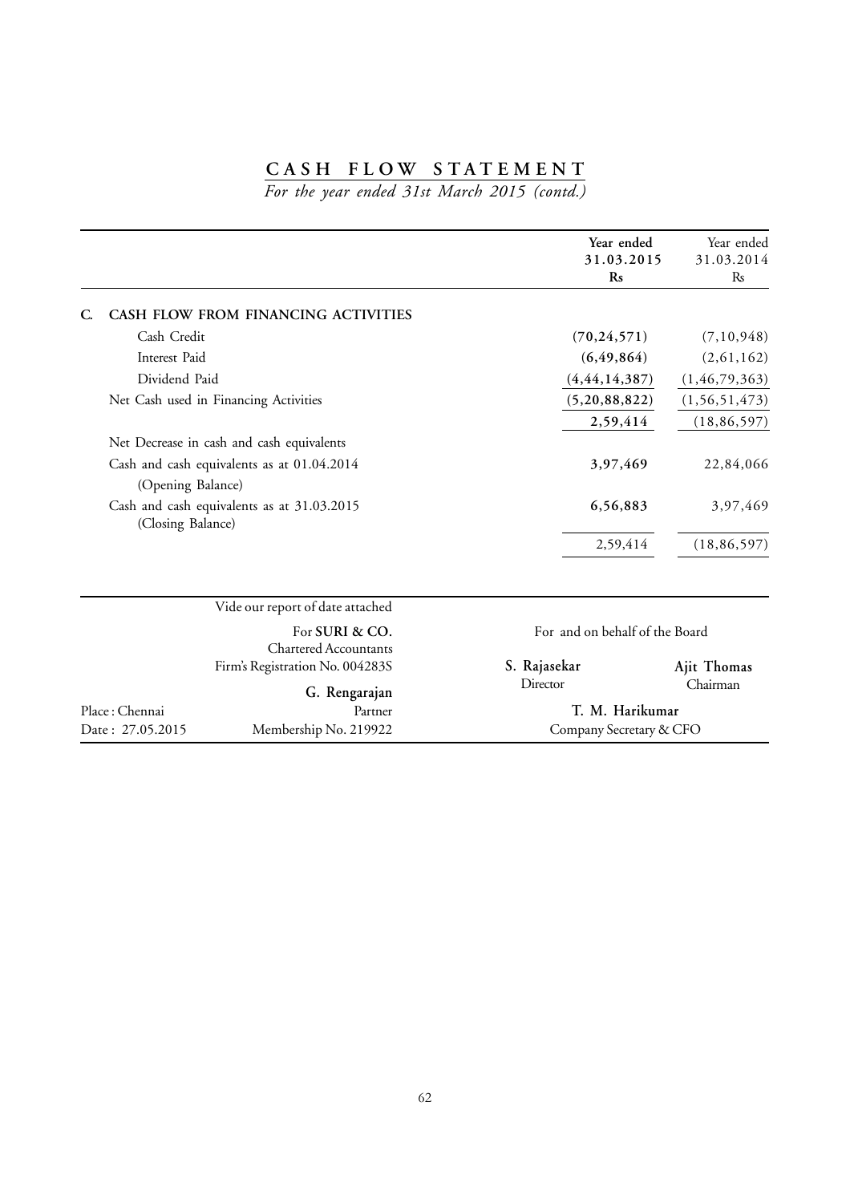# CASH FLOW STATEMENT

*For the year ended 31st March 2015 (contd.)*

| | Year ended 31.03.2015 Rs | Year ended 31.03.2014 Rs |
|---|---|---|
| **C. CASH FLOW FROM FINANCING ACTIVITIES** | | |
| Cash Credit | **(70,24,571)** | (7,10,948) |
| Interest Paid | **(6,49,864)** | (2,61,162) |
| Dividend Paid | **(4,44,14,387)** | (1,46,79,363) |
| Net Cash used in Financing Activities | **(5,20,88,822)** | (1,56,51,473) |
| | **2,59,414** | (18,86,597) |
| Net Decrease in cash and cash equivalents | | |
| Cash and cash equivalents as at 01.04.2014 (Opening Balance) | **3,97,469** | 22,84,066 |
| Cash and cash equivalents as at 31.03.2015 (Closing Balance) | **6,56,883** | 3,97,469 |
| | 2,59,414 | (18,86,597) |

Vide our report of date attached

For **SURI & CO.**
Chartered Accountants
Firm's Registration No. 004283S

**G. Rengarajan**
Partner
Membership No. 219922

Place : Chennai
Date : 27.05.2015

For and on behalf of the Board

**S. Rajasekar**
Director

**Ajit Thomas**
Chairman

**T. M. Harikumar**
Company Secretary & CFO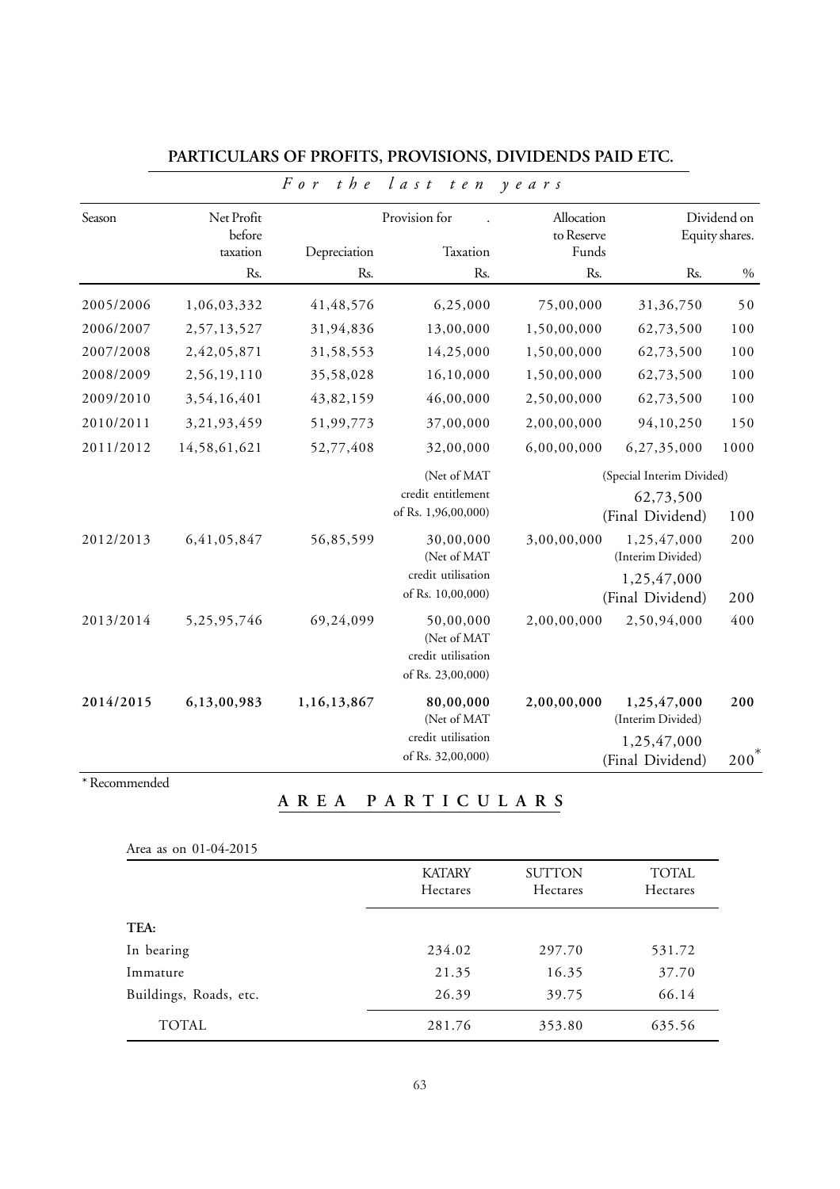## PARTICULARS OF PROFITS, PROVISIONS, DIVIDENDS PAID ETC.

*For the last ten years*

| Season | Net Profit before taxation | Provision for Depreciation | Provision for Taxation | Allocation to Reserve Funds | Dividend on Equity shares. | |
|---|---|---|---|---|---|---|
| | Rs. | Rs. | Rs. | Rs. | Rs. | % |
| 2005/2006 | 1,06,03,332 | 41,48,576 | 6,25,000 | 75,00,000 | 31,36,750 | 50 |
| 2006/2007 | 2,57,13,527 | 31,94,836 | 13,00,000 | 1,50,00,000 | 62,73,500 | 100 |
| 2007/2008 | 2,42,05,871 | 31,58,553 | 14,25,000 | 1,50,00,000 | 62,73,500 | 100 |
| 2008/2009 | 2,56,19,110 | 35,58,028 | 16,10,000 | 1,50,00,000 | 62,73,500 | 100 |
| 2009/2010 | 3,54,16,401 | 43,82,159 | 46,00,000 | 2,50,00,000 | 62,73,500 | 100 |
| 2010/2011 | 3,21,93,459 | 51,99,773 | 37,00,000 | 2,00,00,000 | 94,10,250 | 150 |
| 2011/2012 | 14,58,61,621 | 52,77,408 | 32,00,000 (Net of MAT credit entitlement of Rs. 1,96,00,000) | 6,00,00,000 | 6,27,35,000 (Special Interim Divided) 62,73,500 (Final Dividend) | 1000 100 |
| 2012/2013 | 6,41,05,847 | 56,85,599 | 30,00,000 (Net of MAT credit utilisation of Rs. 10,00,000) | 3,00,00,000 | 1,25,47,000 (Interim Divided) 1,25,47,000 (Final Dividend) | 200 200 |
| 2013/2014 | 5,25,95,746 | 69,24,099 | 50,00,000 (Net of MAT credit utilisation of Rs. 23,00,000) | 2,00,00,000 | 2,50,94,000 | 400 |
| **2014/2015** | **6,13,00,983** | **1,16,13,867** | **80,00,000** (Net of MAT credit utilisation of Rs. 32,00,000) | **2,00,00,000** | **1,25,47,000** (Interim Divided) 1,25,47,000 (Final Dividend) | **200** 200* |

* Recommended

## AREA PARTICULARS

Area as on 01-04-2015

| | KATARY Hectares | SUTTON Hectares | TOTAL Hectares |
|---|---|---|---|
| **TEA:** | | | |
| In bearing | 234.02 | 297.70 | 531.72 |
| Immature | 21.35 | 16.35 | 37.70 |
| Buildings, Roads, etc. | 26.39 | 39.75 | 66.14 |
| TOTAL | 281.76 | 353.80 | 635.56 |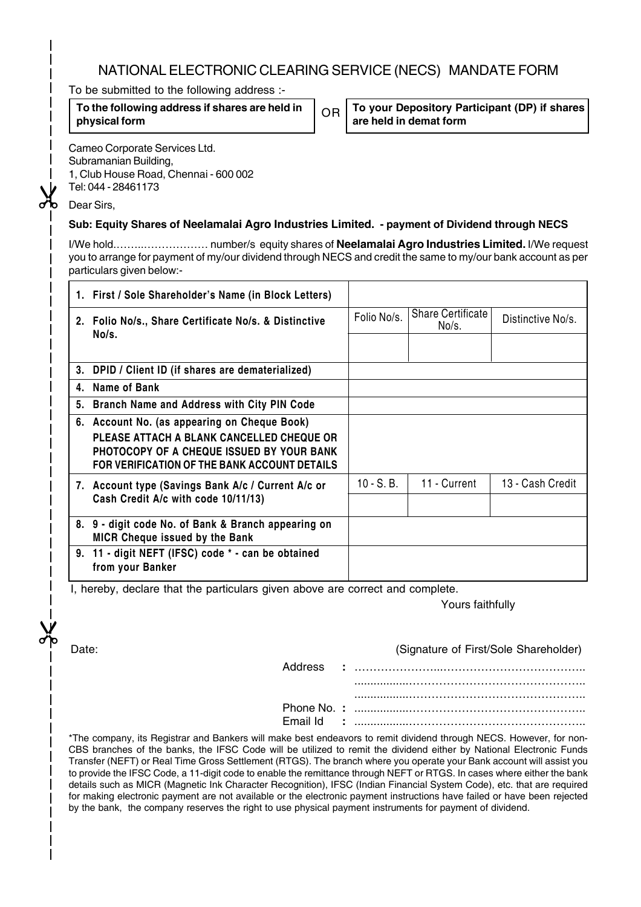# NATIONAL ELECTRONIC CLEARING SERVICE (NECS) MANDATE FORM

To be submitted to the following address :-

| To the following address if shares are held in physical form | OR | To your Depository Participant (DP) if shares are held in demat form |
|---|---|---|

Cameo Corporate Services Ltd.
Subramanian Building,
1, Club House Road, Chennai - 600 002
Tel: 044 - 28461173

Dear Sirs,

**Sub: Equity Shares of Neelamalai Agro Industries Limited. - payment of Dividend through NECS**

I/We hold……..……………… number/s equity shares of **Neelamalai Agro Industries Limited.** I/We request you to arrange for payment of my/our dividend through NECS and credit the same to my/our bank account as per particulars given below:-

| | | | |
|---|---|---|---|
| 1. First / Sole Shareholder's Name (in Block Letters) | | | |
| 2. Folio No/s., Share Certificate No/s. & Distinctive No/s. | Folio No/s. | Share Certificate No/s. | Distinctive No/s. |
| | | | |
| 3. DPID / Client ID (if shares are dematerialized) | | | |
| 4. Name of Bank | | | |
| 5. Branch Name and Address with City PIN Code | | | |
| 6. Account No. (as appearing on Cheque Book) PLEASE ATTACH A BLANK CANCELLED CHEQUE OR PHOTOCOPY OF A CHEQUE ISSUED BY YOUR BANK FOR VERIFICATION OF THE BANK ACCOUNT DETAILS | | | |
| 7. Account type (Savings Bank A/c / Current A/c or Cash Credit A/c with code 10/11/13) | 10 - S. B. | 11 - Current | 13 - Cash Credit |
| | | | |
| 8. 9 - digit code No. of Bank & Branch appearing on MICR Cheque issued by the Bank | | | |
| 9. 11 - digit NEFT (IFSC) code * - can be obtained from your Banker | | | |

I, hereby, declare that the particulars given above are correct and complete.

Yours faithfully

Date: (Signature of First/Sole Shareholder)

Address : ……………………..……………………………………..
……………………………………………………………..
……………………………………………………………..

Phone No. : ……………………………………………………………..

Email Id : ……………………………………………………………..

*The company, its Registrar and Bankers will make best endeavors to remit dividend through NECS. However, for non-CBS branches of the banks, the IFSC Code will be utilized to remit the dividend either by National Electronic Funds Transfer (NEFT) or Real Time Gross Settlement (RTGS). The branch where you operate your Bank account will assist you to provide the IFSC Code, a 11-digit code to enable the remittance through NEFT or RTGS. In cases where either the bank details such as MICR (Magnetic Ink Character Recognition), IFSC (Indian Financial System Code), etc. that are required for making electronic payment are not available or the electronic payment instructions have failed or have been rejected by the bank, the company reserves the right to use physical payment instruments for payment of dividend.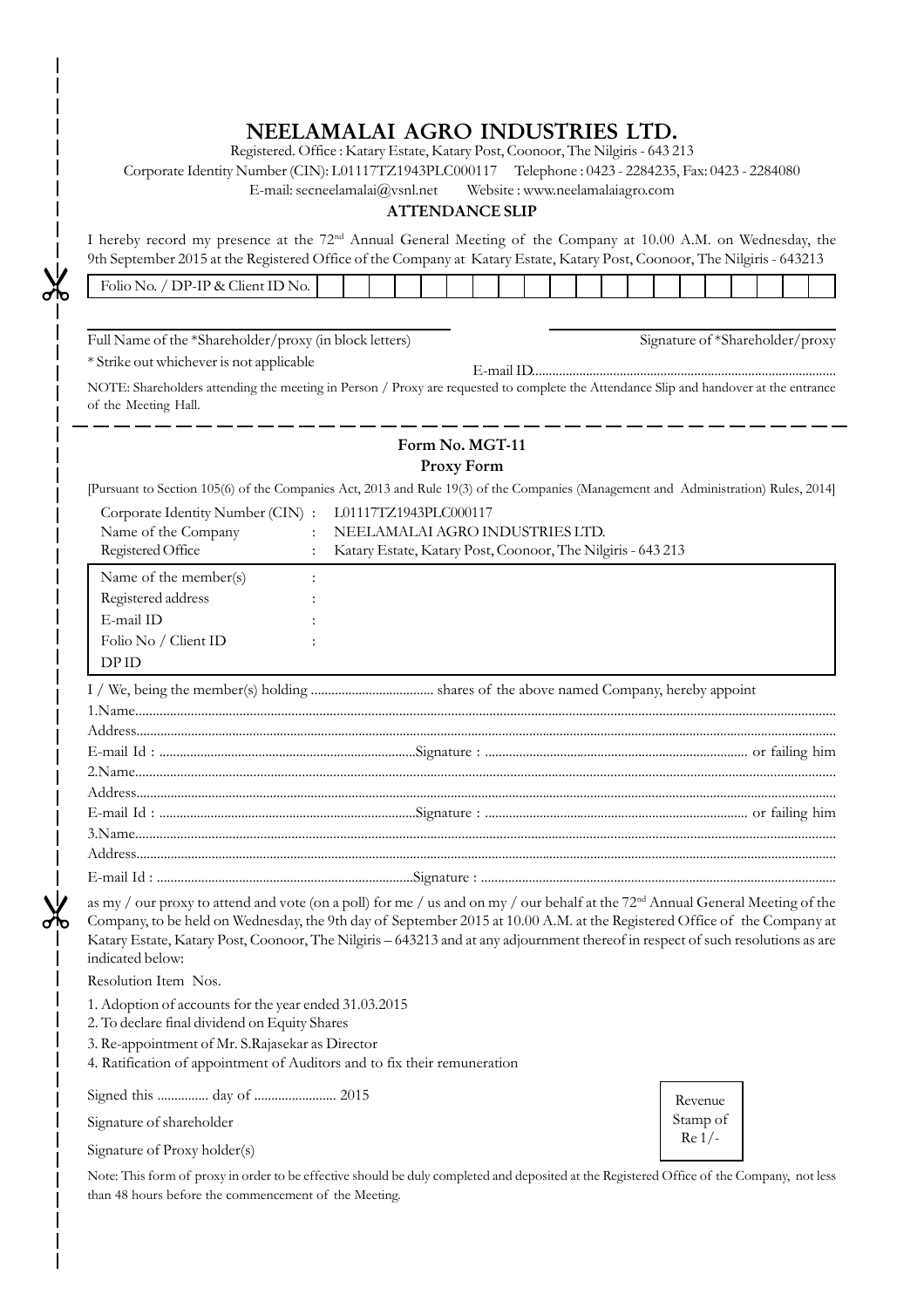# NEELAMALAI AGRO INDUSTRIES LTD.

Registered. Office : Katary Estate, Katary Post, Coonoor, The Nilgiris - 643 213

Corporate Identity Number (CIN): L01117TZ1943PLC000117 Telephone : 0423 - 2284235, Fax: 0423 - 2284080

E-mail: secneelamalai@vsnl.net Website : www.neelamalaiagro.com

## ATTENDANCE SLIP

I hereby record my presence at the 72nd Annual General Meeting of the Company at 10.00 A.M. on Wednesday, the 9th September 2015 at the Registered Office of the Company at Katary Estate, Katary Post, Coonoor, The Nilgiris - 643213

| Folio No. / DP-IP & Client ID No. | | | | | | | | | | | | | | | | | | | | |
|---|---|---|---|---|---|---|---|---|---|---|---|---|---|---|---|---|---|---|---|---|

Full Name of the *Shareholder/proxy (in block letters) Signature of *Shareholder/proxy

* Strike out whichever is not applicable

E-mail ID.........................................................................................

NOTE: Shareholders attending the meeting in Person / Proxy are requested to complete the Attendance Slip and handover at the entrance of the Meeting Hall.

---

## Form No. MGT-11

### Proxy Form

[Pursuant to Section 105(6) of the Companies Act, 2013 and Rule 19(3) of the Companies (Management and Administration) Rules, 2014]

Corporate Identity Number (CIN) : L01117TZ1943PLC000117

Name of the Company : NEELAMALAI AGRO INDUSTRIES LTD.

Registered Office : Katary Estate, Katary Post, Coonoor, The Nilgiris - 643 213

| | |
|---|---|
| Name of the member(s) | : |
| Registered address | : |
| E-mail ID | : |
| Folio No / Client ID | : |
| DP ID | |

I / We, being the member(s) holding .................................. shares of the above named Company, hereby appoint

1.Name.................................................................................................................................................................................................

Address.................................................................................................................................................................................................

E-mail Id : ..........................................................................Signature : ............................................................................ or failing him

2.Name.................................................................................................................................................................................................

Address.................................................................................................................................................................................................

E-mail Id : ..........................................................................Signature : ............................................................................ or failing him

3.Name.................................................................................................................................................................................................

Address.................................................................................................................................................................................................

E-mail Id : ..........................................................................Signature : .......................................................................................................

as my / our proxy to attend and vote (on a poll) for me / us and on my / our behalf at the 72nd Annual General Meeting of the Company, to be held on Wednesday, the 9th day of September 2015 at 10.00 A.M. at the Registered Office of the Company at Katary Estate, Katary Post, Coonoor, The Nilgiris – 643213 and at any adjournment thereof in respect of such resolutions as are indicated below:

Resolution Item Nos.

1. Adoption of accounts for the year ended 31.03.2015
2. To declare final dividend on Equity Shares
3. Re-appointment of Mr. S.Rajasekar as Director
4. Ratification of appointment of Auditors and to fix their remuneration

Signed this ............... day of ........................ 2015

Signature of shareholder

Signature of Proxy holder(s)

Revenue Stamp of Re 1/-

Note: This form of proxy in order to be effective should be duly completed and deposited at the Registered Office of the Company, not less than 48 hours before the commencement of the Meeting.